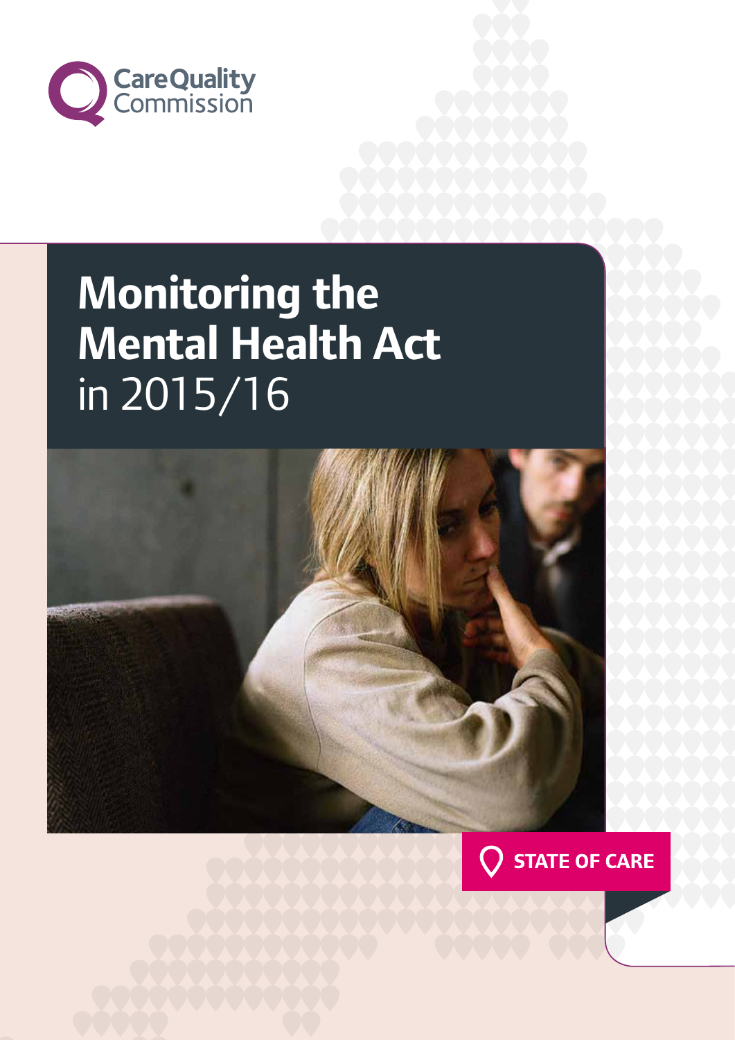CareQuality Commission

# Monitoring the Mental Health Act in 2015/16

STATE OF CARE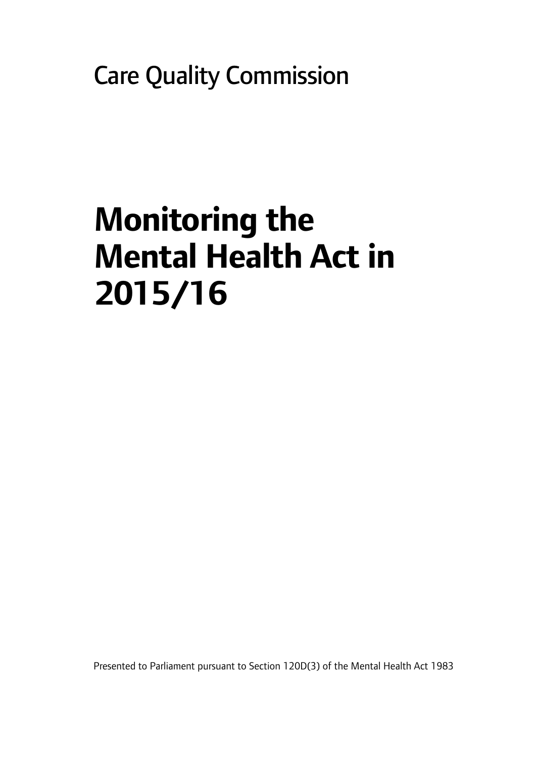Care Quality Commission

# Monitoring the Mental Health Act in 2015/16

Presented to Parliament pursuant to Section 120D(3) of the Mental Health Act 1983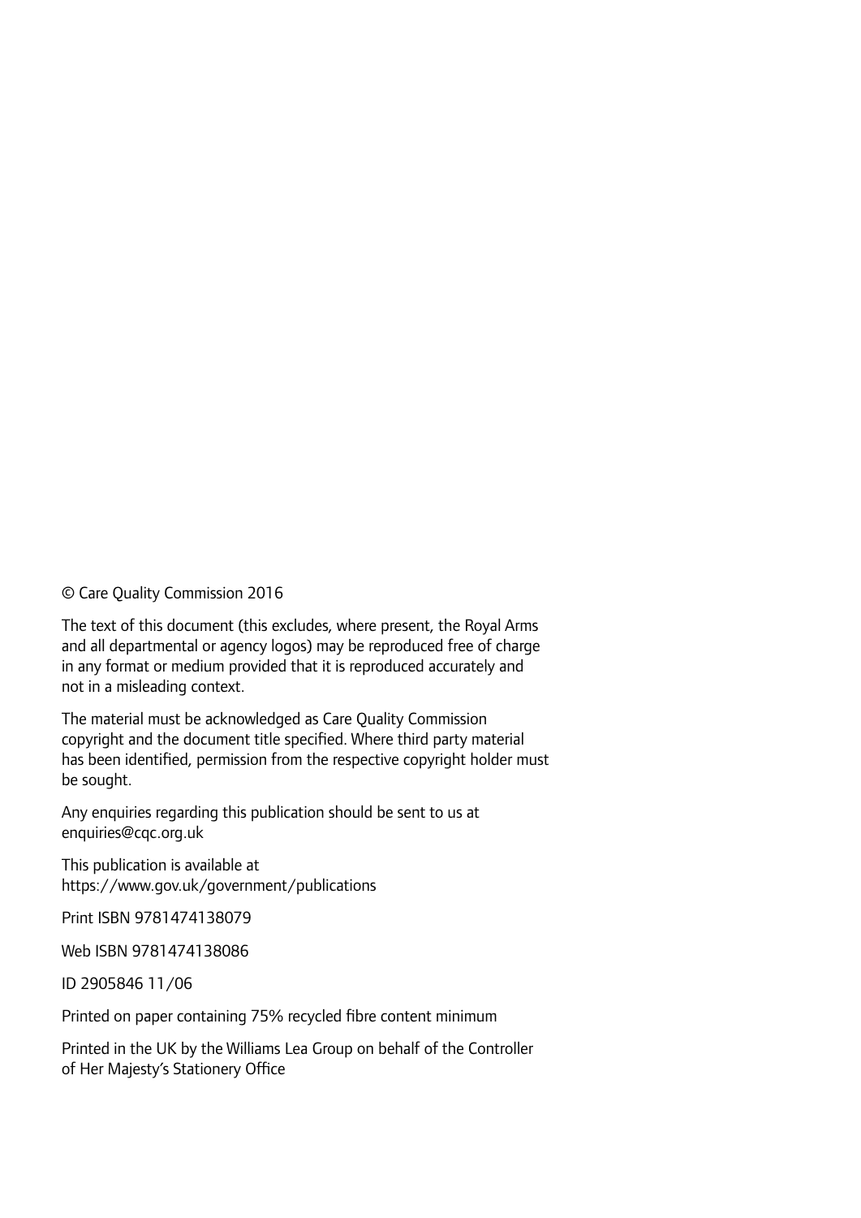© Care Quality Commission 2016

The text of this document (this excludes, where present, the Royal Arms and all departmental or agency logos) may be reproduced free of charge in any format or medium provided that it is reproduced accurately and not in a misleading context.

The material must be acknowledged as Care Quality Commission copyright and the document title specified. Where third party material has been identified, permission from the respective copyright holder must be sought.

Any enquiries regarding this publication should be sent to us at enquiries@cqc.org.uk

This publication is available at https://www.gov.uk/government/publications

Print ISBN 9781474138079

Web ISBN 9781474138086

ID 2905846 11/06

Printed on paper containing 75% recycled fibre content minimum

Printed in the UK by the Williams Lea Group on behalf of the Controller of Her Majesty's Stationery Office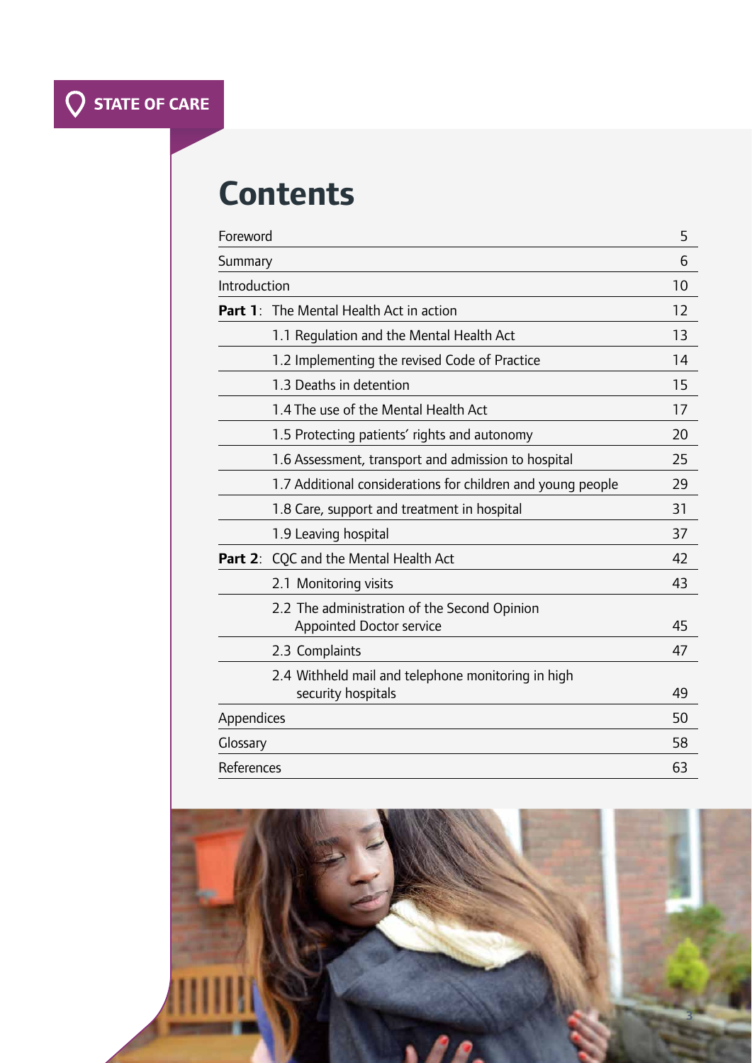# Contents

| | |
|---|---|
| Foreword | 5 |
| Summary | 6 |
| Introduction | 10 |
| **Part 1**: The Mental Health Act in action | 12 |
| 1.1 Regulation and the Mental Health Act | 13 |
| 1.2 Implementing the revised Code of Practice | 14 |
| 1.3 Deaths in detention | 15 |
| 1.4 The use of the Mental Health Act | 17 |
| 1.5 Protecting patients' rights and autonomy | 20 |
| 1.6 Assessment, transport and admission to hospital | 25 |
| 1.7 Additional considerations for children and young people | 29 |
| 1.8 Care, support and treatment in hospital | 31 |
| 1.9 Leaving hospital | 37 |
| **Part 2**: CQC and the Mental Health Act | 42 |
| 2.1 Monitoring visits | 43 |
| 2.2 The administration of the Second Opinion Appointed Doctor service | 45 |
| 2.3 Complaints | 47 |
| 2.4 Withheld mail and telephone monitoring in high security hospitals | 49 |
| Appendices | 50 |
| Glossary | 58 |
| References | 63 |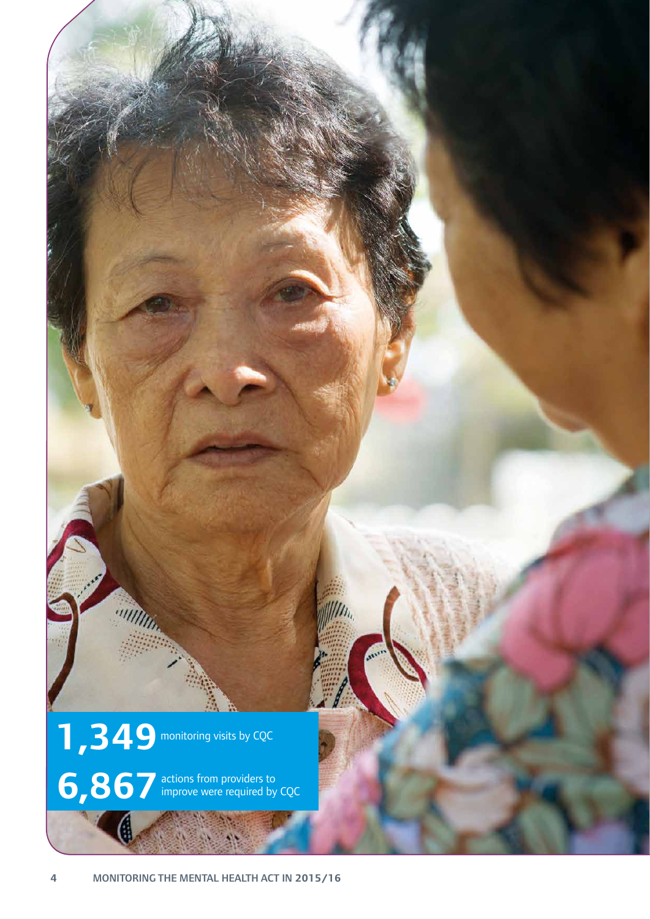**1,349** monitoring visits by CQC

**6,867** actions from providers to improve were required by CQC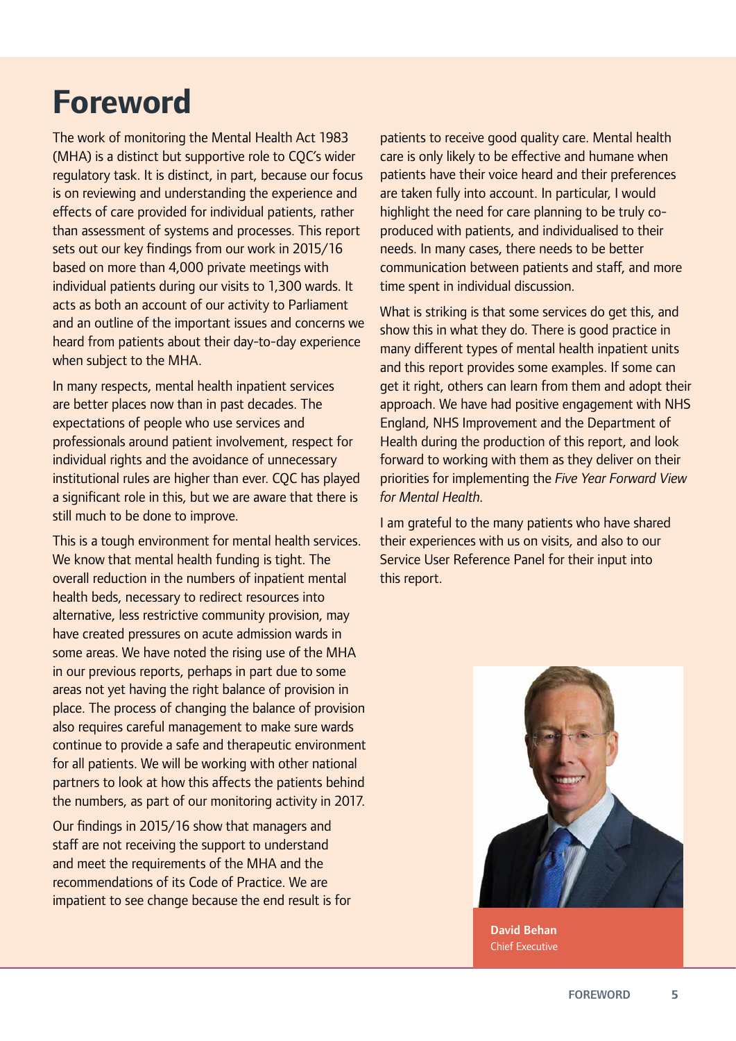# Foreword

The work of monitoring the Mental Health Act 1983 (MHA) is a distinct but supportive role to CQC's wider regulatory task. It is distinct, in part, because our focus is on reviewing and understanding the experience and effects of care provided for individual patients, rather than assessment of systems and processes. This report sets out our key findings from our work in 2015/16 based on more than 4,000 private meetings with individual patients during our visits to 1,300 wards. It acts as both an account of our activity to Parliament and an outline of the important issues and concerns we heard from patients about their day-to-day experience when subject to the MHA.

In many respects, mental health inpatient services are better places now than in past decades. The expectations of people who use services and professionals around patient involvement, respect for individual rights and the avoidance of unnecessary institutional rules are higher than ever. CQC has played a significant role in this, but we are aware that there is still much to be done to improve.

This is a tough environment for mental health services. We know that mental health funding is tight. The overall reduction in the numbers of inpatient mental health beds, necessary to redirect resources into alternative, less restrictive community provision, may have created pressures on acute admission wards in some areas. We have noted the rising use of the MHA in our previous reports, perhaps in part due to some areas not yet having the right balance of provision in place. The process of changing the balance of provision also requires careful management to make sure wards continue to provide a safe and therapeutic environment for all patients. We will be working with other national partners to look at how this affects the patients behind the numbers, as part of our monitoring activity in 2017.

Our findings in 2015/16 show that managers and staff are not receiving the support to understand and meet the requirements of the MHA and the recommendations of its Code of Practice. We are impatient to see change because the end result is for patients to receive good quality care. Mental health care is only likely to be effective and humane when patients have their voice heard and their preferences are taken fully into account. In particular, I would highlight the need for care planning to be truly co-produced with patients, and individualised to their needs. In many cases, there needs to be better communication between patients and staff, and more time spent in individual discussion.

What is striking is that some services do get this, and show this in what they do. There is good practice in many different types of mental health inpatient units and this report provides some examples. If some can get it right, others can learn from them and adopt their approach. We have had positive engagement with NHS England, NHS Improvement and the Department of Health during the production of this report, and look forward to working with them as they deliver on their priorities for implementing the *Five Year Forward View for Mental Health*.

I am grateful to the many patients who have shared their experiences with us on visits, and also to our Service User Reference Panel for their input into this report.

**David Behan**
Chief Executive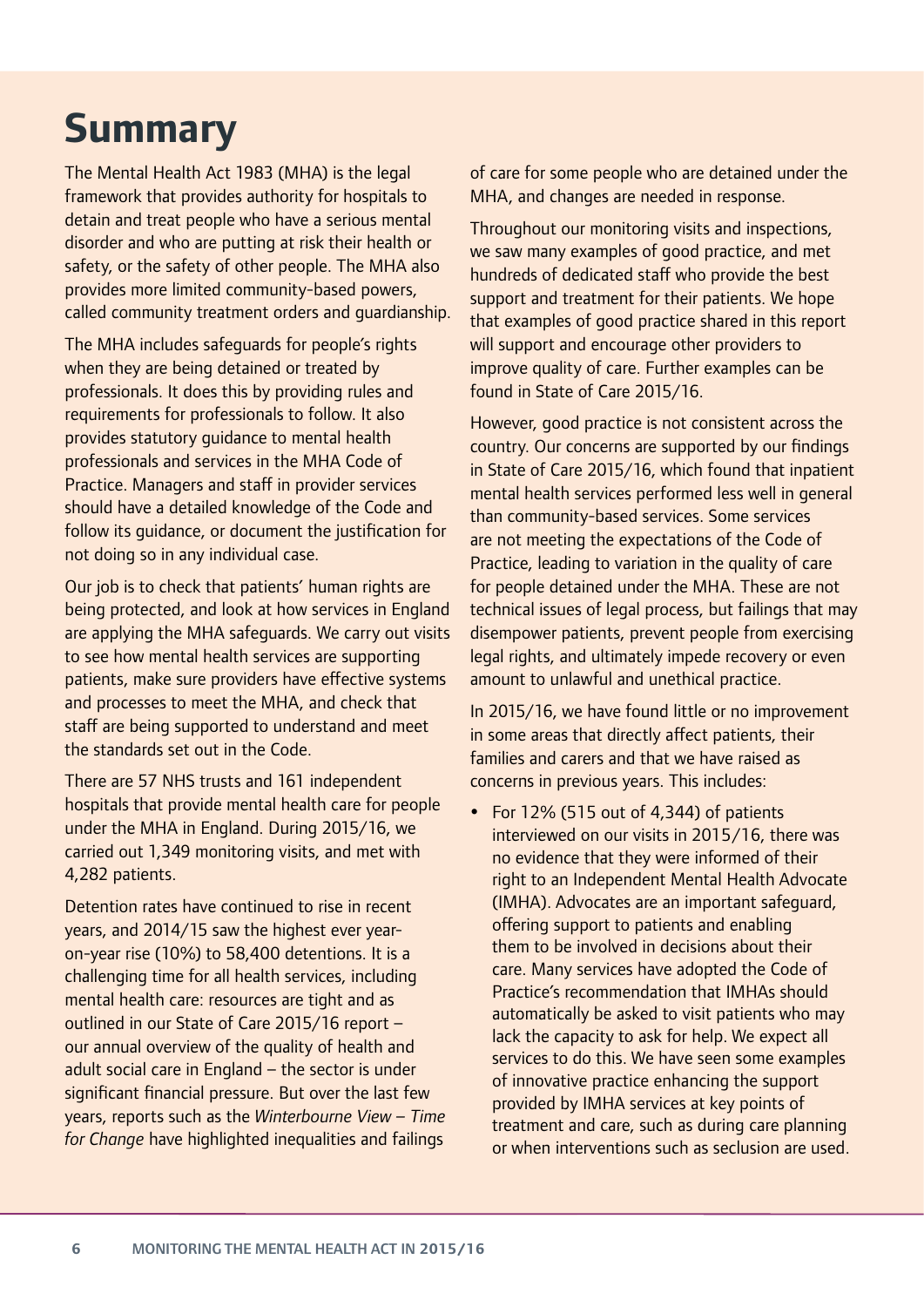# Summary

The Mental Health Act 1983 (MHA) is the legal framework that provides authority for hospitals to detain and treat people who have a serious mental disorder and who are putting at risk their health or safety, or the safety of other people. The MHA also provides more limited community-based powers, called community treatment orders and guardianship.

The MHA includes safeguards for people's rights when they are being detained or treated by professionals. It does this by providing rules and requirements for professionals to follow. It also provides statutory guidance to mental health professionals and services in the MHA Code of Practice. Managers and staff in provider services should have a detailed knowledge of the Code and follow its guidance, or document the justification for not doing so in any individual case.

Our job is to check that patients' human rights are being protected, and look at how services in England are applying the MHA safeguards. We carry out visits to see how mental health services are supporting patients, make sure providers have effective systems and processes to meet the MHA, and check that staff are being supported to understand and meet the standards set out in the Code.

There are 57 NHS trusts and 161 independent hospitals that provide mental health care for people under the MHA in England. During 2015/16, we carried out 1,349 monitoring visits, and met with 4,282 patients.

Detention rates have continued to rise in recent years, and 2014/15 saw the highest ever year-on-year rise (10%) to 58,400 detentions. It is a challenging time for all health services, including mental health care: resources are tight and as outlined in our State of Care 2015/16 report – our annual overview of the quality of health and adult social care in England – the sector is under significant financial pressure. But over the last few years, reports such as the *Winterbourne View – Time for Change* have highlighted inequalities and failings of care for some people who are detained under the MHA, and changes are needed in response.

Throughout our monitoring visits and inspections, we saw many examples of good practice, and met hundreds of dedicated staff who provide the best support and treatment for their patients. We hope that examples of good practice shared in this report will support and encourage other providers to improve quality of care. Further examples can be found in State of Care 2015/16.

However, good practice is not consistent across the country. Our concerns are supported by our findings in State of Care 2015/16, which found that inpatient mental health services performed less well in general than community-based services. Some services are not meeting the expectations of the Code of Practice, leading to variation in the quality of care for people detained under the MHA. These are not technical issues of legal process, but failings that may disempower patients, prevent people from exercising legal rights, and ultimately impede recovery or even amount to unlawful and unethical practice.

In 2015/16, we have found little or no improvement in some areas that directly affect patients, their families and carers and that we have raised as concerns in previous years. This includes:

- For 12% (515 out of 4,344) of patients interviewed on our visits in 2015/16, there was no evidence that they were informed of their right to an Independent Mental Health Advocate (IMHA). Advocates are an important safeguard, offering support to patients and enabling them to be involved in decisions about their care. Many services have adopted the Code of Practice's recommendation that IMHAs should automatically be asked to visit patients who may lack the capacity to ask for help. We expect all services to do this. We have seen some examples of innovative practice enhancing the support provided by IMHA services at key points of treatment and care, such as during care planning or when interventions such as seclusion are used.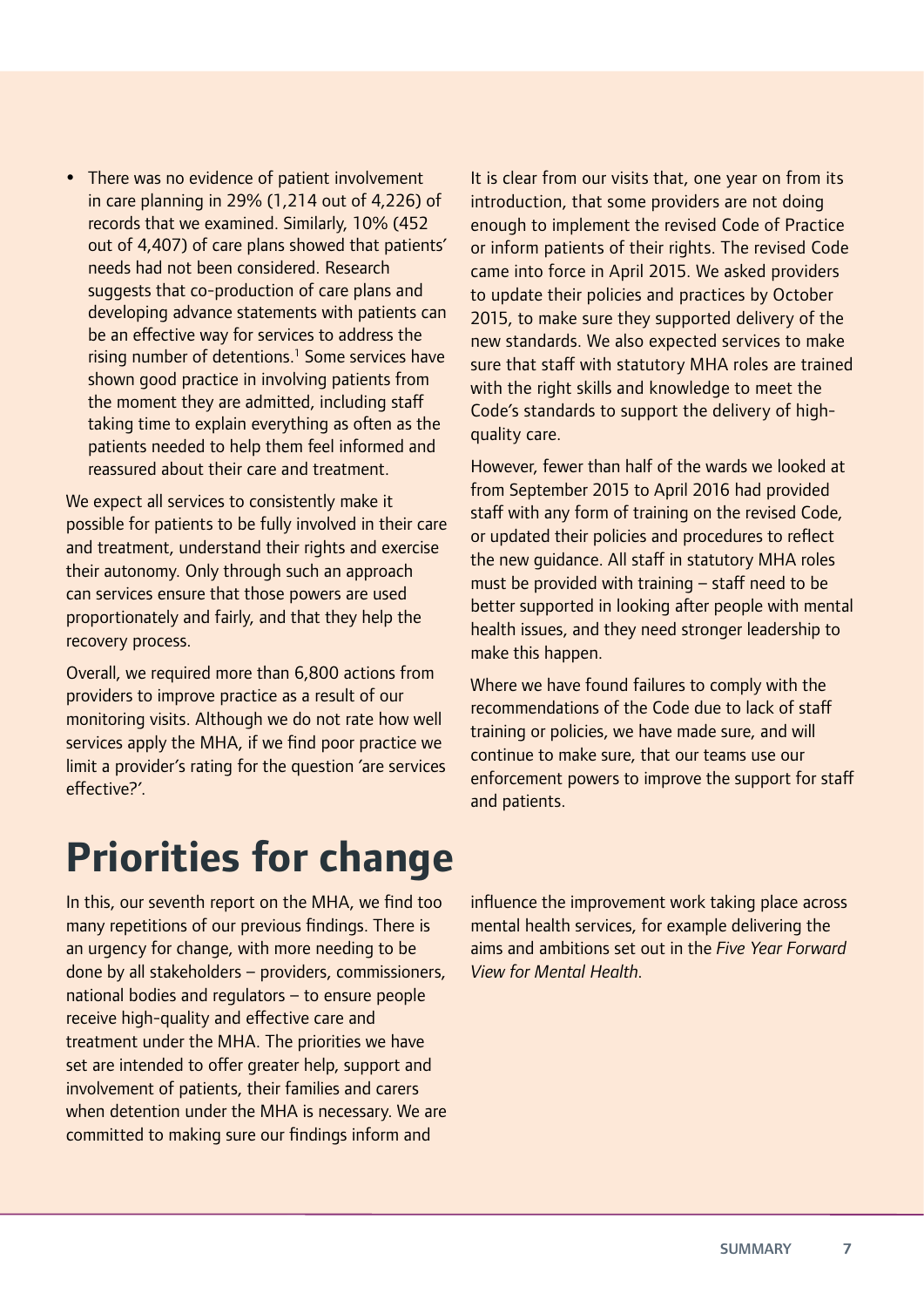- There was no evidence of patient involvement in care planning in 29% (1,214 out of 4,226) of records that we examined. Similarly, 10% (452 out of 4,407) of care plans showed that patients' needs had not been considered. Research suggests that co-production of care plans and developing advance statements with patients can be an effective way for services to address the rising number of detentions.[1] Some services have shown good practice in involving patients from the moment they are admitted, including staff taking time to explain everything as often as the patients needed to help them feel informed and reassured about their care and treatment.

We expect all services to consistently make it possible for patients to be fully involved in their care and treatment, understand their rights and exercise their autonomy. Only through such an approach can services ensure that those powers are used proportionately and fairly, and that they help the recovery process.

Overall, we required more than 6,800 actions from providers to improve practice as a result of our monitoring visits. Although we do not rate how well services apply the MHA, if we find poor practice we limit a provider's rating for the question 'are services effective?'.

It is clear from our visits that, one year on from its introduction, that some providers are not doing enough to implement the revised Code of Practice or inform patients of their rights. The revised Code came into force in April 2015. We asked providers to update their policies and practices by October 2015, to make sure they supported delivery of the new standards. We also expected services to make sure that staff with statutory MHA roles are trained with the right skills and knowledge to meet the Code's standards to support the delivery of high-quality care.

However, fewer than half of the wards we looked at from September 2015 to April 2016 had provided staff with any form of training on the revised Code, or updated their policies and procedures to reflect the new guidance. All staff in statutory MHA roles must be provided with training – staff need to be better supported in looking after people with mental health issues, and they need stronger leadership to make this happen.

Where we have found failures to comply with the recommendations of the Code due to lack of staff training or policies, we have made sure, and will continue to make sure, that our teams use our enforcement powers to improve the support for staff and patients.

# Priorities for change

In this, our seventh report on the MHA, we find too many repetitions of our previous findings. There is an urgency for change, with more needing to be done by all stakeholders – providers, commissioners, national bodies and regulators – to ensure people receive high-quality and effective care and treatment under the MHA. The priorities we have set are intended to offer greater help, support and involvement of patients, their families and carers when detention under the MHA is necessary. We are committed to making sure our findings inform and influence the improvement work taking place across mental health services, for example delivering the aims and ambitions set out in the *Five Year Forward View for Mental Health*.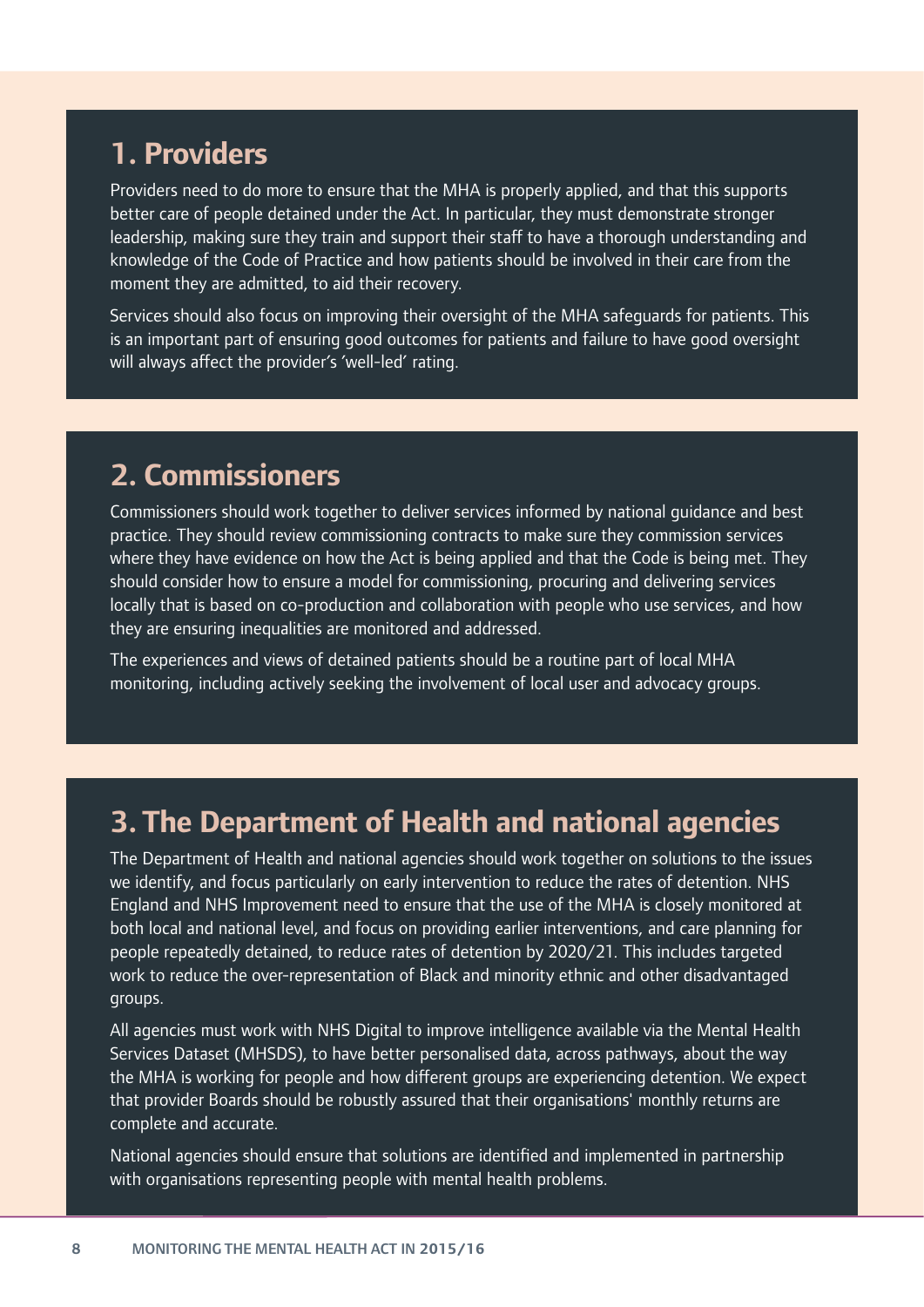## 1. Providers

Providers need to do more to ensure that the MHA is properly applied, and that this supports better care of people detained under the Act. In particular, they must demonstrate stronger leadership, making sure they train and support their staff to have a thorough understanding and knowledge of the Code of Practice and how patients should be involved in their care from the moment they are admitted, to aid their recovery.

Services should also focus on improving their oversight of the MHA safeguards for patients. This is an important part of ensuring good outcomes for patients and failure to have good oversight will always affect the provider's 'well-led' rating.

## 2. Commissioners

Commissioners should work together to deliver services informed by national guidance and best practice. They should review commissioning contracts to make sure they commission services where they have evidence on how the Act is being applied and that the Code is being met. They should consider how to ensure a model for commissioning, procuring and delivering services locally that is based on co-production and collaboration with people who use services, and how they are ensuring inequalities are monitored and addressed.

The experiences and views of detained patients should be a routine part of local MHA monitoring, including actively seeking the involvement of local user and advocacy groups.

## 3. The Department of Health and national agencies

The Department of Health and national agencies should work together on solutions to the issues we identify, and focus particularly on early intervention to reduce the rates of detention. NHS England and NHS Improvement need to ensure that the use of the MHA is closely monitored at both local and national level, and focus on providing earlier interventions, and care planning for people repeatedly detained, to reduce rates of detention by 2020/21. This includes targeted work to reduce the over-representation of Black and minority ethnic and other disadvantaged groups.

All agencies must work with NHS Digital to improve intelligence available via the Mental Health Services Dataset (MHSDS), to have better personalised data, across pathways, about the way the MHA is working for people and how different groups are experiencing detention. We expect that provider Boards should be robustly assured that their organisations' monthly returns are complete and accurate.

National agencies should ensure that solutions are identified and implemented in partnership with organisations representing people with mental health problems.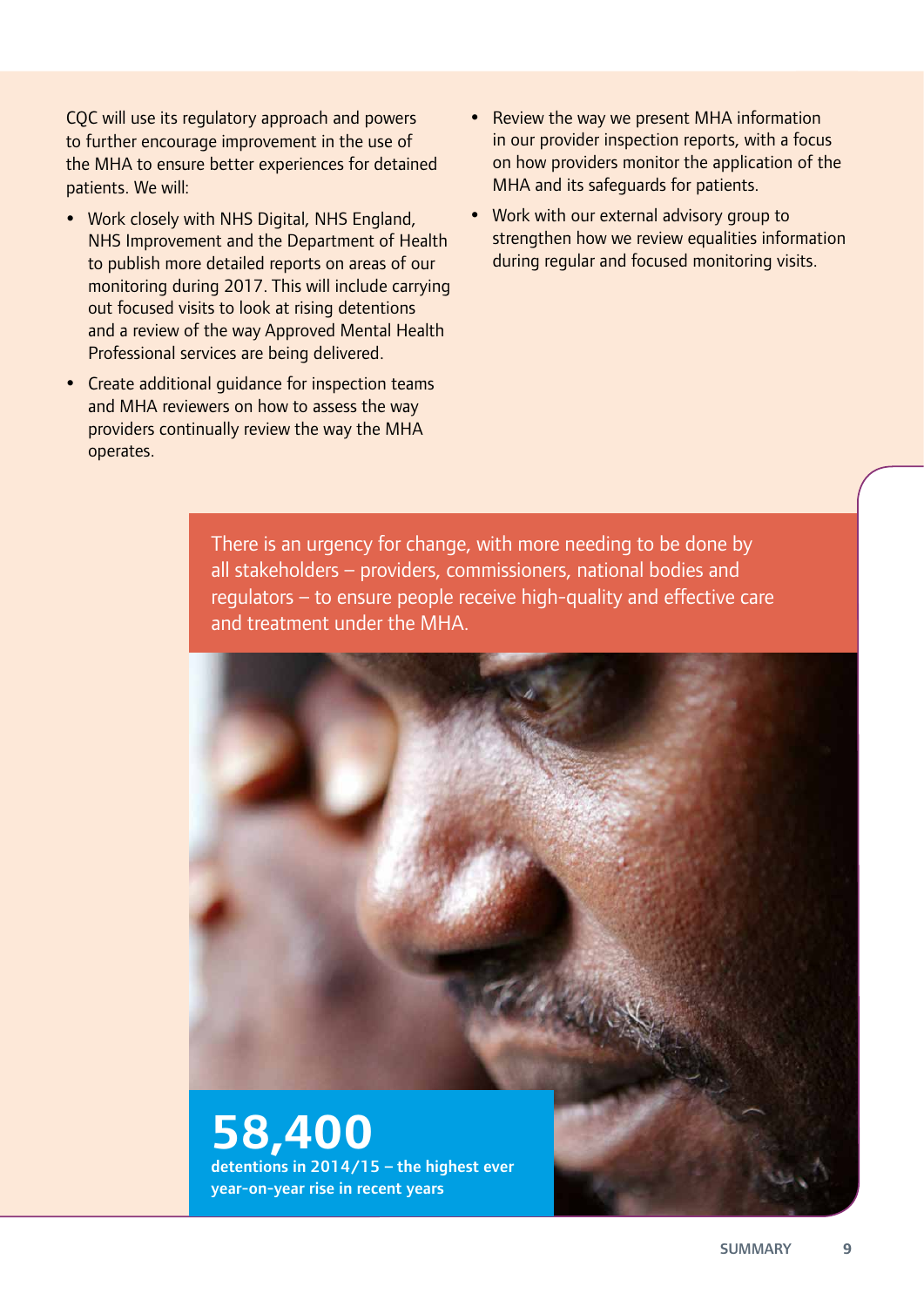CQC will use its regulatory approach and powers to further encourage improvement in the use of the MHA to ensure better experiences for detained patients. We will:

- Work closely with NHS Digital, NHS England, NHS Improvement and the Department of Health to publish more detailed reports on areas of our monitoring during 2017. This will include carrying out focused visits to look at rising detentions and a review of the way Approved Mental Health Professional services are being delivered.
- Create additional guidance for inspection teams and MHA reviewers on how to assess the way providers continually review the way the MHA operates.
- Review the way we present MHA information in our provider inspection reports, with a focus on how providers monitor the application of the MHA and its safeguards for patients.
- Work with our external advisory group to strengthen how we review equalities information during regular and focused monitoring visits.

There is an urgency for change, with more needing to be done by all stakeholders – providers, commissioners, national bodies and regulators – to ensure people receive high-quality and effective care and treatment under the MHA.

**58,400**

**detentions in 2014/15 – the highest ever year-on-year rise in recent years**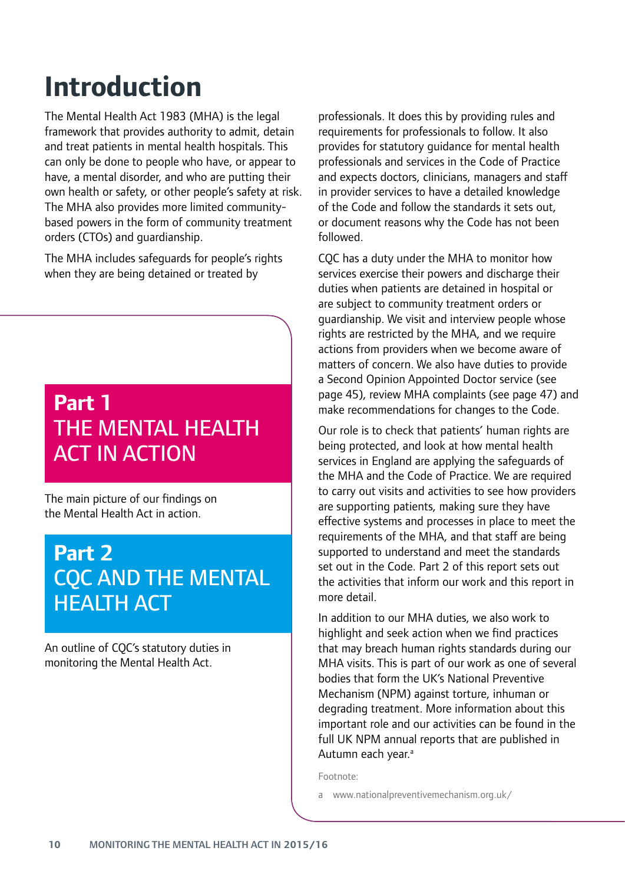# Introduction

The Mental Health Act 1983 (MHA) is the legal framework that provides authority to admit, detain and treat patients in mental health hospitals. This can only be done to people who have, or appear to have, a mental disorder, and who are putting their own health or safety, or other people's safety at risk. The MHA also provides more limited community-based powers in the form of community treatment orders (CTOs) and guardianship.

The MHA includes safeguards for people's rights when they are being detained or treated by professionals. It does this by providing rules and requirements for professionals to follow. It also provides for statutory guidance for mental health professionals and services in the Code of Practice and expects doctors, clinicians, managers and staff in provider services to have a detailed knowledge of the Code and follow the standards it sets out, or document reasons why the Code has not been followed.

## Part 1 THE MENTAL HEALTH ACT IN ACTION

The main picture of our findings on the Mental Health Act in action.

## Part 2 CQC AND THE MENTAL HEALTH ACT

An outline of CQC's statutory duties in monitoring the Mental Health Act.

CQC has a duty under the MHA to monitor how services exercise their powers and discharge their duties when patients are detained in hospital or are subject to community treatment orders or guardianship. We visit and interview people whose rights are restricted by the MHA, and we require actions from providers when we become aware of matters of concern. We also have duties to provide a Second Opinion Appointed Doctor service (see page 45), review MHA complaints (see page 47) and make recommendations for changes to the Code.

Our role is to check that patients' human rights are being protected, and look at how mental health services in England are applying the safeguards of the MHA and the Code of Practice. We are required to carry out visits and activities to see how providers are supporting patients, making sure they have effective systems and processes in place to meet the requirements of the MHA, and that staff are being supported to understand and meet the standards set out in the Code. Part 2 of this report sets out the activities that inform our work and this report in more detail.

In addition to our MHA duties, we also work to highlight and seek action when we find practices that may breach human rights standards during our MHA visits. This is part of our work as one of several bodies that form the UK's National Preventive Mechanism (NPM) against torture, inhuman or degrading treatment. More information about this important role and our activities can be found in the full UK NPM annual reports that are published in Autumn each year.[a]

Footnote:

a www.nationalpreventivemechanism.org.uk/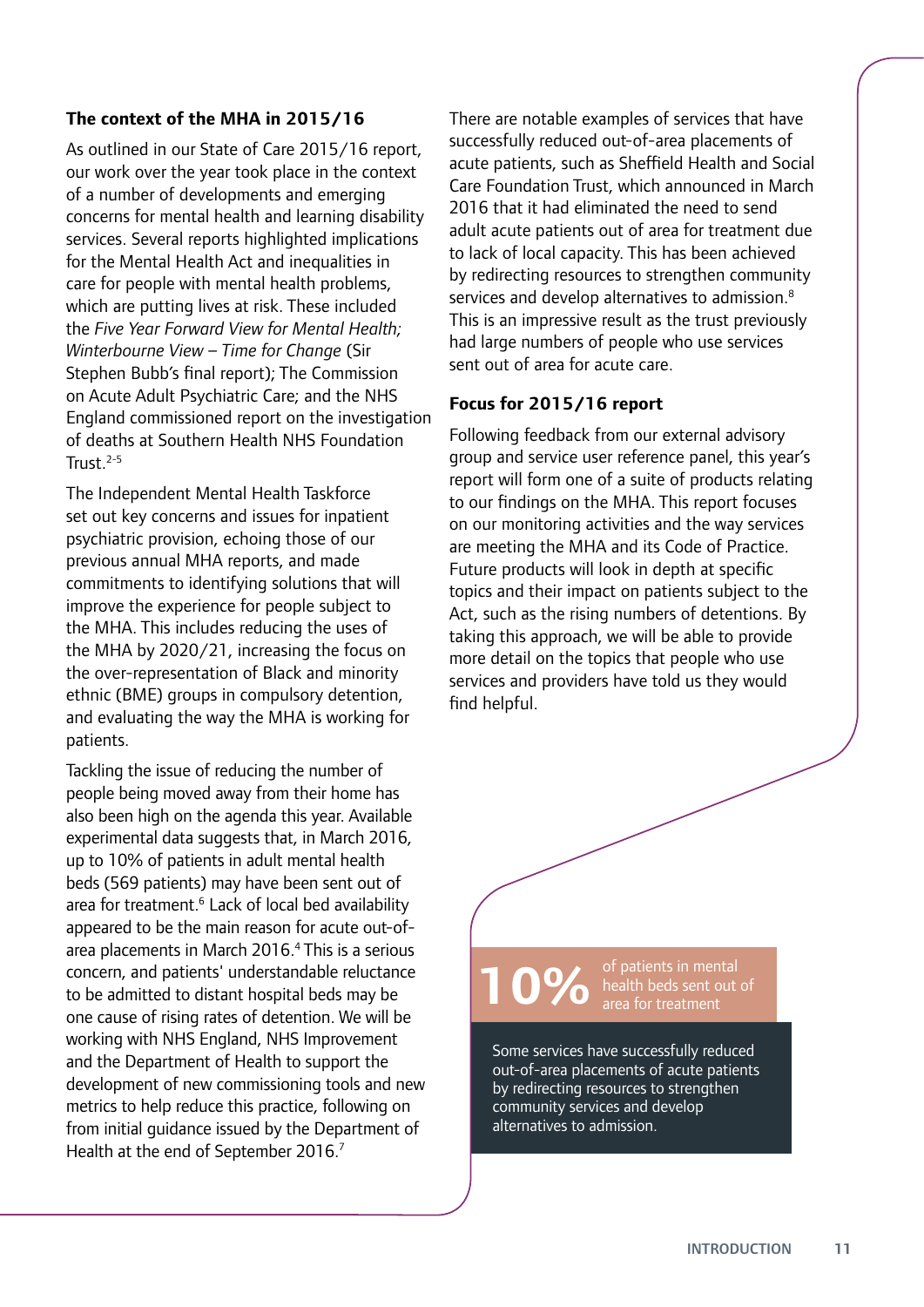### The context of the MHA in 2015/16

As outlined in our State of Care 2015/16 report, our work over the year took place in the context of a number of developments and emerging concerns for mental health and learning disability services. Several reports highlighted implications for the Mental Health Act and inequalities in care for people with mental health problems, which are putting lives at risk. These included the *Five Year Forward View for Mental Health; Winterbourne View – Time for Change* (Sir Stephen Bubb's final report); The Commission on Acute Adult Psychiatric Care; and the NHS England commissioned report on the investigation of deaths at Southern Health NHS Foundation Trust.[2-5]

The Independent Mental Health Taskforce set out key concerns and issues for inpatient psychiatric provision, echoing those of our previous annual MHA reports, and made commitments to identifying solutions that will improve the experience for people subject to the MHA. This includes reducing the uses of the MHA by 2020/21, increasing the focus on the over-representation of Black and minority ethnic (BME) groups in compulsory detention, and evaluating the way the MHA is working for patients.

Tackling the issue of reducing the number of people being moved away from their home has also been high on the agenda this year. Available experimental data suggests that, in March 2016, up to 10% of patients in adult mental health beds (569 patients) may have been sent out of area for treatment.[6] Lack of local bed availability appeared to be the main reason for acute out-of-area placements in March 2016.[4] This is a serious concern, and patients' understandable reluctance to be admitted to distant hospital beds may be one cause of rising rates of detention. We will be working with NHS England, NHS Improvement and the Department of Health to support the development of new commissioning tools and new metrics to help reduce this practice, following on from initial guidance issued by the Department of Health at the end of September 2016.[7]

There are notable examples of services that have successfully reduced out-of-area placements of acute patients, such as Sheffield Health and Social Care Foundation Trust, which announced in March 2016 that it had eliminated the need to send adult acute patients out of area for treatment due to lack of local capacity. This has been achieved by redirecting resources to strengthen community services and develop alternatives to admission.[8] This is an impressive result as the trust previously had large numbers of people who use services sent out of area for acute care.

### Focus for 2015/16 report

Following feedback from our external advisory group and service user reference panel, this year's report will form one of a suite of products relating to our findings on the MHA. This report focuses on our monitoring activities and the way services are meeting the MHA and its Code of Practice. Future products will look in depth at specific topics and their impact on patients subject to the Act, such as the rising numbers of detentions. By taking this approach, we will be able to provide more detail on the topics that people who use services and providers have told us they would find helpful.

**10%** of patients in mental health beds sent out of area for treatment

Some services have successfully reduced out-of-area placements of acute patients by redirecting resources to strengthen community services and develop alternatives to admission.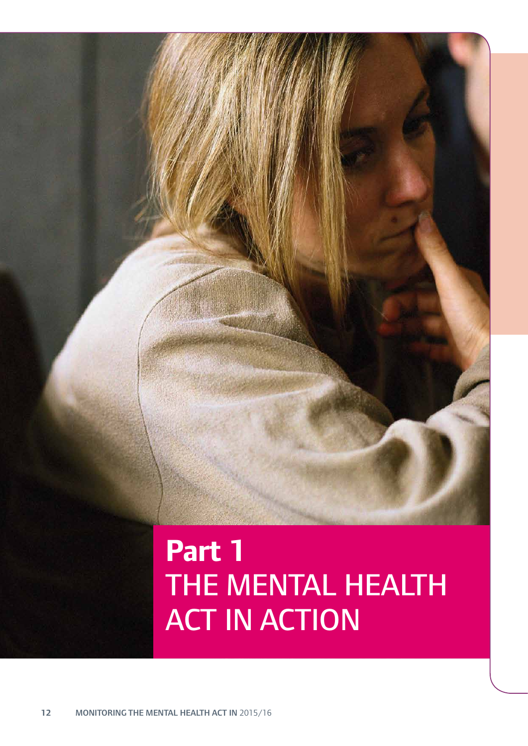# Part 1
THE MENTAL HEALTH ACT IN ACTION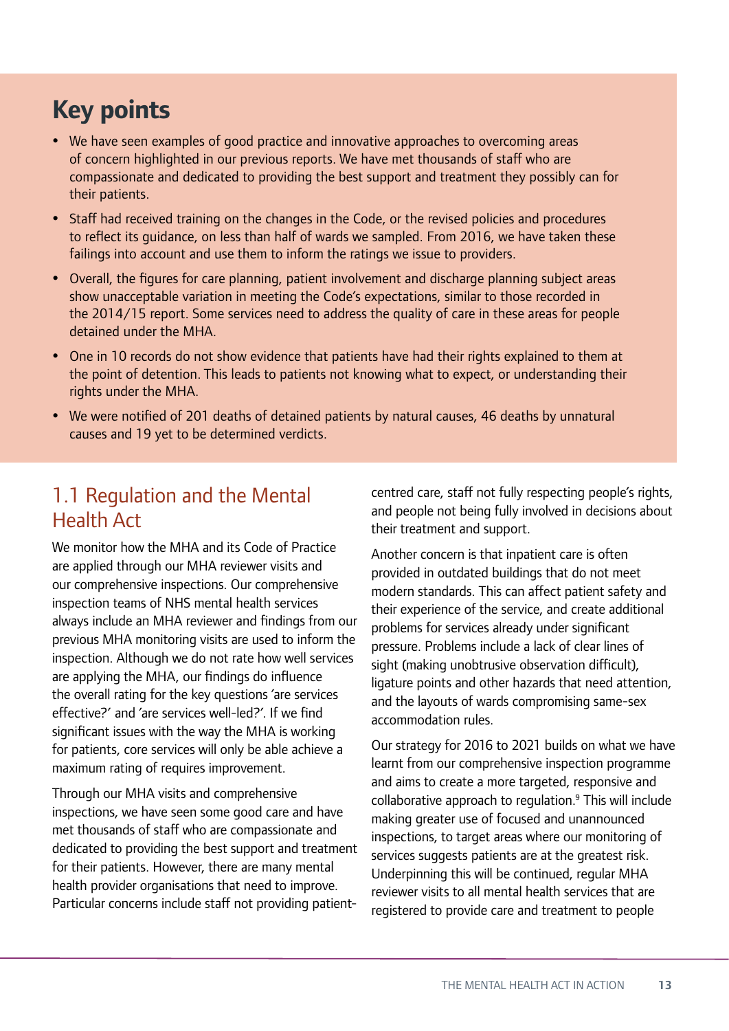## Key points

- We have seen examples of good practice and innovative approaches to overcoming areas of concern highlighted in our previous reports. We have met thousands of staff who are compassionate and dedicated to providing the best support and treatment they possibly can for their patients.
- Staff had received training on the changes in the Code, or the revised policies and procedures to reflect its guidance, on less than half of wards we sampled. From 2016, we have taken these failings into account and use them to inform the ratings we issue to providers.
- Overall, the figures for care planning, patient involvement and discharge planning subject areas show unacceptable variation in meeting the Code's expectations, similar to those recorded in the 2014/15 report. Some services need to address the quality of care in these areas for people detained under the MHA.
- One in 10 records do not show evidence that patients have had their rights explained to them at the point of detention. This leads to patients not knowing what to expect, or understanding their rights under the MHA.
- We were notified of 201 deaths of detained patients by natural causes, 46 deaths by unnatural causes and 19 yet to be determined verdicts.

## 1.1 Regulation and the Mental Health Act

We monitor how the MHA and its Code of Practice are applied through our MHA reviewer visits and our comprehensive inspections. Our comprehensive inspection teams of NHS mental health services always include an MHA reviewer and findings from our previous MHA monitoring visits are used to inform the inspection. Although we do not rate how well services are applying the MHA, our findings do influence the overall rating for the key questions 'are services effective?' and 'are services well-led?'. If we find significant issues with the way the MHA is working for patients, core services will only be able achieve a maximum rating of requires improvement.

Through our MHA visits and comprehensive inspections, we have seen some good care and have met thousands of staff who are compassionate and dedicated to providing the best support and treatment for their patients. However, there are many mental health provider organisations that need to improve. Particular concerns include staff not providing patient-centred care, staff not fully respecting people's rights, and people not being fully involved in decisions about their treatment and support.

Another concern is that inpatient care is often provided in outdated buildings that do not meet modern standards. This can affect patient safety and their experience of the service, and create additional problems for services already under significant pressure. Problems include a lack of clear lines of sight (making unobtrusive observation difficult), ligature points and other hazards that need attention, and the layouts of wards compromising same-sex accommodation rules.

Our strategy for 2016 to 2021 builds on what we have learnt from our comprehensive inspection programme and aims to create a more targeted, responsive and collaborative approach to regulation.[9] This will include making greater use of focused and unannounced inspections, to target areas where our monitoring of services suggests patients are at the greatest risk. Underpinning this will be continued, regular MHA reviewer visits to all mental health services that are registered to provide care and treatment to people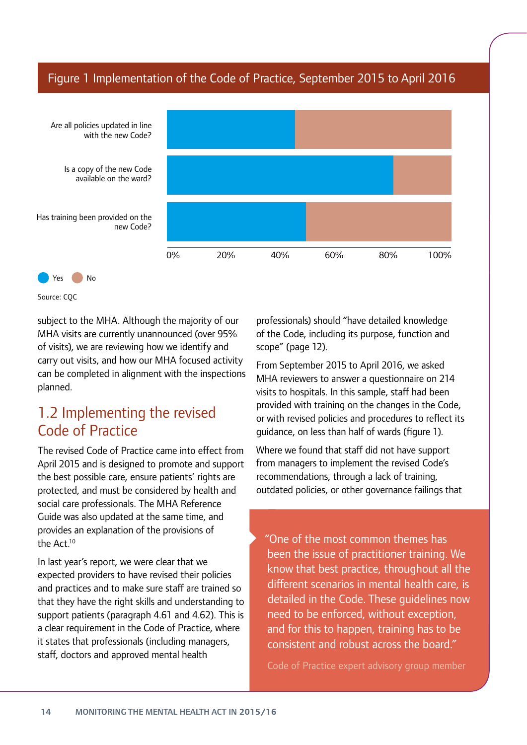Figure 1 Implementation of the Code of Practice, September 2015 to April 2016

Are all policies updated in line with the new Code?

Is a copy of the new Code available on the ward?

Has training been provided on the new Code?

0% 20% 40% 60% 80% 100%

Yes No

Source: CQC

subject to the MHA. Although the majority of our MHA visits are currently unannounced (over 95% of visits), we are reviewing how we identify and carry out visits, and how our MHA focused activity can be completed in alignment with the inspections planned.

## 1.2 Implementing the revised Code of Practice

The revised Code of Practice came into effect from April 2015 and is designed to promote and support the best possible care, ensure patients' rights are protected, and must be considered by health and social care professionals. The MHA Reference Guide was also updated at the same time, and provides an explanation of the provisions of the Act.[10]

In last year's report, we were clear that we expected providers to have revised their policies and practices and to make sure staff are trained so that they have the right skills and understanding to support patients (paragraph 4.61 and 4.62). This is a clear requirement in the Code of Practice, where it states that professionals (including managers, staff, doctors and approved mental health professionals) should "have detailed knowledge of the Code, including its purpose, function and scope" (page 12).

From September 2015 to April 2016, we asked MHA reviewers to answer a questionnaire on 214 visits to hospitals. In this sample, staff had been provided with training on the changes in the Code, or with revised policies and procedures to reflect its guidance, on less than half of wards (figure 1).

Where we found that staff did not have support from managers to implement the revised Code's recommendations, through a lack of training, outdated policies, or other governance failings that

> "One of the most common themes has been the issue of practitioner training. We know that best practice, throughout all the different scenarios in mental health care, is detailed in the Code. These guidelines now need to be enforced, without exception, and for this to happen, training has to be consistent and robust across the board."
>
> Code of Practice expert advisory group member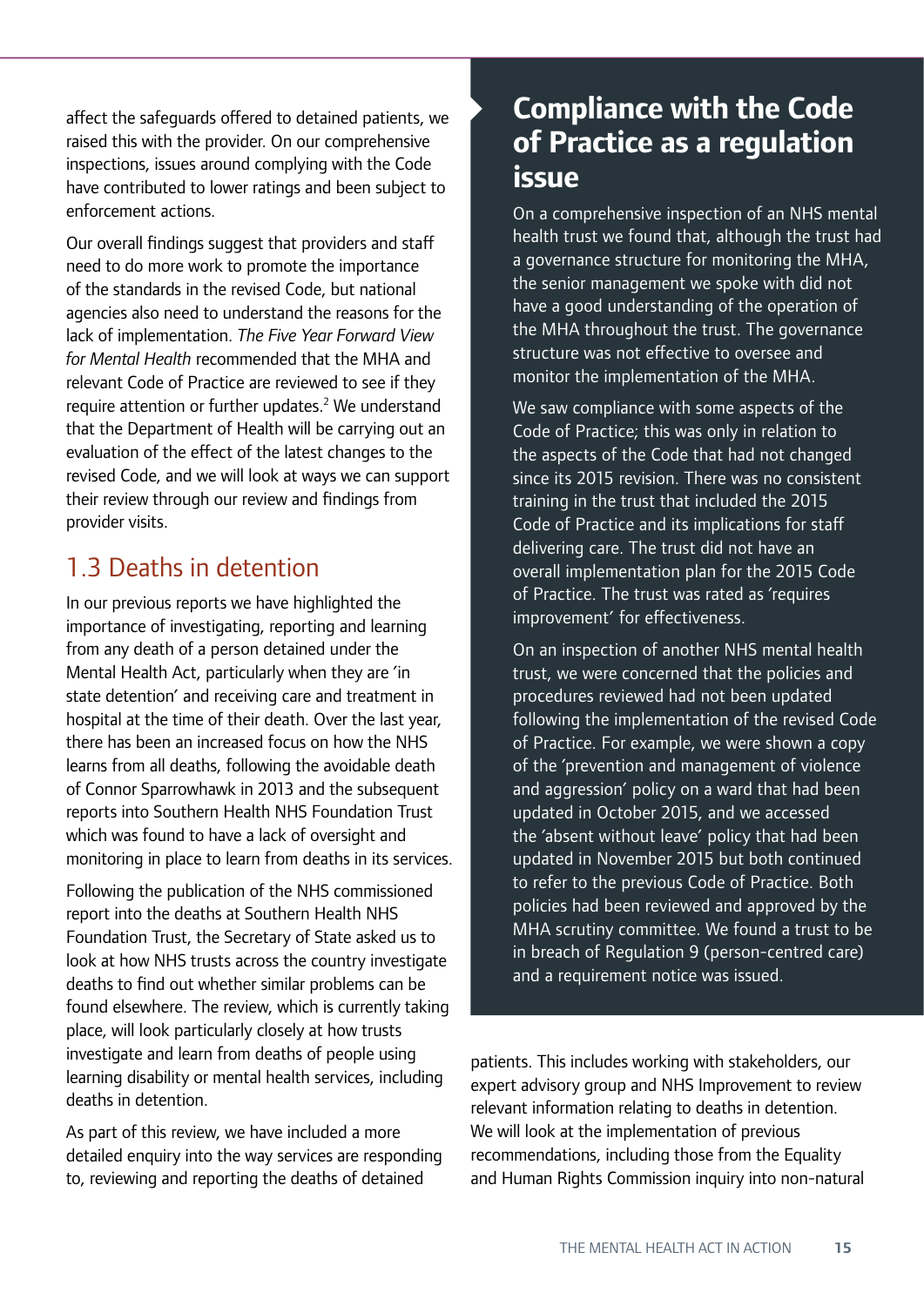affect the safeguards offered to detained patients, we raised this with the provider. On our comprehensive inspections, issues around complying with the Code have contributed to lower ratings and been subject to enforcement actions.

Our overall findings suggest that providers and staff need to do more work to promote the importance of the standards in the revised Code, but national agencies also need to understand the reasons for the lack of implementation. *The Five Year Forward View for Mental Health* recommended that the MHA and relevant Code of Practice are reviewed to see if they require attention or further updates.[2] We understand that the Department of Health will be carrying out an evaluation of the effect of the latest changes to the revised Code, and we will look at ways we can support their review through our review and findings from provider visits.

## 1.3 Deaths in detention

In our previous reports we have highlighted the importance of investigating, reporting and learning from any death of a person detained under the Mental Health Act, particularly when they are 'in state detention' and receiving care and treatment in hospital at the time of their death. Over the last year, there has been an increased focus on how the NHS learns from all deaths, following the avoidable death of Connor Sparrowhawk in 2013 and the subsequent reports into Southern Health NHS Foundation Trust which was found to have a lack of oversight and monitoring in place to learn from deaths in its services.

Following the publication of the NHS commissioned report into the deaths at Southern Health NHS Foundation Trust, the Secretary of State asked us to look at how NHS trusts across the country investigate deaths to find out whether similar problems can be found elsewhere. The review, which is currently taking place, will look particularly closely at how trusts investigate and learn from deaths of people using learning disability or mental health services, including deaths in detention.

As part of this review, we have included a more detailed enquiry into the way services are responding to, reviewing and reporting the deaths of detained patients. This includes working with stakeholders, our expert advisory group and NHS Improvement to review relevant information relating to deaths in detention. We will look at the implementation of previous recommendations, including those from the Equality and Human Rights Commission inquiry into non-natural

## Compliance with the Code of Practice as a regulation issue

On a comprehensive inspection of an NHS mental health trust we found that, although the trust had a governance structure for monitoring the MHA, the senior management we spoke with did not have a good understanding of the operation of the MHA throughout the trust. The governance structure was not effective to oversee and monitor the implementation of the MHA.

We saw compliance with some aspects of the Code of Practice; this was only in relation to the aspects of the Code that had not changed since its 2015 revision. There was no consistent training in the trust that included the 2015 Code of Practice and its implications for staff delivering care. The trust did not have an overall implementation plan for the 2015 Code of Practice. The trust was rated as 'requires improvement' for effectiveness.

On an inspection of another NHS mental health trust, we were concerned that the policies and procedures reviewed had not been updated following the implementation of the revised Code of Practice. For example, we were shown a copy of the 'prevention and management of violence and aggression' policy on a ward that had been updated in October 2015, and we accessed the 'absent without leave' policy that had been updated in November 2015 but both continued to refer to the previous Code of Practice. Both policies had been reviewed and approved by the MHA scrutiny committee. We found a trust to be in breach of Regulation 9 (person-centred care) and a requirement notice was issued.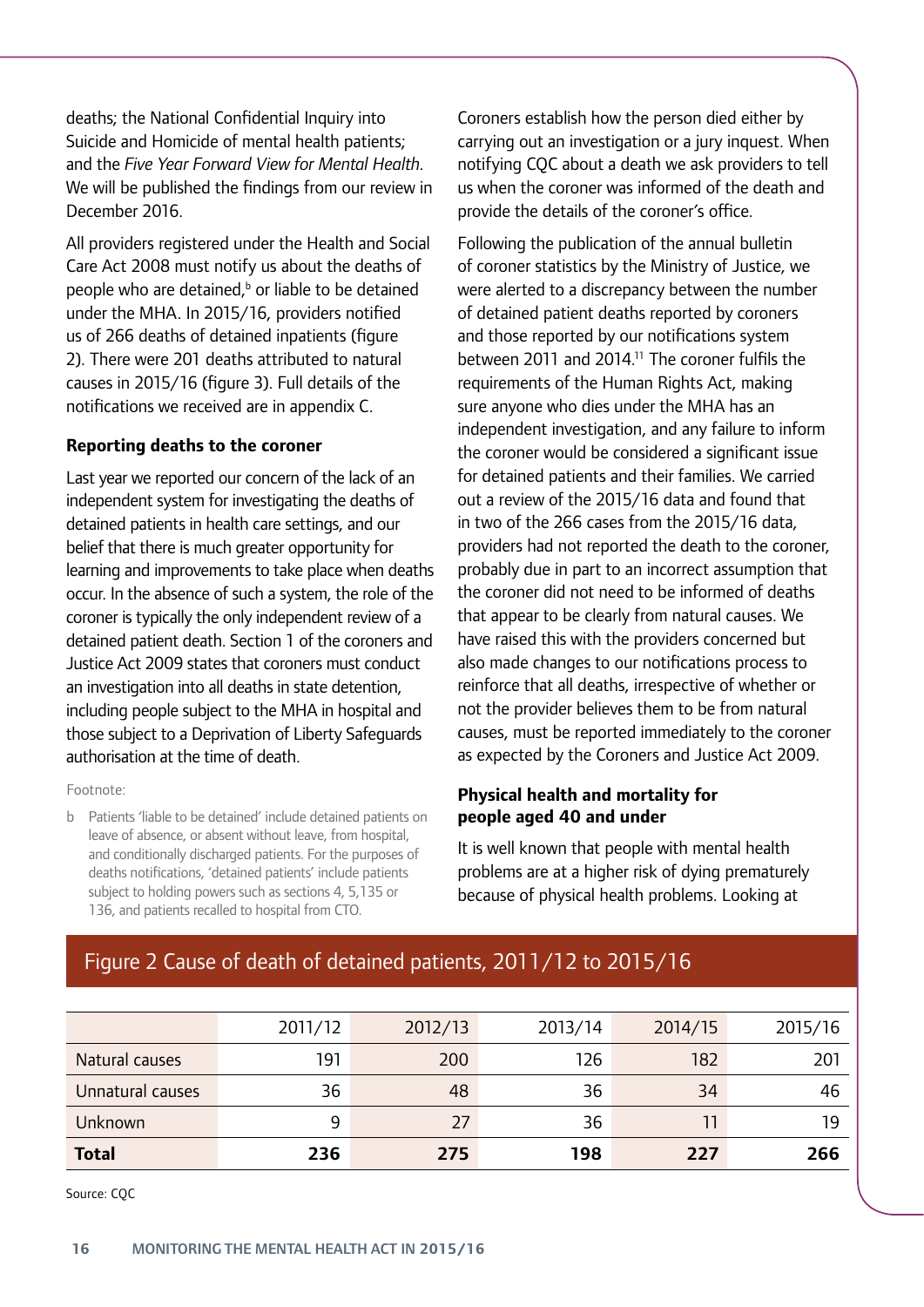deaths; the National Confidential Inquiry into Suicide and Homicide of mental health patients; and the *Five Year Forward View for Mental Health*. We will be published the findings from our review in December 2016.

All providers registered under the Health and Social Care Act 2008 must notify us about the deaths of people who are detained,[b] or liable to be detained under the MHA. In 2015/16, providers notified us of 266 deaths of detained inpatients (figure 2). There were 201 deaths attributed to natural causes in 2015/16 (figure 3). Full details of the notifications we received are in appendix C.

**Reporting deaths to the coroner**

Last year we reported our concern of the lack of an independent system for investigating the deaths of detained patients in health care settings, and our belief that there is much greater opportunity for learning and improvements to take place when deaths occur. In the absence of such a system, the role of the coroner is typically the only independent review of a detained patient death. Section 1 of the coroners and Justice Act 2009 states that coroners must conduct an investigation into all deaths in state detention, including people subject to the MHA in hospital and those subject to a Deprivation of Liberty Safeguards authorisation at the time of death.

Footnote:

b Patients 'liable to be detained' include detained patients on leave of absence, or absent without leave, from hospital, and conditionally discharged patients. For the purposes of deaths notifications, 'detained patients' include patients subject to holding powers such as sections 4, 5,135 or 136, and patients recalled to hospital from CTO.

Coroners establish how the person died either by carrying out an investigation or a jury inquest. When notifying CQC about a death we ask providers to tell us when the coroner was informed of the death and provide the details of the coroner's office.

Following the publication of the annual bulletin of coroner statistics by the Ministry of Justice, we were alerted to a discrepancy between the number of detained patient deaths reported by coroners and those reported by our notifications system between 2011 and 2014.[11] The coroner fulfils the requirements of the Human Rights Act, making sure anyone who dies under the MHA has an independent investigation, and any failure to inform the coroner would be considered a significant issue for detained patients and their families. We carried out a review of the 2015/16 data and found that in two of the 266 cases from the 2015/16 data, providers had not reported the death to the coroner, probably due in part to an incorrect assumption that the coroner did not need to be informed of deaths that appear to be clearly from natural causes. We have raised this with the providers concerned but also made changes to our notifications process to reinforce that all deaths, irrespective of whether or not the provider believes them to be from natural causes, must be reported immediately to the coroner as expected by the Coroners and Justice Act 2009.

**Physical health and mortality for people aged 40 and under**

It is well known that people with mental health problems are at a higher risk of dying prematurely because of physical health problems. Looking at

## Figure 2 Cause of death of detained patients, 2011/12 to 2015/16

| | 2011/12 | 2012/13 | 2013/14 | 2014/15 | 2015/16 |
|---|---|---|---|---|---|
| Natural causes | 191 | 200 | 126 | 182 | 201 |
| Unnatural causes | 36 | 48 | 36 | 34 | 46 |
| Unknown | 9 | 27 | 36 | 11 | 19 |
| **Total** | **236** | **275** | **198** | **227** | **266** |

Source: CQC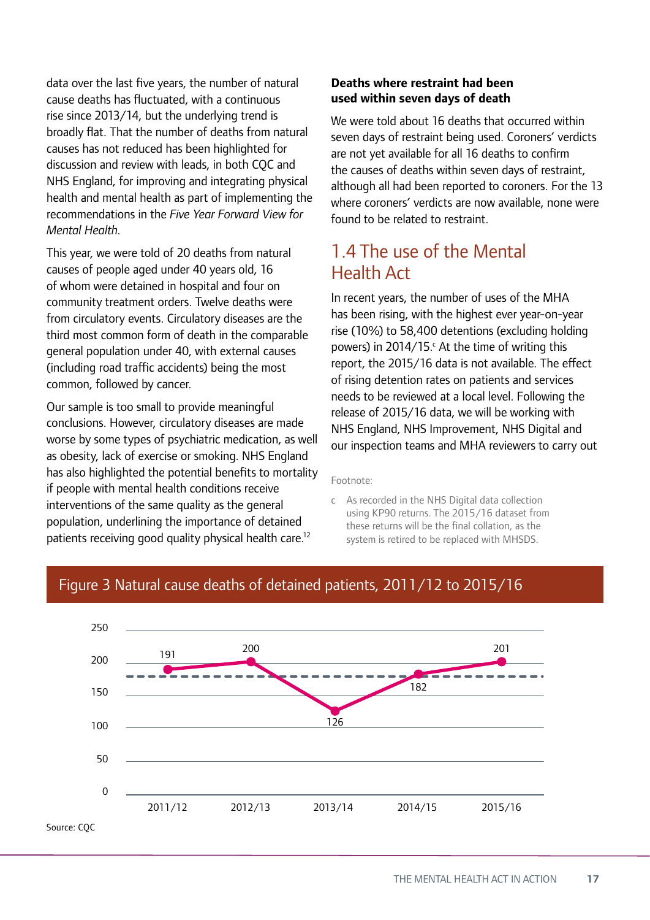data over the last five years, the number of natural cause deaths has fluctuated, with a continuous rise since 2013/14, but the underlying trend is broadly flat. That the number of deaths from natural causes has not reduced has been highlighted for discussion and review with leads, in both CQC and NHS England, for improving and integrating physical health and mental health as part of implementing the recommendations in the *Five Year Forward View for Mental Health*.

This year, we were told of 20 deaths from natural causes of people aged under 40 years old, 16 of whom were detained in hospital and four on community treatment orders. Twelve deaths were from circulatory events. Circulatory diseases are the third most common form of death in the comparable general population under 40, with external causes (including road traffic accidents) being the most common, followed by cancer.

Our sample is too small to provide meaningful conclusions. However, circulatory diseases are made worse by some types of psychiatric medication, as well as obesity, lack of exercise or smoking. NHS England has also highlighted the potential benefits to mortality if people with mental health conditions receive interventions of the same quality as the general population, underlining the importance of detained patients receiving good quality physical health care.[12]

**Deaths where restraint had been used within seven days of death**

We were told about 16 deaths that occurred within seven days of restraint being used. Coroners' verdicts are not yet available for all 16 deaths to confirm the causes of deaths within seven days of restraint, although all had been reported to coroners. For the 13 where coroners' verdicts are now available, none were found to be related to restraint.

## 1.4 The use of the Mental Health Act

In recent years, the number of uses of the MHA has been rising, with the highest ever year-on-year rise (10%) to 58,400 detentions (excluding holding powers) in 2014/15.[c] At the time of writing this report, the 2015/16 data is not available. The effect of rising detention rates on patients and services needs to be reviewed at a local level. Following the release of 2015/16 data, we will be working with NHS England, NHS Improvement, NHS Digital and our inspection teams and MHA reviewers to carry out

Footnote:

c As recorded in the NHS Digital data collection using KP90 returns. The 2015/16 dataset from these returns will be the final collation, as the system is retired to be replaced with MHSDS.

**Figure 3 Natural cause deaths of detained patients, 2011/12 to 2015/16**

| Year | Deaths |
| --- | --- |
| 2011/12 | 191 |
| 2012/13 | 200 |
| 2013/14 | 126 |
| 2014/15 | 182 |
| 2015/16 | 201 |

Source: CQC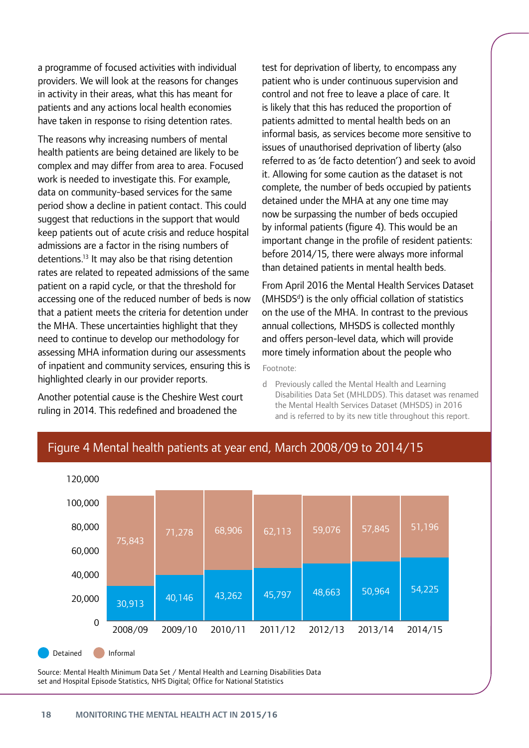a programme of focused activities with individual providers. We will look at the reasons for changes in activity in their areas, what this has meant for patients and any actions local health economies have taken in response to rising detention rates.

The reasons why increasing numbers of mental health patients are being detained are likely to be complex and may differ from area to area. Focused work is needed to investigate this. For example, data on community-based services for the same period show a decline in patient contact. This could suggest that reductions in the support that would keep patients out of acute crisis and reduce hospital admissions are a factor in the rising numbers of detentions.[13] It may also be that rising detention rates are related to repeated admissions of the same patient on a rapid cycle, or that the threshold for accessing one of the reduced number of beds is now that a patient meets the criteria for detention under the MHA. These uncertainties highlight that they need to continue to develop our methodology for assessing MHA information during our assessments of inpatient and community services, ensuring this is highlighted clearly in our provider reports.

Another potential cause is the Cheshire West court ruling in 2014. This redefined and broadened the test for deprivation of liberty, to encompass any patient who is under continuous supervision and control and not free to leave a place of care. It is likely that this has reduced the proportion of patients admitted to mental health beds on an informal basis, as services become more sensitive to issues of unauthorised deprivation of liberty (also referred to as 'de facto detention') and seek to avoid it. Allowing for some caution as the dataset is not complete, the number of beds occupied by patients detained under the MHA at any one time may now be surpassing the number of beds occupied by informal patients (figure 4). This would be an important change in the profile of resident patients: before 2014/15, there were always more informal than detained patients in mental health beds.

From April 2016 the Mental Health Services Dataset (MHSDS[d]) is the only official collation of statistics on the use of the MHA. In contrast to the previous annual collections, MHSDS is collected monthly and offers person-level data, which will provide more timely information about the people who

Footnote:

d Previously called the Mental Health and Learning Disabilities Data Set (MHLDDS). This dataset was renamed the Mental Health Services Dataset (MHSDS) in 2016 and is referred to by its new title throughout this report.

## Figure 4 Mental health patients at year end, March 2008/09 to 2014/15

| Year | Detained | Informal |
|---|---|---|
| 2008/09 | 30,913 | 75,843 |
| 2009/10 | 40,146 | 71,278 |
| 2010/11 | 43,262 | 68,906 |
| 2011/12 | 45,797 | 62,113 |
| 2012/13 | 48,663 | 59,076 |
| 2013/14 | 50,964 | 57,845 |
| 2014/15 | 54,225 | 51,196 |

Source: Mental Health Minimum Data Set / Mental Health and Learning Disabilities Data set and Hospital Episode Statistics, NHS Digital; Office for National Statistics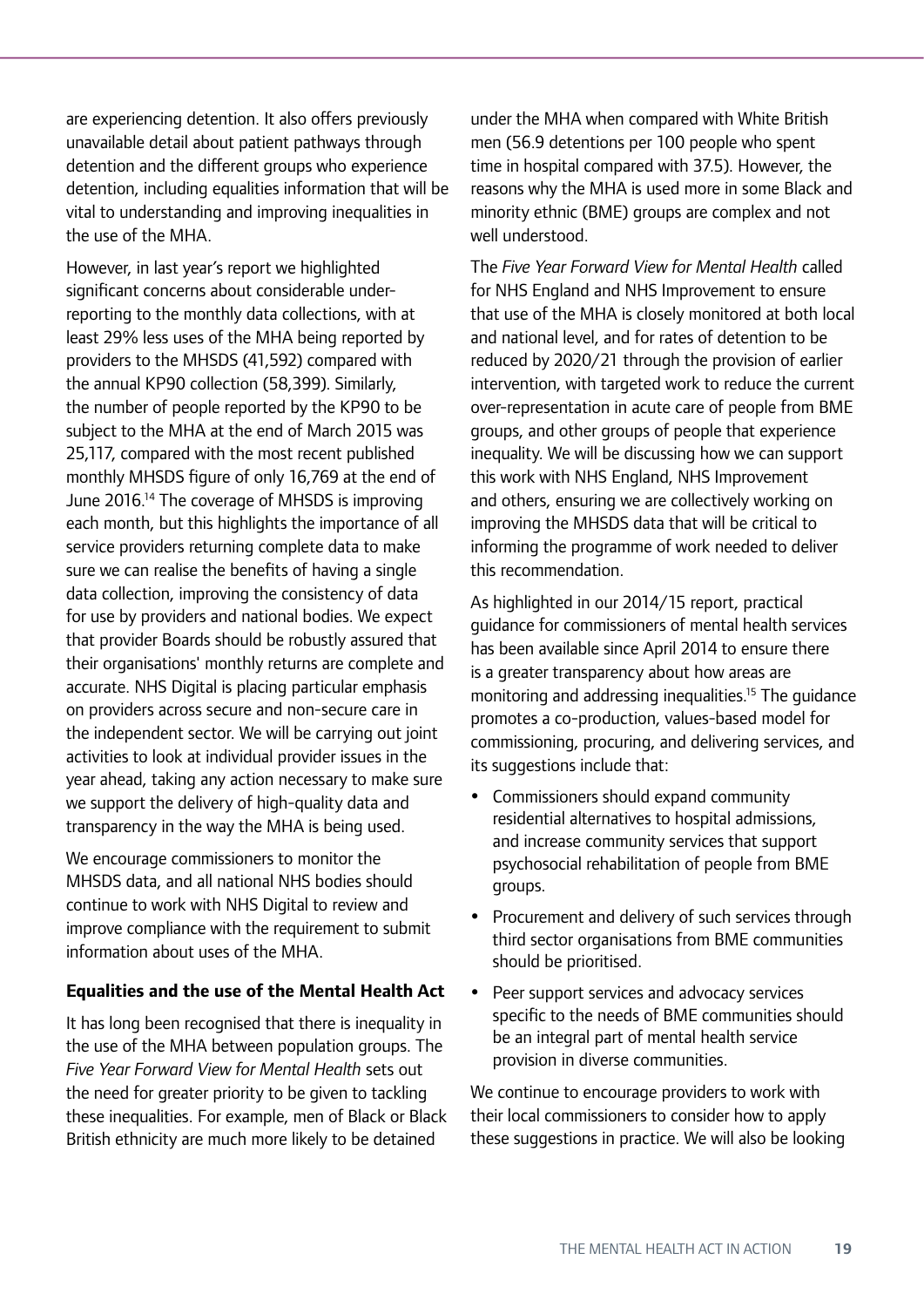are experiencing detention. It also offers previously unavailable detail about patient pathways through detention and the different groups who experience detention, including equalities information that will be vital to understanding and improving inequalities in the use of the MHA.

However, in last year's report we highlighted significant concerns about considerable under-reporting to the monthly data collections, with at least 29% less uses of the MHA being reported by providers to the MHSDS (41,592) compared with the annual KP90 collection (58,399). Similarly, the number of people reported by the KP90 to be subject to the MHA at the end of March 2015 was 25,117, compared with the most recent published monthly MHSDS figure of only 16,769 at the end of June 2016.[14] The coverage of MHSDS is improving each month, but this highlights the importance of all service providers returning complete data to make sure we can realise the benefits of having a single data collection, improving the consistency of data for use by providers and national bodies. We expect that provider Boards should be robustly assured that their organisations' monthly returns are complete and accurate. NHS Digital is placing particular emphasis on providers across secure and non-secure care in the independent sector. We will be carrying out joint activities to look at individual provider issues in the year ahead, taking any action necessary to make sure we support the delivery of high-quality data and transparency in the way the MHA is being used.

We encourage commissioners to monitor the MHSDS data, and all national NHS bodies should continue to work with NHS Digital to review and improve compliance with the requirement to submit information about uses of the MHA.

**Equalities and the use of the Mental Health Act**

It has long been recognised that there is inequality in the use of the MHA between population groups. The *Five Year Forward View for Mental Health* sets out the need for greater priority to be given to tackling these inequalities. For example, men of Black or Black British ethnicity are much more likely to be detained under the MHA when compared with White British men (56.9 detentions per 100 people who spent time in hospital compared with 37.5). However, the reasons why the MHA is used more in some Black and minority ethnic (BME) groups are complex and not well understood.

The *Five Year Forward View for Mental Health* called for NHS England and NHS Improvement to ensure that use of the MHA is closely monitored at both local and national level, and for rates of detention to be reduced by 2020/21 through the provision of earlier intervention, with targeted work to reduce the current over-representation in acute care of people from BME groups, and other groups of people that experience inequality. We will be discussing how we can support this work with NHS England, NHS Improvement and others, ensuring we are collectively working on improving the MHSDS data that will be critical to informing the programme of work needed to deliver this recommendation.

As highlighted in our 2014/15 report, practical guidance for commissioners of mental health services has been available since April 2014 to ensure there is a greater transparency about how areas are monitoring and addressing inequalities.[15] The guidance promotes a co-production, values-based model for commissioning, procuring, and delivering services, and its suggestions include that:

- Commissioners should expand community residential alternatives to hospital admissions, and increase community services that support psychosocial rehabilitation of people from BME groups.
- Procurement and delivery of such services through third sector organisations from BME communities should be prioritised.
- Peer support services and advocacy services specific to the needs of BME communities should be an integral part of mental health service provision in diverse communities.

We continue to encourage providers to work with their local commissioners to consider how to apply these suggestions in practice. We will also be looking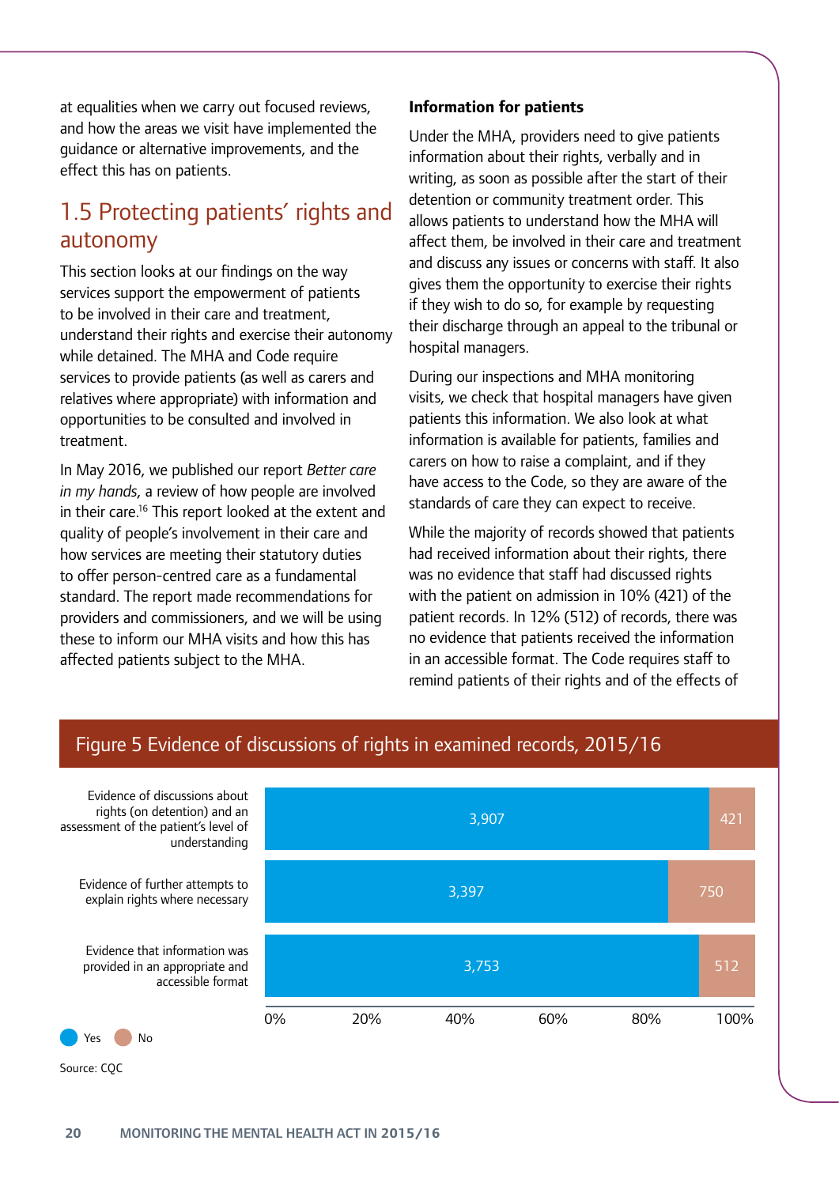at equalities when we carry out focused reviews, and how the areas we visit have implemented the guidance or alternative improvements, and the effect this has on patients.

## 1.5 Protecting patients' rights and autonomy

This section looks at our findings on the way services support the empowerment of patients to be involved in their care and treatment, understand their rights and exercise their autonomy while detained. The MHA and Code require services to provide patients (as well as carers and relatives where appropriate) with information and opportunities to be consulted and involved in treatment.

In May 2016, we published our report *Better care in my hands*, a review of how people are involved in their care.[16] This report looked at the extent and quality of people's involvement in their care and how services are meeting their statutory duties to offer person-centred care as a fundamental standard. The report made recommendations for providers and commissioners, and we will be using these to inform our MHA visits and how this has affected patients subject to the MHA.

**Information for patients**

Under the MHA, providers need to give patients information about their rights, verbally and in writing, as soon as possible after the start of their detention or community treatment order. This allows patients to understand how the MHA will affect them, be involved in their care and treatment and discuss any issues or concerns with staff. It also gives them the opportunity to exercise their rights if they wish to do so, for example by requesting their discharge through an appeal to the tribunal or hospital managers.

During our inspections and MHA monitoring visits, we check that hospital managers have given patients this information. We also look at what information is available for patients, families and carers on how to raise a complaint, and if they have access to the Code, so they are aware of the standards of care they can expect to receive.

While the majority of records showed that patients had received information about their rights, there was no evidence that staff had discussed rights with the patient on admission in 10% (421) of the patient records. In 12% (512) of records, there was no evidence that patients received the information in an accessible format. The Code requires staff to remind patients of their rights and of the effects of

**Figure 5 Evidence of discussions of rights in examined records, 2015/16**

| | Yes | No |
|---|---|---|
| Evidence of discussions about rights (on detention) and an assessment of the patient's level of understanding | 3,907 | 421 |
| Evidence of further attempts to explain rights where necessary | 3,397 | 750 |
| Evidence that information was provided in an appropriate and accessible format | 3,753 | 512 |

Source: CQC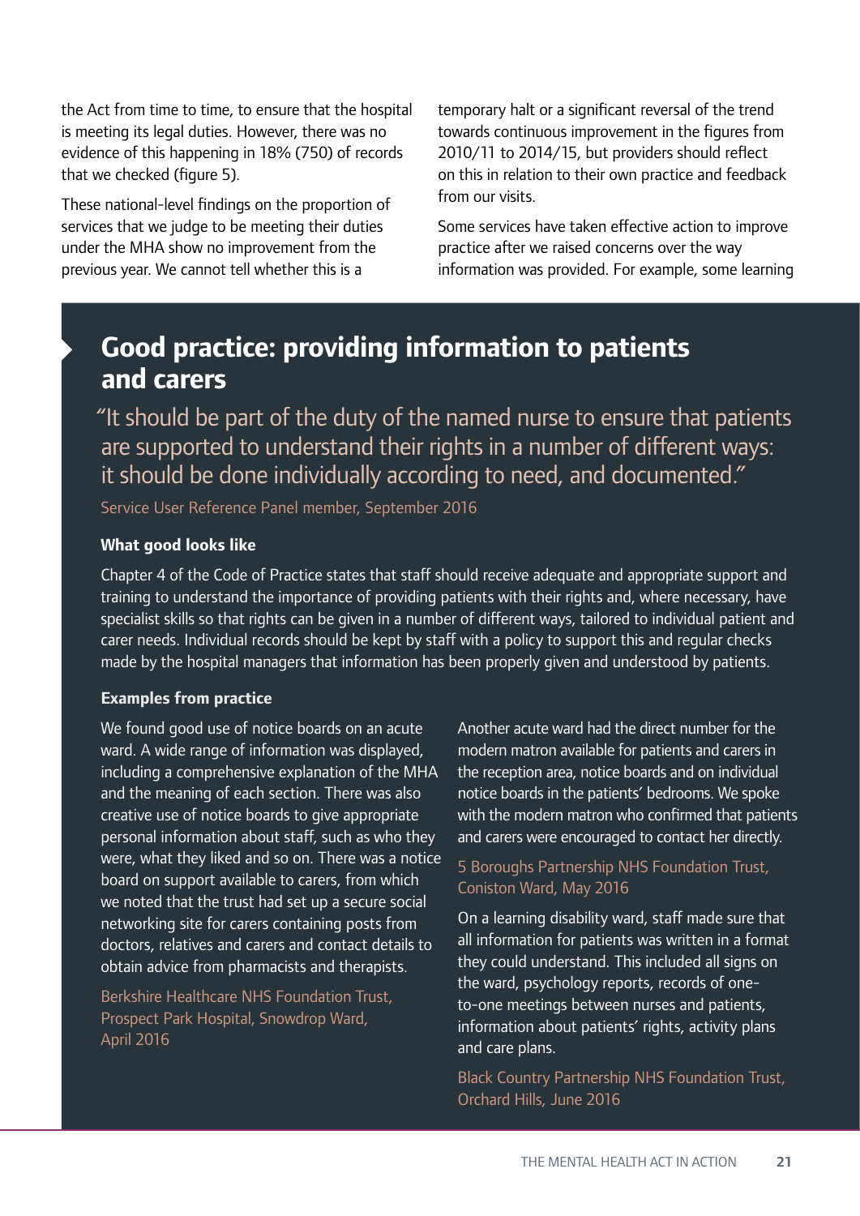the Act from time to time, to ensure that the hospital is meeting its legal duties. However, there was no evidence of this happening in 18% (750) of records that we checked (figure 5).

These national-level findings on the proportion of services that we judge to be meeting their duties under the MHA show no improvement from the previous year. We cannot tell whether this is a temporary halt or a significant reversal of the trend towards continuous improvement in the figures from 2010/11 to 2014/15, but providers should reflect on this in relation to their own practice and feedback from our visits.

Some services have taken effective action to improve practice after we raised concerns over the way information was provided. For example, some learning

## Good practice: providing information to patients and carers

"It should be part of the duty of the named nurse to ensure that patients are supported to understand their rights in a number of different ways: it should be done individually according to need, and documented."

Service User Reference Panel member, September 2016

**What good looks like**

Chapter 4 of the Code of Practice states that staff should receive adequate and appropriate support and training to understand the importance of providing patients with their rights and, where necessary, have specialist skills so that rights can be given in a number of different ways, tailored to individual patient and carer needs. Individual records should be kept by staff with a policy to support this and regular checks made by the hospital managers that information has been properly given and understood by patients.

**Examples from practice**

We found good use of notice boards on an acute ward. A wide range of information was displayed, including a comprehensive explanation of the MHA and the meaning of each section. There was also creative use of notice boards to give appropriate personal information about staff, such as who they were, what they liked and so on. There was a notice board on support available to carers, from which we noted that the trust had set up a secure social networking site for carers containing posts from doctors, relatives and carers and contact details to obtain advice from pharmacists and therapists.

Berkshire Healthcare NHS Foundation Trust, Prospect Park Hospital, Snowdrop Ward, April 2016

Another acute ward had the direct number for the modern matron available for patients and carers in the reception area, notice boards and on individual notice boards in the patients' bedrooms. We spoke with the modern matron who confirmed that patients and carers were encouraged to contact her directly.

5 Boroughs Partnership NHS Foundation Trust, Coniston Ward, May 2016

On a learning disability ward, staff made sure that all information for patients was written in a format they could understand. This included all signs on the ward, psychology reports, records of one-to-one meetings between nurses and patients, information about patients' rights, activity plans and care plans.

Black Country Partnership NHS Foundation Trust, Orchard Hills, June 2016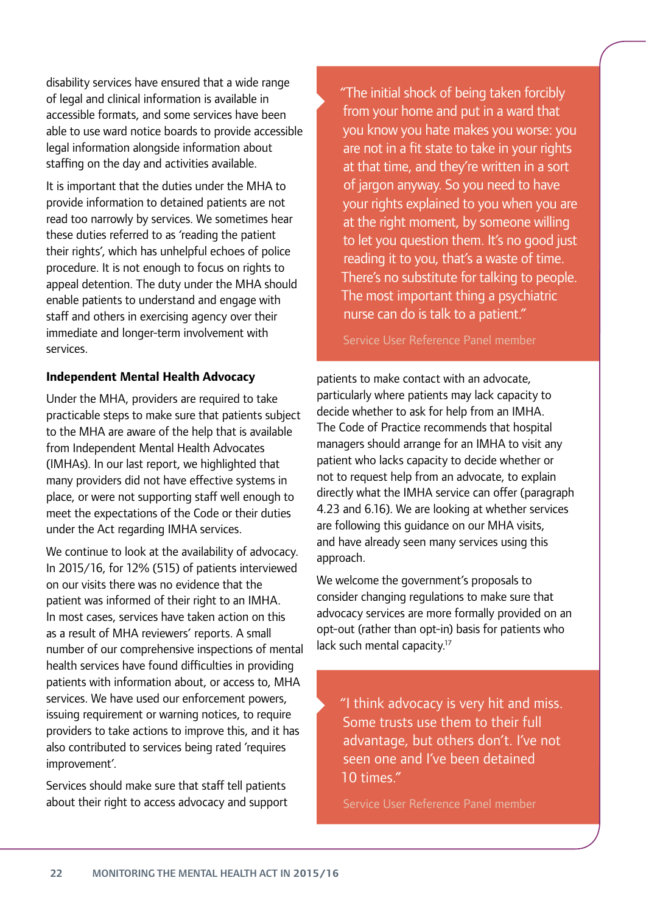disability services have ensured that a wide range of legal and clinical information is available in accessible formats, and some services have been able to use ward notice boards to provide accessible legal information alongside information about staffing on the day and activities available.

It is important that the duties under the MHA to provide information to detained patients are not read too narrowly by services. We sometimes hear these duties referred to as 'reading the patient their rights', which has unhelpful echoes of police procedure. It is not enough to focus on rights to appeal detention. The duty under the MHA should enable patients to understand and engage with staff and others in exercising agency over their immediate and longer-term involvement with services.

> "The initial shock of being taken forcibly from your home and put in a ward that you know you hate makes you worse: you are not in a fit state to take in your rights at that time, and they're written in a sort of jargon anyway. So you need to have your rights explained to you when you are at the right moment, by someone willing to let you question them. It's no good just reading it to you, that's a waste of time. There's no substitute for talking to people. The most important thing a psychiatric nurse can do is talk to a patient."
>
> Service User Reference Panel member

**Independent Mental Health Advocacy**

Under the MHA, providers are required to take practicable steps to make sure that patients subject to the MHA are aware of the help that is available from Independent Mental Health Advocates (IMHAs). In our last report, we highlighted that many providers did not have effective systems in place, or were not supporting staff well enough to meet the expectations of the Code or their duties under the Act regarding IMHA services.

We continue to look at the availability of advocacy. In 2015/16, for 12% (515) of patients interviewed on our visits there was no evidence that the patient was informed of their right to an IMHA. In most cases, services have taken action on this as a result of MHA reviewers' reports. A small number of our comprehensive inspections of mental health services have found difficulties in providing patients with information about, or access to, MHA services. We have used our enforcement powers, issuing requirement or warning notices, to require providers to take actions to improve this, and it has also contributed to services being rated 'requires improvement'.

Services should make sure that staff tell patients about their right to access advocacy and support patients to make contact with an advocate, particularly where patients may lack capacity to decide whether to ask for help from an IMHA. The Code of Practice recommends that hospital managers should arrange for an IMHA to visit any patient who lacks capacity to decide whether or not to request help from an advocate, to explain directly what the IMHA service can offer (paragraph 4.23 and 6.16). We are looking at whether services are following this guidance on our MHA visits, and have already seen many services using this approach.

We welcome the government's proposals to consider changing regulations to make sure that advocacy services are more formally provided on an opt-out (rather than opt-in) basis for patients who lack such mental capacity.[17]

> "I think advocacy is very hit and miss. Some trusts use them to their full advantage, but others don't. I've not seen one and I've been detained 10 times."
>
> Service User Reference Panel member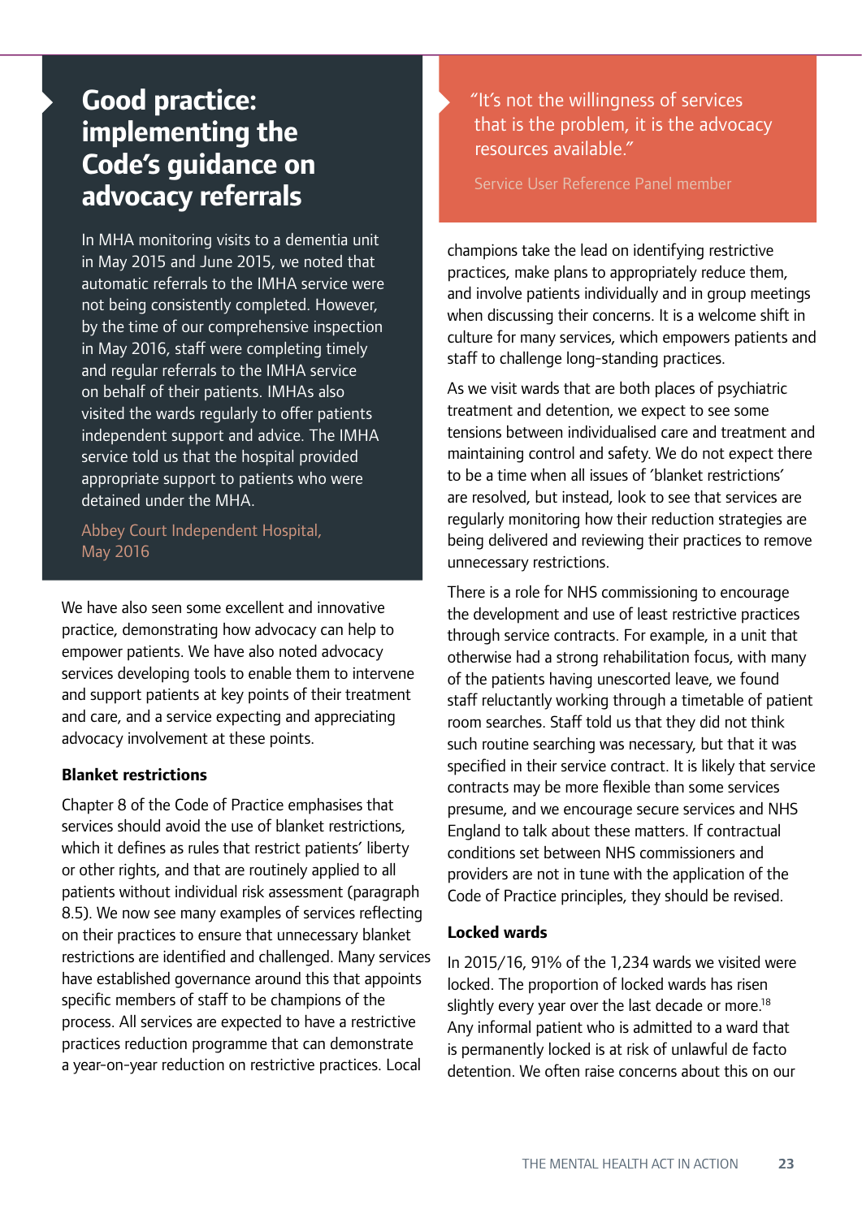## Good practice: implementing the Code's guidance on advocacy referrals

In MHA monitoring visits to a dementia unit in May 2015 and June 2015, we noted that automatic referrals to the IMHA service were not being consistently completed. However, by the time of our comprehensive inspection in May 2016, staff were completing timely and regular referrals to the IMHA service on behalf of their patients. IMHAs also visited the wards regularly to offer patients independent support and advice. The IMHA service told us that the hospital provided appropriate support to patients who were detained under the MHA.

Abbey Court Independent Hospital, May 2016

We have also seen some excellent and innovative practice, demonstrating how advocacy can help to empower patients. We have also noted advocacy services developing tools to enable them to intervene and support patients at key points of their treatment and care, and a service expecting and appreciating advocacy involvement at these points.

> "It's not the willingness of services that is the problem, it is the advocacy resources available."
>
> Service User Reference Panel member

### Blanket restrictions

Chapter 8 of the Code of Practice emphasises that services should avoid the use of blanket restrictions, which it defines as rules that restrict patients' liberty or other rights, and that are routinely applied to all patients without individual risk assessment (paragraph 8.5). We now see many examples of services reflecting on their practices to ensure that unnecessary blanket restrictions are identified and challenged. Many services have established governance around this that appoints specific members of staff to be champions of the process. All services are expected to have a restrictive practices reduction programme that can demonstrate a year-on-year reduction on restrictive practices. Local champions take the lead on identifying restrictive practices, make plans to appropriately reduce them, and involve patients individually and in group meetings when discussing their concerns. It is a welcome shift in culture for many services, which empowers patients and staff to challenge long-standing practices.

As we visit wards that are both places of psychiatric treatment and detention, we expect to see some tensions between individualised care and treatment and maintaining control and safety. We do not expect there to be a time when all issues of 'blanket restrictions' are resolved, but instead, look to see that services are regularly monitoring how their reduction strategies are being delivered and reviewing their practices to remove unnecessary restrictions.

There is a role for NHS commissioning to encourage the development and use of least restrictive practices through service contracts. For example, in a unit that otherwise had a strong rehabilitation focus, with many of the patients having unescorted leave, we found staff reluctantly working through a timetable of patient room searches. Staff told us that they did not think such routine searching was necessary, but that it was specified in their service contract. It is likely that service contracts may be more flexible than some services presume, and we encourage secure services and NHS England to talk about these matters. If contractual conditions set between NHS commissioners and providers are not in tune with the application of the Code of Practice principles, they should be revised.

### Locked wards

In 2015/16, 91% of the 1,234 wards we visited were locked. The proportion of locked wards has risen slightly every year over the last decade or more.[18] Any informal patient who is admitted to a ward that is permanently locked is at risk of unlawful de facto detention. We often raise concerns about this on our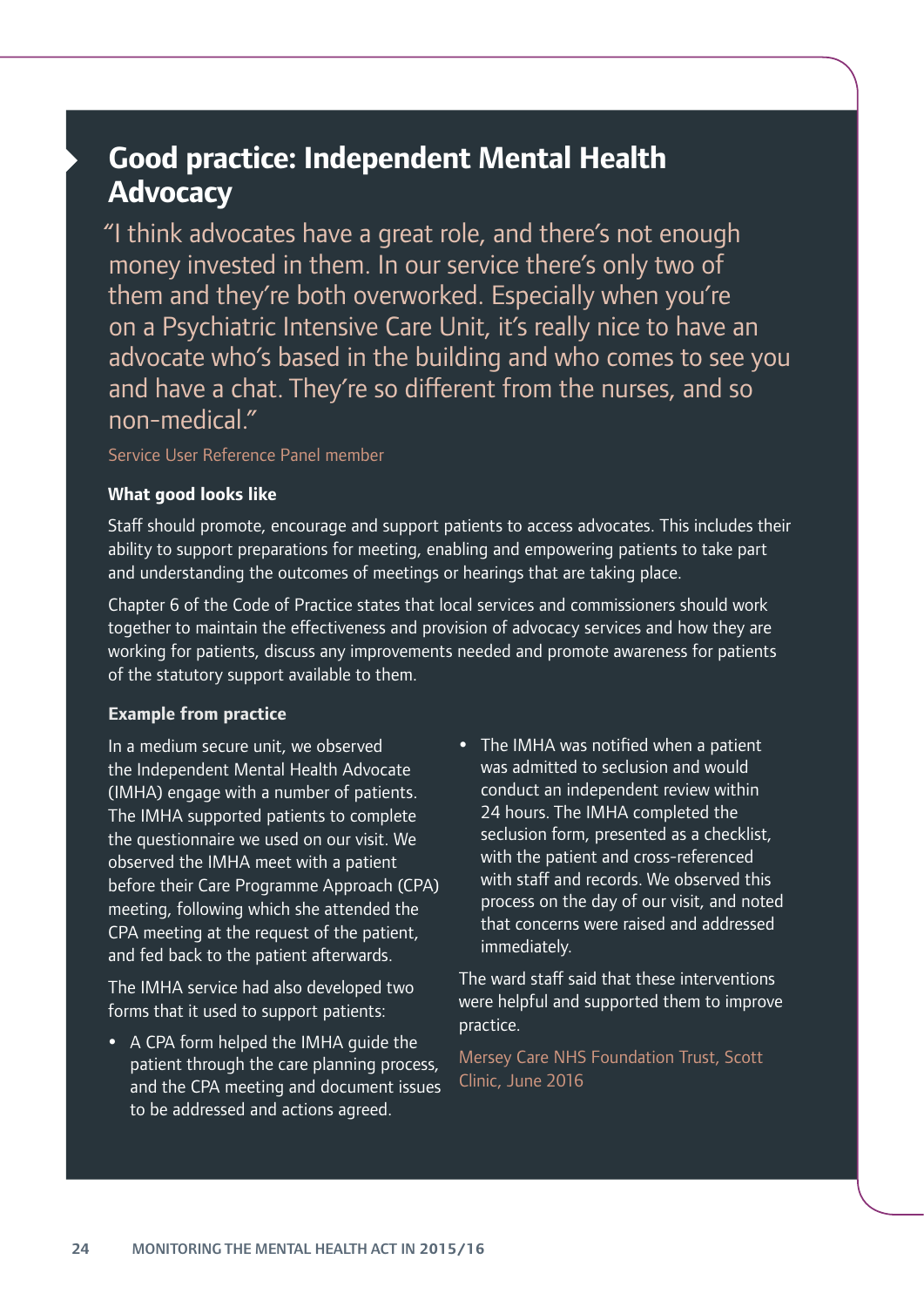## Good practice: Independent Mental Health Advocacy

"I think advocates have a great role, and there's not enough money invested in them. In our service there's only two of them and they're both overworked. Especially when you're on a Psychiatric Intensive Care Unit, it's really nice to have an advocate who's based in the building and who comes to see you and have a chat. They're so different from the nurses, and so non-medical."

Service User Reference Panel member

**What good looks like**

Staff should promote, encourage and support patients to access advocates. This includes their ability to support preparations for meeting, enabling and empowering patients to take part and understanding the outcomes of meetings or hearings that are taking place.

Chapter 6 of the Code of Practice states that local services and commissioners should work together to maintain the effectiveness and provision of advocacy services and how they are working for patients, discuss any improvements needed and promote awareness for patients of the statutory support available to them.

**Example from practice**

In a medium secure unit, we observed the Independent Mental Health Advocate (IMHA) engage with a number of patients. The IMHA supported patients to complete the questionnaire we used on our visit. We observed the IMHA meet with a patient before their Care Programme Approach (CPA) meeting, following which she attended the CPA meeting at the request of the patient, and fed back to the patient afterwards.

The IMHA service had also developed two forms that it used to support patients:

- A CPA form helped the IMHA guide the patient through the care planning process, and the CPA meeting and document issues to be addressed and actions agreed.
- The IMHA was notified when a patient was admitted to seclusion and would conduct an independent review within 24 hours. The IMHA completed the seclusion form, presented as a checklist, with the patient and cross-referenced with staff and records. We observed this process on the day of our visit, and noted that concerns were raised and addressed immediately.

The ward staff said that these interventions were helpful and supported them to improve practice.

Mersey Care NHS Foundation Trust, Scott Clinic, June 2016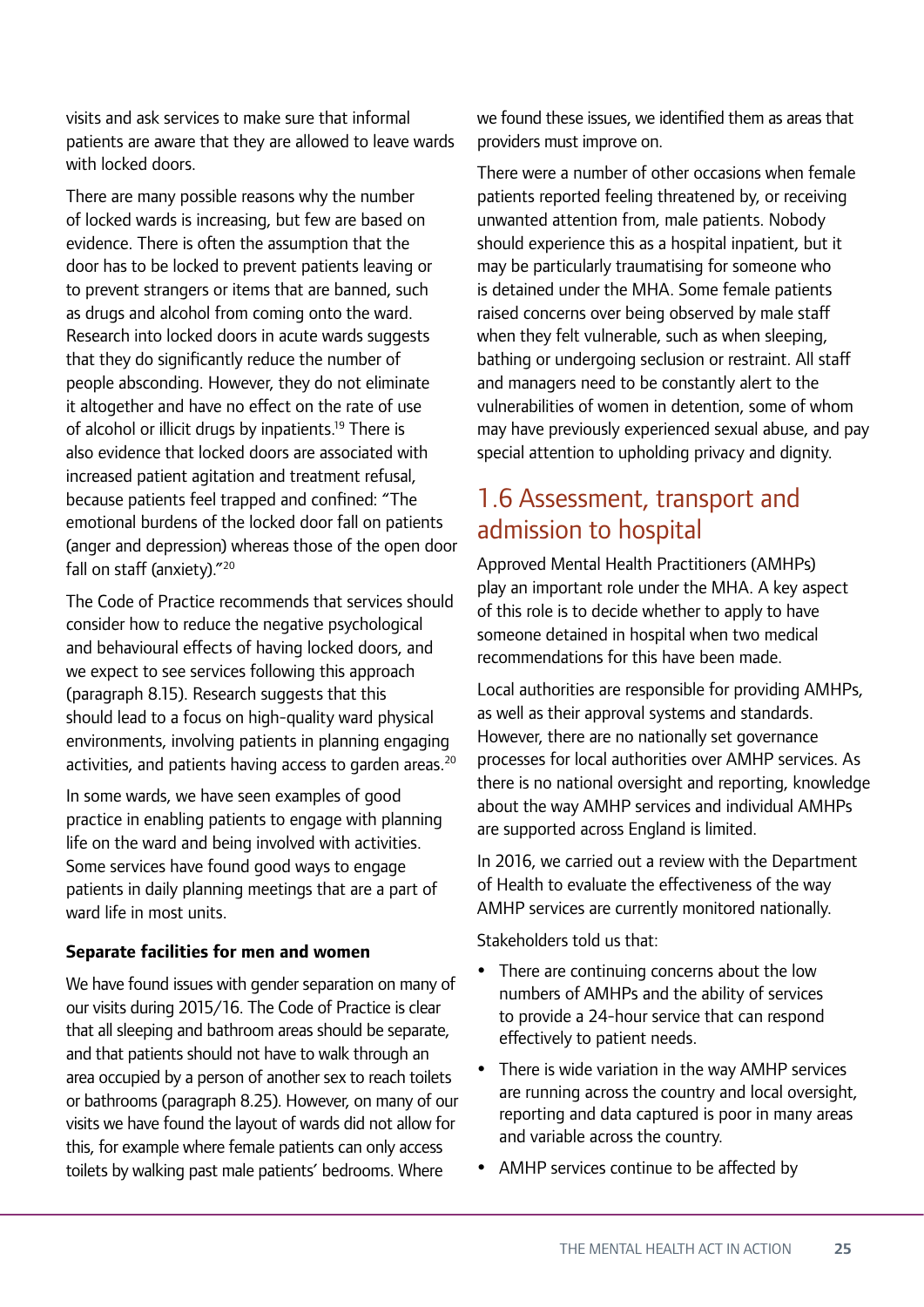visits and ask services to make sure that informal patients are aware that they are allowed to leave wards with locked doors.

There are many possible reasons why the number of locked wards is increasing, but few are based on evidence. There is often the assumption that the door has to be locked to prevent patients leaving or to prevent strangers or items that are banned, such as drugs and alcohol from coming onto the ward. Research into locked doors in acute wards suggests that they do significantly reduce the number of people absconding. However, they do not eliminate it altogether and have no effect on the rate of use of alcohol or illicit drugs by inpatients.[19] There is also evidence that locked doors are associated with increased patient agitation and treatment refusal, because patients feel trapped and confined: "The emotional burdens of the locked door fall on patients (anger and depression) whereas those of the open door fall on staff (anxiety)."[20]

The Code of Practice recommends that services should consider how to reduce the negative psychological and behavioural effects of having locked doors, and we expect to see services following this approach (paragraph 8.15). Research suggests that this should lead to a focus on high-quality ward physical environments, involving patients in planning engaging activities, and patients having access to garden areas.[20]

In some wards, we have seen examples of good practice in enabling patients to engage with planning life on the ward and being involved with activities. Some services have found good ways to engage patients in daily planning meetings that are a part of ward life in most units.

**Separate facilities for men and women**

We have found issues with gender separation on many of our visits during 2015/16. The Code of Practice is clear that all sleeping and bathroom areas should be separate, and that patients should not have to walk through an area occupied by a person of another sex to reach toilets or bathrooms (paragraph 8.25). However, on many of our visits we have found the layout of wards did not allow for this, for example where female patients can only access toilets by walking past male patients' bedrooms. Where we found these issues, we identified them as areas that providers must improve on.

There were a number of other occasions when female patients reported feeling threatened by, or receiving unwanted attention from, male patients. Nobody should experience this as a hospital inpatient, but it may be particularly traumatising for someone who is detained under the MHA. Some female patients raised concerns over being observed by male staff when they felt vulnerable, such as when sleeping, bathing or undergoing seclusion or restraint. All staff and managers need to be constantly alert to the vulnerabilities of women in detention, some of whom may have previously experienced sexual abuse, and pay special attention to upholding privacy and dignity.

## 1.6 Assessment, transport and admission to hospital

Approved Mental Health Practitioners (AMHPs) play an important role under the MHA. A key aspect of this role is to decide whether to apply to have someone detained in hospital when two medical recommendations for this have been made.

Local authorities are responsible for providing AMHPs, as well as their approval systems and standards. However, there are no nationally set governance processes for local authorities over AMHP services. As there is no national oversight and reporting, knowledge about the way AMHP services and individual AMHPs are supported across England is limited.

In 2016, we carried out a review with the Department of Health to evaluate the effectiveness of the way AMHP services are currently monitored nationally.

Stakeholders told us that:

- There are continuing concerns about the low numbers of AMHPs and the ability of services to provide a 24-hour service that can respond effectively to patient needs.
- There is wide variation in the way AMHP services are running across the country and local oversight, reporting and data captured is poor in many areas and variable across the country.
- AMHP services continue to be affected by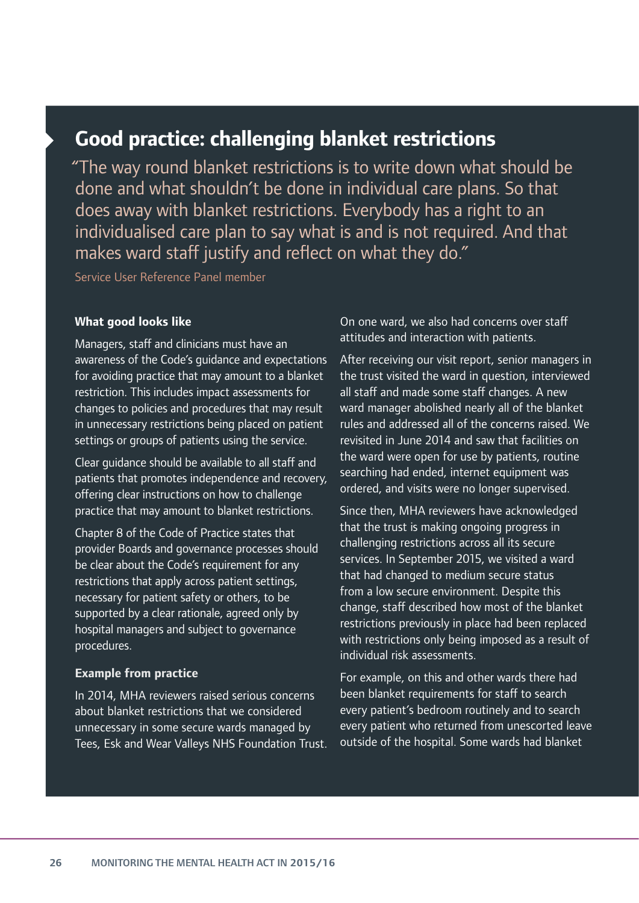## Good practice: challenging blanket restrictions

"The way round blanket restrictions is to write down what should be done and what shouldn't be done in individual care plans. So that does away with blanket restrictions. Everybody has a right to an individualised care plan to say what is and is not required. And that makes ward staff justify and reflect on what they do."

Service User Reference Panel member

**What good looks like**

Managers, staff and clinicians must have an awareness of the Code's guidance and expectations for avoiding practice that may amount to a blanket restriction. This includes impact assessments for changes to policies and procedures that may result in unnecessary restrictions being placed on patient settings or groups of patients using the service.

Clear guidance should be available to all staff and patients that promotes independence and recovery, offering clear instructions on how to challenge practice that may amount to blanket restrictions.

Chapter 8 of the Code of Practice states that provider Boards and governance processes should be clear about the Code's requirement for any restrictions that apply across patient settings, necessary for patient safety or others, to be supported by a clear rationale, agreed only by hospital managers and subject to governance procedures.

**Example from practice**

In 2014, MHA reviewers raised serious concerns about blanket restrictions that we considered unnecessary in some secure wards managed by Tees, Esk and Wear Valleys NHS Foundation Trust. On one ward, we also had concerns over staff attitudes and interaction with patients.

After receiving our visit report, senior managers in the trust visited the ward in question, interviewed all staff and made some staff changes. A new ward manager abolished nearly all of the blanket rules and addressed all of the concerns raised. We revisited in June 2014 and saw that facilities on the ward were open for use by patients, routine searching had ended, internet equipment was ordered, and visits were no longer supervised.

Since then, MHA reviewers have acknowledged that the trust is making ongoing progress in challenging restrictions across all its secure services. In September 2015, we visited a ward that had changed to medium secure status from a low secure environment. Despite this change, staff described how most of the blanket restrictions previously in place had been replaced with restrictions only being imposed as a result of individual risk assessments.

For example, on this and other wards there had been blanket requirements for staff to search every patient's bedroom routinely and to search every patient who returned from unescorted leave outside of the hospital. Some wards had blanket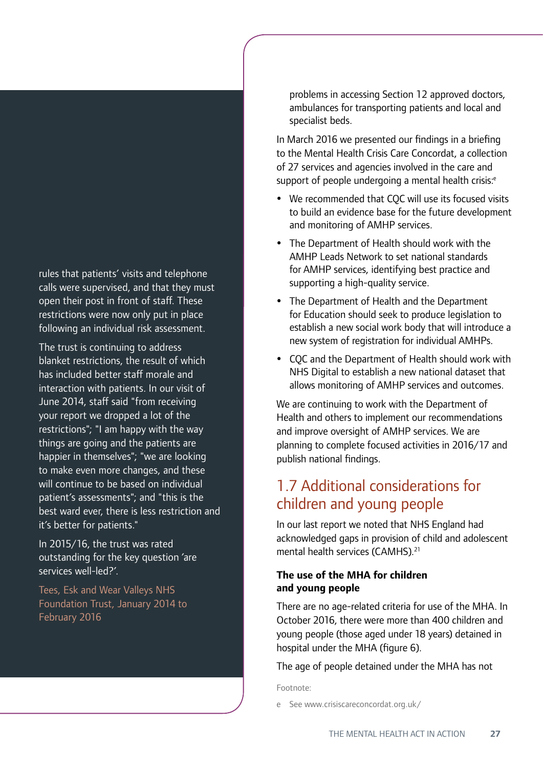rules that patients' visits and telephone calls were supervised, and that they must open their post in front of staff. These restrictions were now only put in place following an individual risk assessment.

The trust is continuing to address blanket restrictions, the result of which has included better staff morale and interaction with patients. In our visit of June 2014, staff said "from receiving your report we dropped a lot of the restrictions"; "I am happy with the way things are going and the patients are happier in themselves"; "we are looking to make even more changes, and these will continue to be based on individual patient's assessments"; and "this is the best ward ever, there is less restriction and it's better for patients."

In 2015/16, the trust was rated outstanding for the key question 'are services well-led?'.

Tees, Esk and Wear Valleys NHS Foundation Trust, January 2014 to February 2016

problems in accessing Section 12 approved doctors, ambulances for transporting patients and local and specialist beds.

In March 2016 we presented our findings in a briefing to the Mental Health Crisis Care Concordat, a collection of 27 services and agencies involved in the care and support of people undergoing a mental health crisis:[e]

- We recommended that CQC will use its focused visits to build an evidence base for the future development and monitoring of AMHP services.
- The Department of Health should work with the AMHP Leads Network to set national standards for AMHP services, identifying best practice and supporting a high-quality service.
- The Department of Health and the Department for Education should seek to produce legislation to establish a new social work body that will introduce a new system of registration for individual AMHPs.
- CQC and the Department of Health should work with NHS Digital to establish a new national dataset that allows monitoring of AMHP services and outcomes.

We are continuing to work with the Department of Health and others to implement our recommendations and improve oversight of AMHP services. We are planning to complete focused activities in 2016/17 and publish national findings.

## 1.7 Additional considerations for children and young people

In our last report we noted that NHS England had acknowledged gaps in provision of child and adolescent mental health services (CAMHS).[21]

### The use of the MHA for children and young people

There are no age-related criteria for use of the MHA. In October 2016, there were more than 400 children and young people (those aged under 18 years) detained in hospital under the MHA (figure 6).

The age of people detained under the MHA has not

Footnote:

e See www.crisiscareconcordat.org.uk/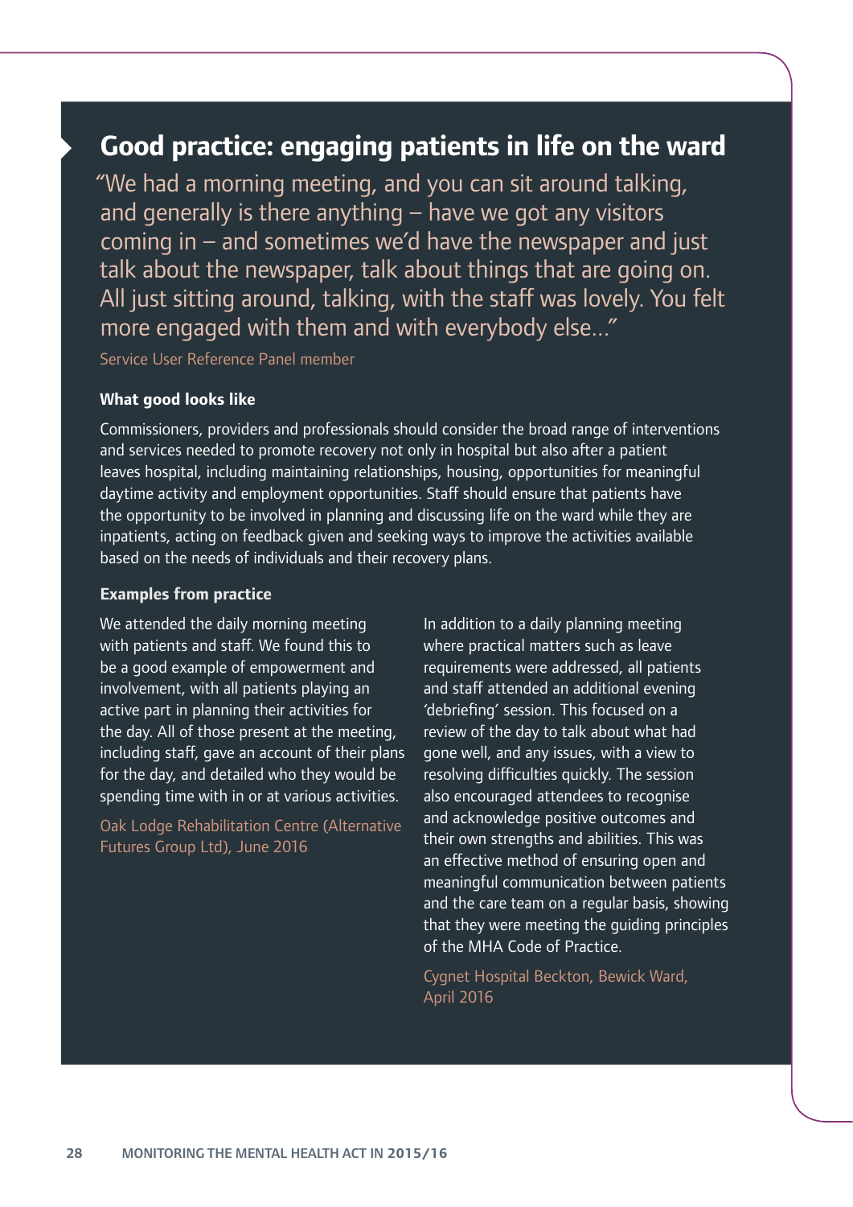## Good practice: engaging patients in life on the ward

"We had a morning meeting, and you can sit around talking, and generally is there anything – have we got any visitors coming in – and sometimes we'd have the newspaper and just talk about the newspaper, talk about things that are going on. All just sitting around, talking, with the staff was lovely. You felt more engaged with them and with everybody else..."

Service User Reference Panel member

### What good looks like

Commissioners, providers and professionals should consider the broad range of interventions and services needed to promote recovery not only in hospital but also after a patient leaves hospital, including maintaining relationships, housing, opportunities for meaningful daytime activity and employment opportunities. Staff should ensure that patients have the opportunity to be involved in planning and discussing life on the ward while they are inpatients, acting on feedback given and seeking ways to improve the activities available based on the needs of individuals and their recovery plans.

### Examples from practice

We attended the daily morning meeting with patients and staff. We found this to be a good example of empowerment and involvement, with all patients playing an active part in planning their activities for the day. All of those present at the meeting, including staff, gave an account of their plans for the day, and detailed who they would be spending time with in or at various activities.

Oak Lodge Rehabilitation Centre (Alternative Futures Group Ltd), June 2016

In addition to a daily planning meeting where practical matters such as leave requirements were addressed, all patients and staff attended an additional evening 'debriefing' session. This focused on a review of the day to talk about what had gone well, and any issues, with a view to resolving difficulties quickly. The session also encouraged attendees to recognise and acknowledge positive outcomes and their own strengths and abilities. This was an effective method of ensuring open and meaningful communication between patients and the care team on a regular basis, showing that they were meeting the guiding principles of the MHA Code of Practice.

Cygnet Hospital Beckton, Bewick Ward, April 2016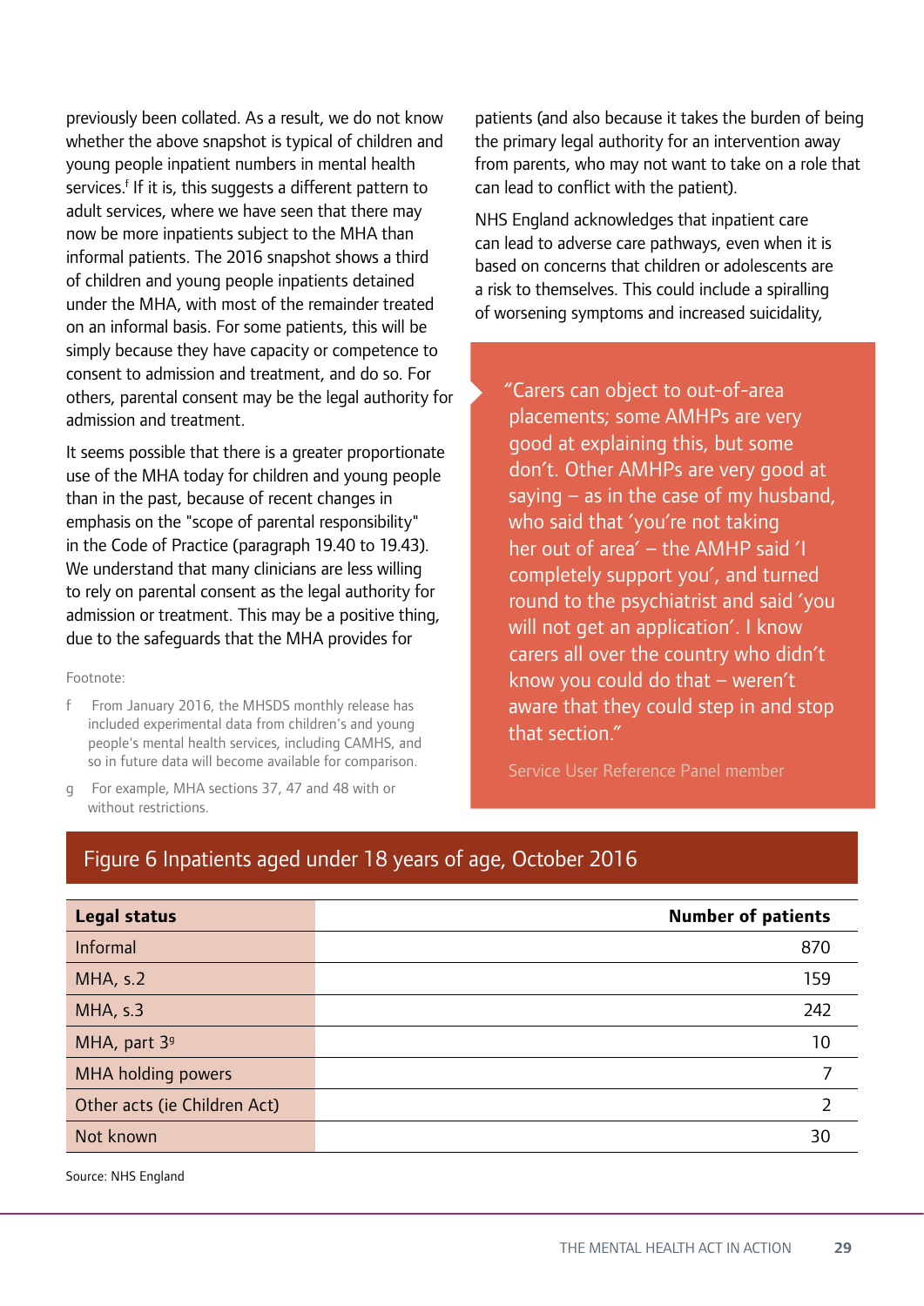previously been collated. As a result, we do not know whether the above snapshot is typical of children and young people inpatient numbers in mental health services.[f] If it is, this suggests a different pattern to adult services, where we have seen that there may now be more inpatients subject to the MHA than informal patients. The 2016 snapshot shows a third of children and young people inpatients detained under the MHA, with most of the remainder treated on an informal basis. For some patients, this will be simply because they have capacity or competence to consent to admission and treatment, and do so. For others, parental consent may be the legal authority for admission and treatment.

It seems possible that there is a greater proportionate use of the MHA today for children and young people than in the past, because of recent changes in emphasis on the "scope of parental responsibility" in the Code of Practice (paragraph 19.40 to 19.43). We understand that many clinicians are less willing to rely on parental consent as the legal authority for admission or treatment. This may be a positive thing, due to the safeguards that the MHA provides for patients (and also because it takes the burden of being the primary legal authority for an intervention away from parents, who may not want to take on a role that can lead to conflict with the patient).

NHS England acknowledges that inpatient care can lead to adverse care pathways, even when it is based on concerns that children or adolescents are a risk to themselves. This could include a spiralling of worsening symptoms and increased suicidality,

> "Carers can object to out-of-area placements; some AMHPs are very good at explaining this, but some don't. Other AMHPs are very good at saying – as in the case of my husband, who said that 'you're not taking her out of area' – the AMHP said 'I completely support you', and turned round to the psychiatrist and said 'you will not get an application'. I know carers all over the country who didn't know you could do that – weren't aware that they could step in and stop that section."
>
> Service User Reference Panel member

Footnote:

f From January 2016, the MHSDS monthly release has included experimental data from children's and young people's mental health services, including CAMHS, and so in future data will become available for comparison.

g For example, MHA sections 37, 47 and 48 with or without restrictions.

## Figure 6 Inpatients aged under 18 years of age, October 2016

| Legal status | Number of patients |
|---|---|
| Informal | 870 |
| MHA, s.2 | 159 |
| MHA, s.3 | 242 |
| MHA, part 3[g] | 10 |
| MHA holding powers | 7 |
| Other acts (ie Children Act) | 2 |
| Not known | 30 |

Source: NHS England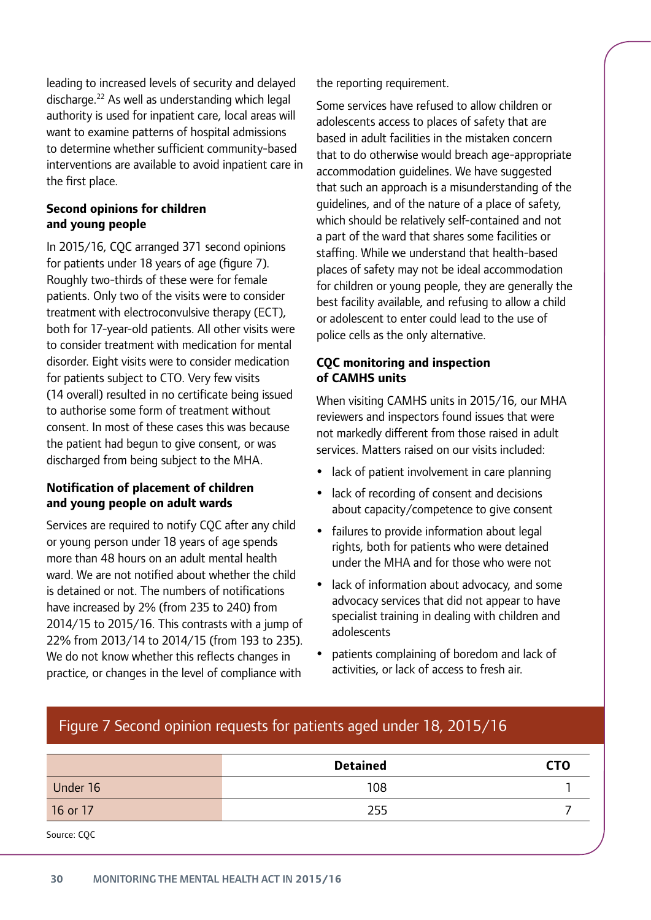leading to increased levels of security and delayed discharge.[22] As well as understanding which legal authority is used for inpatient care, local areas will want to examine patterns of hospital admissions to determine whether sufficient community-based interventions are available to avoid inpatient care in the first place.

### Second opinions for children and young people

In 2015/16, CQC arranged 371 second opinions for patients under 18 years of age (figure 7). Roughly two-thirds of these were for female patients. Only two of the visits were to consider treatment with electroconvulsive therapy (ECT), both for 17-year-old patients. All other visits were to consider treatment with medication for mental disorder. Eight visits were to consider medication for patients subject to CTO. Very few visits (14 overall) resulted in no certificate being issued to authorise some form of treatment without consent. In most of these cases this was because the patient had begun to give consent, or was discharged from being subject to the MHA.

### Notification of placement of children and young people on adult wards

Services are required to notify CQC after any child or young person under 18 years of age spends more than 48 hours on an adult mental health ward. We are not notified about whether the child is detained or not. The numbers of notifications have increased by 2% (from 235 to 240) from 2014/15 to 2015/16. This contrasts with a jump of 22% from 2013/14 to 2014/15 (from 193 to 235). We do not know whether this reflects changes in practice, or changes in the level of compliance with the reporting requirement.

Some services have refused to allow children or adolescents access to places of safety that are based in adult facilities in the mistaken concern that to do otherwise would breach age-appropriate accommodation guidelines. We have suggested that such an approach is a misunderstanding of the guidelines, and of the nature of a place of safety, which should be relatively self-contained and not a part of the ward that shares some facilities or staffing. While we understand that health-based places of safety may not be ideal accommodation for children or young people, they are generally the best facility available, and refusing to allow a child or adolescent to enter could lead to the use of police cells as the only alternative.

### CQC monitoring and inspection of CAMHS units

When visiting CAMHS units in 2015/16, our MHA reviewers and inspectors found issues that were not markedly different from those raised in adult services. Matters raised on our visits included:

- lack of patient involvement in care planning
- lack of recording of consent and decisions about capacity/competence to give consent
- failures to provide information about legal rights, both for patients who were detained under the MHA and for those who were not
- lack of information about advocacy, and some advocacy services that did not appear to have specialist training in dealing with children and adolescents
- patients complaining of boredom and lack of activities, or lack of access to fresh air.

**Figure 7 Second opinion requests for patients aged under 18, 2015/16**

| | Detained | CTO |
|---|---|---|
| Under 16 | 108 | 1 |
| 16 or 17 | 255 | 7 |

Source: CQC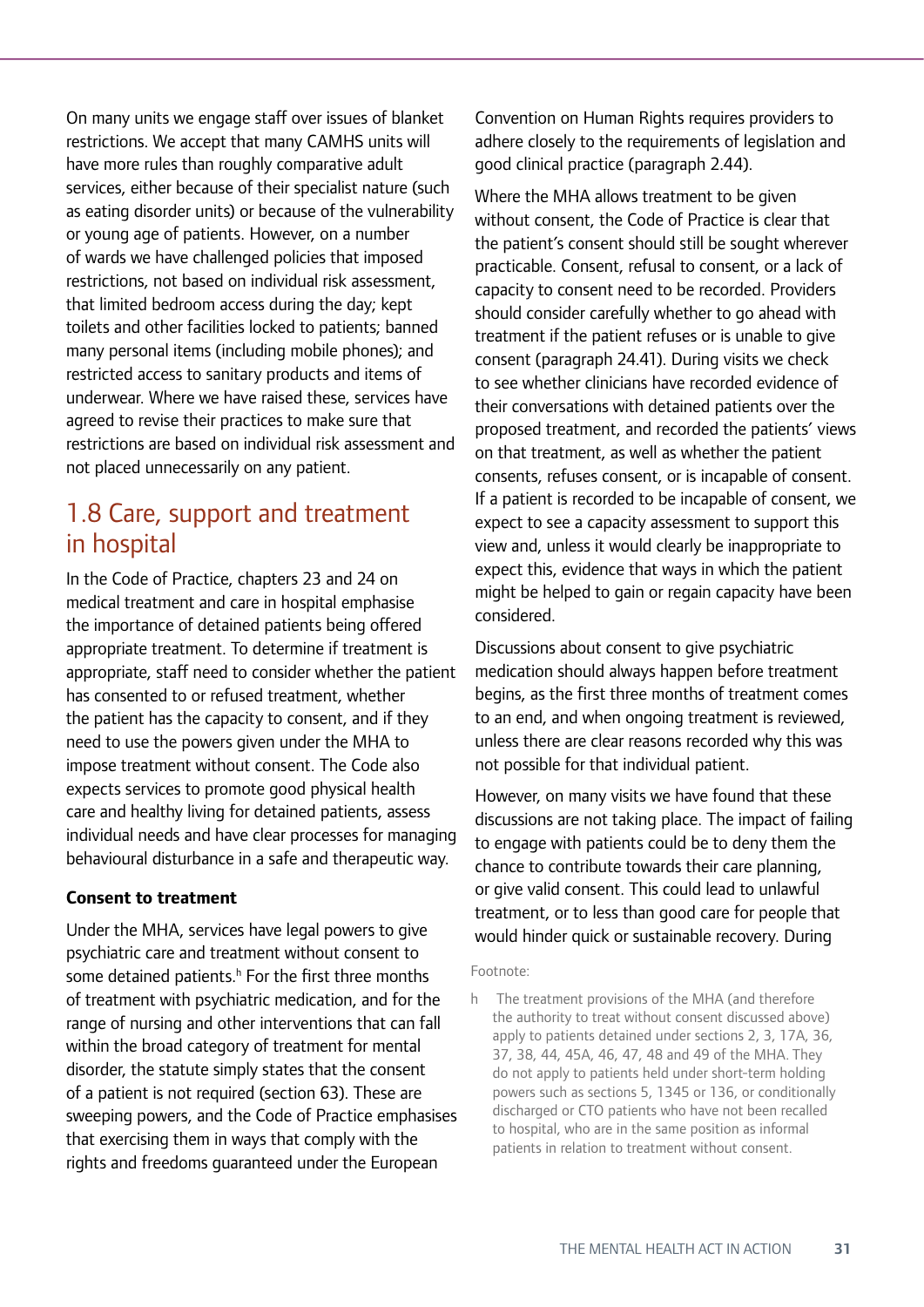On many units we engage staff over issues of blanket restrictions. We accept that many CAMHS units will have more rules than roughly comparative adult services, either because of their specialist nature (such as eating disorder units) or because of the vulnerability or young age of patients. However, on a number of wards we have challenged policies that imposed restrictions, not based on individual risk assessment, that limited bedroom access during the day; kept toilets and other facilities locked to patients; banned many personal items (including mobile phones); and restricted access to sanitary products and items of underwear. Where we have raised these, services have agreed to revise their practices to make sure that restrictions are based on individual risk assessment and not placed unnecessarily on any patient.

## 1.8 Care, support and treatment in hospital

In the Code of Practice, chapters 23 and 24 on medical treatment and care in hospital emphasise the importance of detained patients being offered appropriate treatment. To determine if treatment is appropriate, staff need to consider whether the patient has consented to or refused treatment, whether the patient has the capacity to consent, and if they need to use the powers given under the MHA to impose treatment without consent. The Code also expects services to promote good physical health care and healthy living for detained patients, assess individual needs and have clear processes for managing behavioural disturbance in a safe and therapeutic way.

### Consent to treatment

Under the MHA, services have legal powers to give psychiatric care and treatment without consent to some detained patients.[h] For the first three months of treatment with psychiatric medication, and for the range of nursing and other interventions that can fall within the broad category of treatment for mental disorder, the statute simply states that the consent of a patient is not required (section 63). These are sweeping powers, and the Code of Practice emphasises that exercising them in ways that comply with the rights and freedoms guaranteed under the European Convention on Human Rights requires providers to adhere closely to the requirements of legislation and good clinical practice (paragraph 2.44).

Where the MHA allows treatment to be given without consent, the Code of Practice is clear that the patient's consent should still be sought wherever practicable. Consent, refusal to consent, or a lack of capacity to consent need to be recorded. Providers should consider carefully whether to go ahead with treatment if the patient refuses or is unable to give consent (paragraph 24.41). During visits we check to see whether clinicians have recorded evidence of their conversations with detained patients over the proposed treatment, and recorded the patients' views on that treatment, as well as whether the patient consents, refuses consent, or is incapable of consent. If a patient is recorded to be incapable of consent, we expect to see a capacity assessment to support this view and, unless it would clearly be inappropriate to expect this, evidence that ways in which the patient might be helped to gain or regain capacity have been considered.

Discussions about consent to give psychiatric medication should always happen before treatment begins, as the first three months of treatment comes to an end, and when ongoing treatment is reviewed, unless there are clear reasons recorded why this was not possible for that individual patient.

However, on many visits we have found that these discussions are not taking place. The impact of failing to engage with patients could be to deny them the chance to contribute towards their care planning, or give valid consent. This could lead to unlawful treatment, or to less than good care for people that would hinder quick or sustainable recovery. During

Footnote:

h The treatment provisions of the MHA (and therefore the authority to treat without consent discussed above) apply to patients detained under sections 2, 3, 17A, 36, 37, 38, 44, 45A, 46, 47, 48 and 49 of the MHA. They do not apply to patients held under short-term holding powers such as sections 5, 1345 or 136, or conditionally discharged or CTO patients who have not been recalled to hospital, who are in the same position as informal patients in relation to treatment without consent.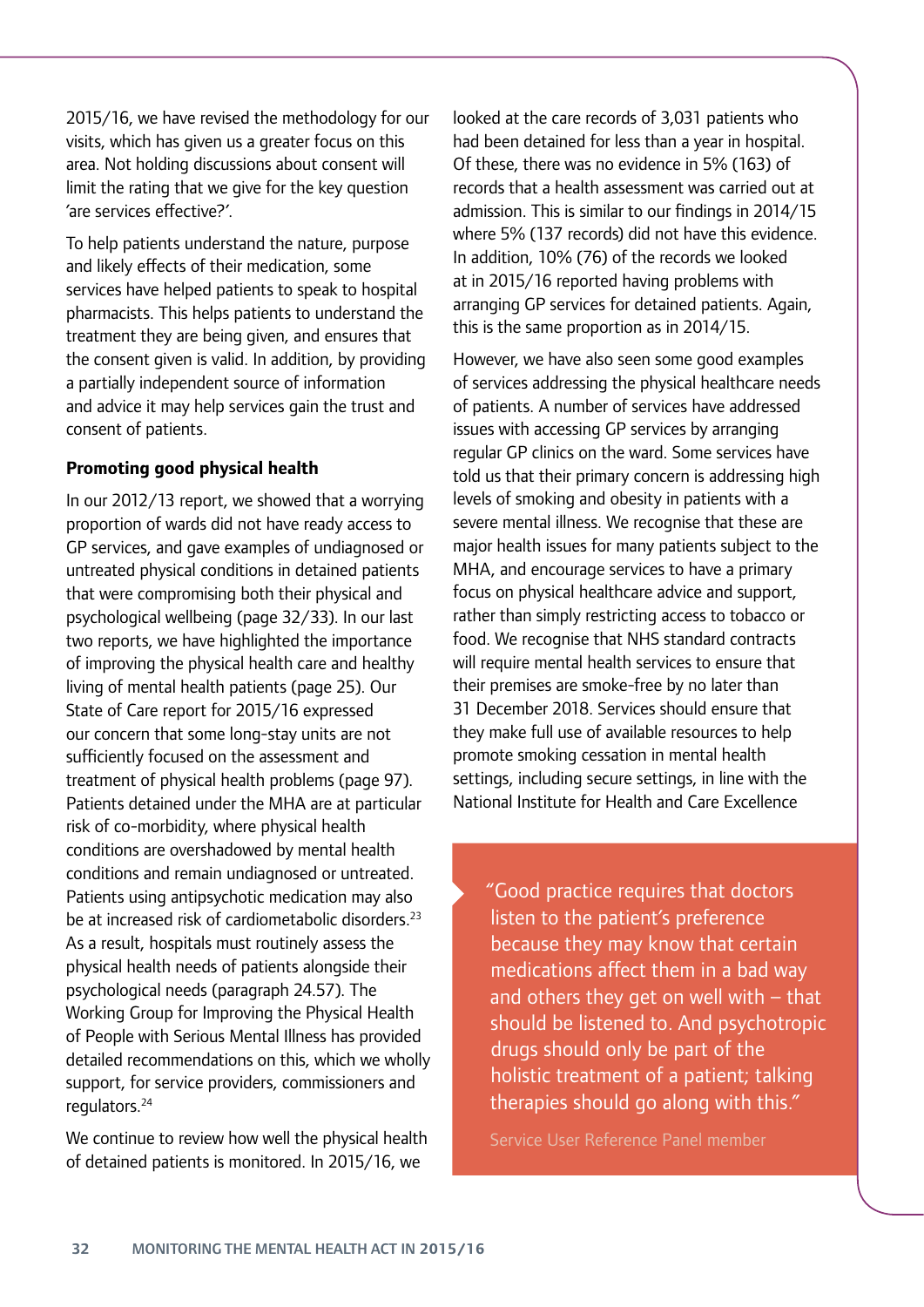2015/16, we have revised the methodology for our visits, which has given us a greater focus on this area. Not holding discussions about consent will limit the rating that we give for the key question 'are services effective?'.

To help patients understand the nature, purpose and likely effects of their medication, some services have helped patients to speak to hospital pharmacists. This helps patients to understand the treatment they are being given, and ensures that the consent given is valid. In addition, by providing a partially independent source of information and advice it may help services gain the trust and consent of patients.

**Promoting good physical health**

In our 2012/13 report, we showed that a worrying proportion of wards did not have ready access to GP services, and gave examples of undiagnosed or untreated physical conditions in detained patients that were compromising both their physical and psychological wellbeing (page 32/33). In our last two reports, we have highlighted the importance of improving the physical health care and healthy living of mental health patients (page 25). Our State of Care report for 2015/16 expressed our concern that some long-stay units are not sufficiently focused on the assessment and treatment of physical health problems (page 97). Patients detained under the MHA are at particular risk of co-morbidity, where physical health conditions are overshadowed by mental health conditions and remain undiagnosed or untreated. Patients using antipsychotic medication may also be at increased risk of cardiometabolic disorders.[23] As a result, hospitals must routinely assess the physical health needs of patients alongside their psychological needs (paragraph 24.57). The Working Group for Improving the Physical Health of People with Serious Mental Illness has provided detailed recommendations on this, which we wholly support, for service providers, commissioners and regulators.[24]

We continue to review how well the physical health of detained patients is monitored. In 2015/16, we looked at the care records of 3,031 patients who had been detained for less than a year in hospital. Of these, there was no evidence in 5% (163) of records that a health assessment was carried out at admission. This is similar to our findings in 2014/15 where 5% (137 records) did not have this evidence. In addition, 10% (76) of the records we looked at in 2015/16 reported having problems with arranging GP services for detained patients. Again, this is the same proportion as in 2014/15.

However, we have also seen some good examples of services addressing the physical healthcare needs of patients. A number of services have addressed issues with accessing GP services by arranging regular GP clinics on the ward. Some services have told us that their primary concern is addressing high levels of smoking and obesity in patients with a severe mental illness. We recognise that these are major health issues for many patients subject to the MHA, and encourage services to have a primary focus on physical healthcare advice and support, rather than simply restricting access to tobacco or food. We recognise that NHS standard contracts will require mental health services to ensure that their premises are smoke-free by no later than 31 December 2018. Services should ensure that they make full use of available resources to help promote smoking cessation in mental health settings, including secure settings, in line with the National Institute for Health and Care Excellence

> "Good practice requires that doctors listen to the patient's preference because they may know that certain medications affect them in a bad way and others they get on well with – that should be listened to. And psychotropic drugs should only be part of the holistic treatment of a patient; talking therapies should go along with this."
>
> Service User Reference Panel member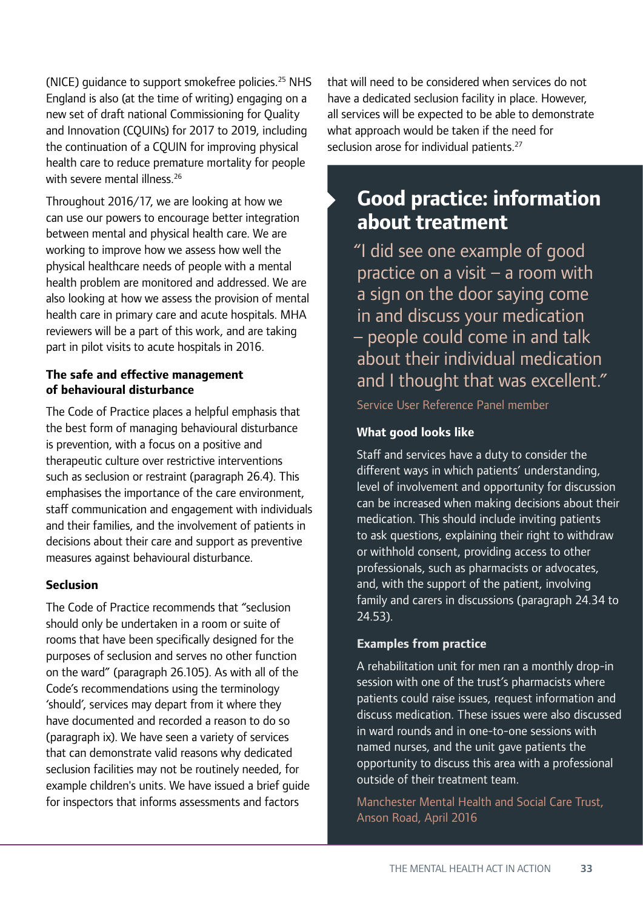(NICE) guidance to support smokefree policies.[25] NHS England is also (at the time of writing) engaging on a new set of draft national Commissioning for Quality and Innovation (CQUINs) for 2017 to 2019, including the continuation of a CQUIN for improving physical health care to reduce premature mortality for people with severe mental illness.[26]

Throughout 2016/17, we are looking at how we can use our powers to encourage better integration between mental and physical health care. We are working to improve how we assess how well the physical healthcare needs of people with a mental health problem are monitored and addressed. We are also looking at how we assess the provision of mental health care in primary care and acute hospitals. MHA reviewers will be a part of this work, and are taking part in pilot visits to acute hospitals in 2016.

**The safe and effective management of behavioural disturbance**

The Code of Practice places a helpful emphasis that the best form of managing behavioural disturbance is prevention, with a focus on a positive and therapeutic culture over restrictive interventions such as seclusion or restraint (paragraph 26.4). This emphasises the importance of the care environment, staff communication and engagement with individuals and their families, and the involvement of patients in decisions about their care and support as preventive measures against behavioural disturbance.

**Seclusion**

The Code of Practice recommends that "seclusion should only be undertaken in a room or suite of rooms that have been specifically designed for the purposes of seclusion and serves no other function on the ward" (paragraph 26.105). As with all of the Code's recommendations using the terminology 'should', services may depart from it where they have documented and recorded a reason to do so (paragraph ix). We have seen a variety of services that can demonstrate valid reasons why dedicated seclusion facilities may not be routinely needed, for example children's units. We have issued a brief guide for inspectors that informs assessments and factors that will need to be considered when services do not have a dedicated seclusion facility in place. However, all services will be expected to be able to demonstrate what approach would be taken if the need for seclusion arose for individual patients.[27]

## Good practice: information about treatment

"I did see one example of good practice on a visit – a room with a sign on the door saying come in and discuss your medication – people could come in and talk about their individual medication and I thought that was excellent."

Service User Reference Panel member

**What good looks like**

Staff and services have a duty to consider the different ways in which patients' understanding, level of involvement and opportunity for discussion can be increased when making decisions about their medication. This should include inviting patients to ask questions, explaining their right to withdraw or withhold consent, providing access to other professionals, such as pharmacists or advocates, and, with the support of the patient, involving family and carers in discussions (paragraph 24.34 to 24.53).

**Examples from practice**

A rehabilitation unit for men ran a monthly drop-in session with one of the trust's pharmacists where patients could raise issues, request information and discuss medication. These issues were also discussed in ward rounds and in one-to-one sessions with named nurses, and the unit gave patients the opportunity to discuss this area with a professional outside of their treatment team.

Manchester Mental Health and Social Care Trust, Anson Road, April 2016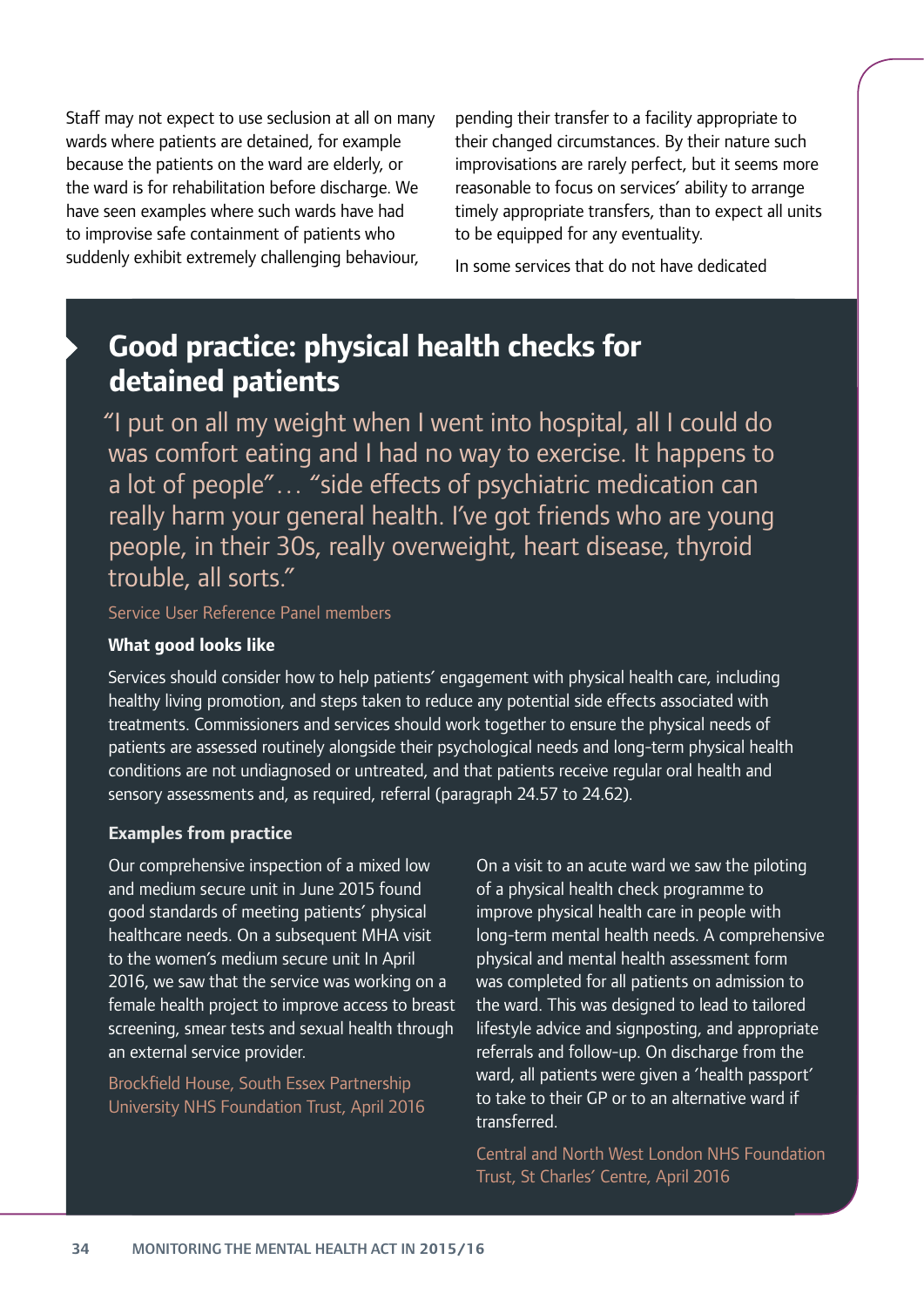Staff may not expect to use seclusion at all on many wards where patients are detained, for example because the patients on the ward are elderly, or the ward is for rehabilitation before discharge. We have seen examples where such wards have had to improvise safe containment of patients who suddenly exhibit extremely challenging behaviour, pending their transfer to a facility appropriate to their changed circumstances. By their nature such improvisations are rarely perfect, but it seems more reasonable to focus on services' ability to arrange timely appropriate transfers, than to expect all units to be equipped for any eventuality.

In some services that do not have dedicated

## Good practice: physical health checks for detained patients

"I put on all my weight when I went into hospital, all I could do was comfort eating and I had no way to exercise. It happens to a lot of people"… "side effects of psychiatric medication can really harm your general health. I've got friends who are young people, in their 30s, really overweight, heart disease, thyroid trouble, all sorts."

Service User Reference Panel members

**What good looks like**

Services should consider how to help patients' engagement with physical health care, including healthy living promotion, and steps taken to reduce any potential side effects associated with treatments. Commissioners and services should work together to ensure the physical needs of patients are assessed routinely alongside their psychological needs and long-term physical health conditions are not undiagnosed or untreated, and that patients receive regular oral health and sensory assessments and, as required, referral (paragraph 24.57 to 24.62).

**Examples from practice**

Our comprehensive inspection of a mixed low and medium secure unit in June 2015 found good standards of meeting patients' physical healthcare needs. On a subsequent MHA visit to the women's medium secure unit In April 2016, we saw that the service was working on a female health project to improve access to breast screening, smear tests and sexual health through an external service provider.

Brockfield House, South Essex Partnership University NHS Foundation Trust, April 2016

On a visit to an acute ward we saw the piloting of a physical health check programme to improve physical health care in people with long-term mental health needs. A comprehensive physical and mental health assessment form was completed for all patients on admission to the ward. This was designed to lead to tailored lifestyle advice and signposting, and appropriate referrals and follow-up. On discharge from the ward, all patients were given a 'health passport' to take to their GP or to an alternative ward if transferred.

Central and North West London NHS Foundation Trust, St Charles' Centre, April 2016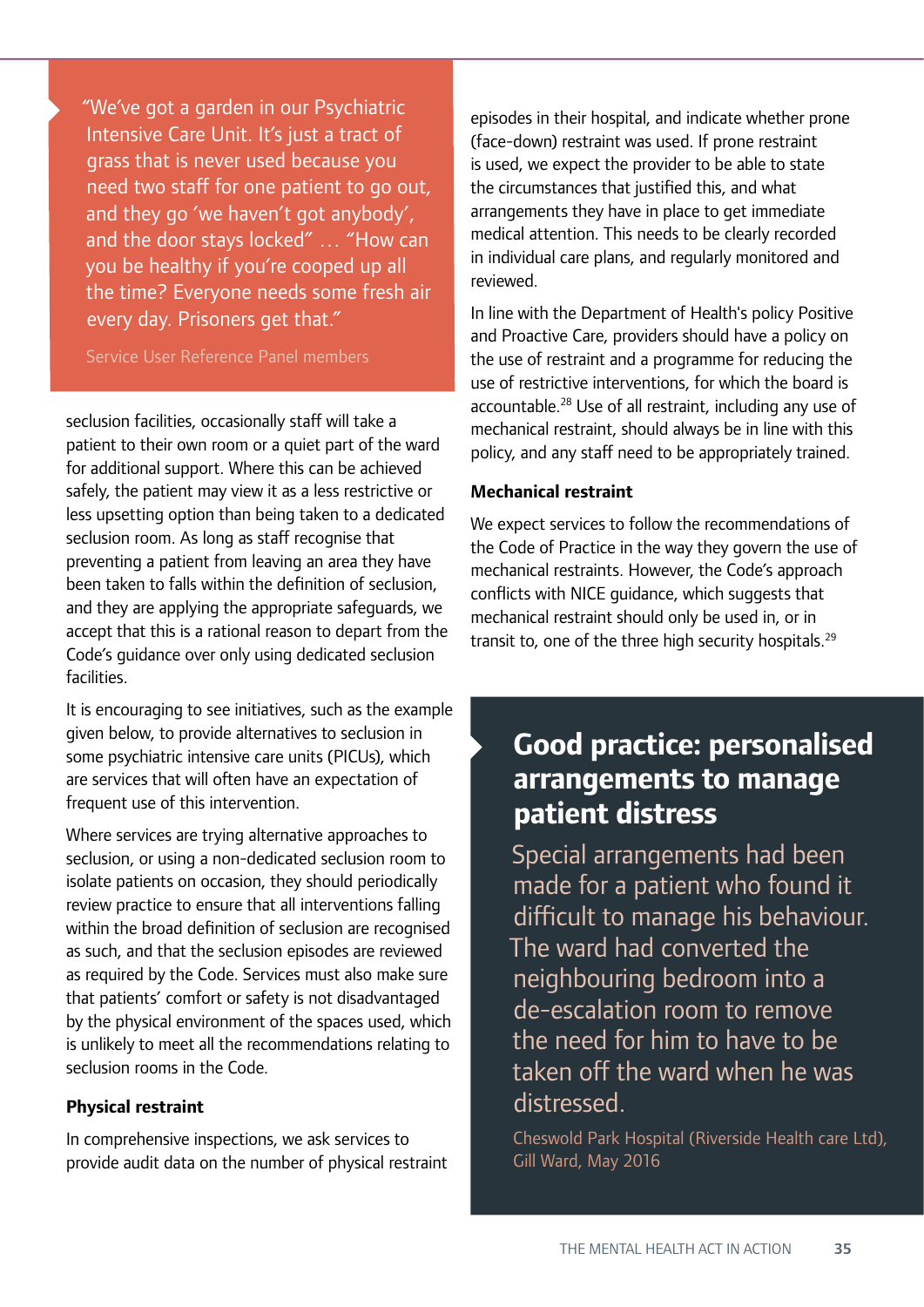> "We've got a garden in our Psychiatric Intensive Care Unit. It's just a tract of grass that is never used because you need two staff for one patient to go out, and they go 'we haven't got anybody', and the door stays locked" … "How can you be healthy if you're cooped up all the time? Everyone needs some fresh air every day. Prisoners get that."
>
> Service User Reference Panel members

seclusion facilities, occasionally staff will take a patient to their own room or a quiet part of the ward for additional support. Where this can be achieved safely, the patient may view it as a less restrictive or less upsetting option than being taken to a dedicated seclusion room. As long as staff recognise that preventing a patient from leaving an area they have been taken to falls within the definition of seclusion, and they are applying the appropriate safeguards, we accept that this is a rational reason to depart from the Code's guidance over only using dedicated seclusion facilities.

It is encouraging to see initiatives, such as the example given below, to provide alternatives to seclusion in some psychiatric intensive care units (PICUs), which are services that will often have an expectation of frequent use of this intervention.

Where services are trying alternative approaches to seclusion, or using a non-dedicated seclusion room to isolate patients on occasion, they should periodically review practice to ensure that all interventions falling within the broad definition of seclusion are recognised as such, and that the seclusion episodes are reviewed as required by the Code. Services must also make sure that patients' comfort or safety is not disadvantaged by the physical environment of the spaces used, which is unlikely to meet all the recommendations relating to seclusion rooms in the Code.

### Physical restraint

In comprehensive inspections, we ask services to provide audit data on the number of physical restraint episodes in their hospital, and indicate whether prone (face-down) restraint was used. If prone restraint is used, we expect the provider to be able to state the circumstances that justified this, and what arrangements they have in place to get immediate medical attention. This needs to be clearly recorded in individual care plans, and regularly monitored and reviewed.

In line with the Department of Health's policy Positive and Proactive Care, providers should have a policy on the use of restraint and a programme for reducing the use of restrictive interventions, for which the board is accountable.[28] Use of all restraint, including any use of mechanical restraint, should always be in line with this policy, and any staff need to be appropriately trained.

### Mechanical restraint

We expect services to follow the recommendations of the Code of Practice in the way they govern the use of mechanical restraints. However, the Code's approach conflicts with NICE guidance, which suggests that mechanical restraint should only be used in, or in transit to, one of the three high security hospitals.[29]

## Good practice: personalised arrangements to manage patient distress

Special arrangements had been made for a patient who found it difficult to manage his behaviour. The ward had converted the neighbouring bedroom into a de-escalation room to remove the need for him to have to be taken off the ward when he was distressed.

Cheswold Park Hospital (Riverside Health care Ltd), Gill Ward, May 2016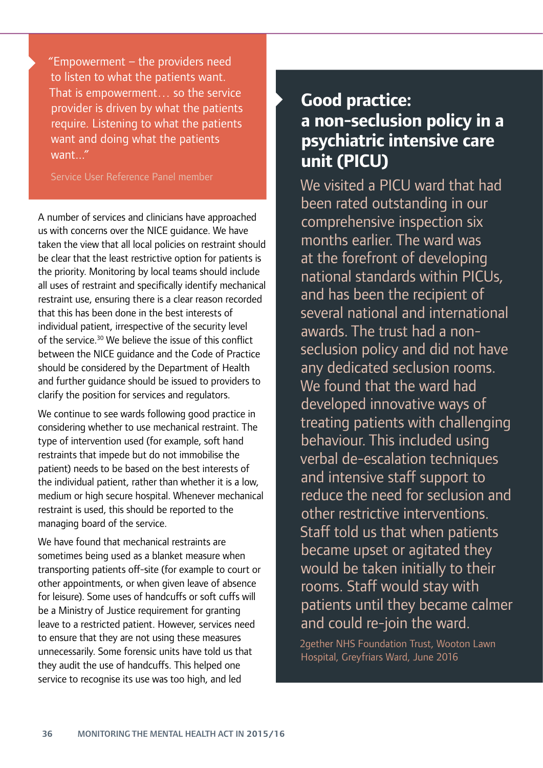> "Empowerment – the providers need to listen to what the patients want. That is empowerment… so the service provider is driven by what the patients require. Listening to what the patients want and doing what the patients want..."
>
> Service User Reference Panel member

A number of services and clinicians have approached us with concerns over the NICE guidance. We have taken the view that all local policies on restraint should be clear that the least restrictive option for patients is the priority. Monitoring by local teams should include all uses of restraint and specifically identify mechanical restraint use, ensuring there is a clear reason recorded that this has been done in the best interests of individual patient, irrespective of the security level of the service.[30] We believe the issue of this conflict between the NICE guidance and the Code of Practice should be considered by the Department of Health and further guidance should be issued to providers to clarify the position for services and regulators.

We continue to see wards following good practice in considering whether to use mechanical restraint. The type of intervention used (for example, soft hand restraints that impede but do not immobilise the patient) needs to be based on the best interests of the individual patient, rather than whether it is a low, medium or high secure hospital. Whenever mechanical restraint is used, this should be reported to the managing board of the service.

We have found that mechanical restraints are sometimes being used as a blanket measure when transporting patients off-site (for example to court or other appointments, or when given leave of absence for leisure). Some uses of handcuffs or soft cuffs will be a Ministry of Justice requirement for granting leave to a restricted patient. However, services need to ensure that they are not using these measures unnecessarily. Some forensic units have told us that they audit the use of handcuffs. This helped one service to recognise its use was too high, and led

## Good practice: a non-seclusion policy in a psychiatric intensive care unit (PICU)

We visited a PICU ward that had been rated outstanding in our comprehensive inspection six months earlier. The ward was at the forefront of developing national standards within PICUs, and has been the recipient of several national and international awards. The trust had a non-seclusion policy and did not have any dedicated seclusion rooms. We found that the ward had developed innovative ways of treating patients with challenging behaviour. This included using verbal de-escalation techniques and intensive staff support to reduce the need for seclusion and other restrictive interventions. Staff told us that when patients became upset or agitated they would be taken initially to their rooms. Staff would stay with patients until they became calmer and could re-join the ward.

2gether NHS Foundation Trust, Wooton Lawn Hospital, Greyfriars Ward, June 2016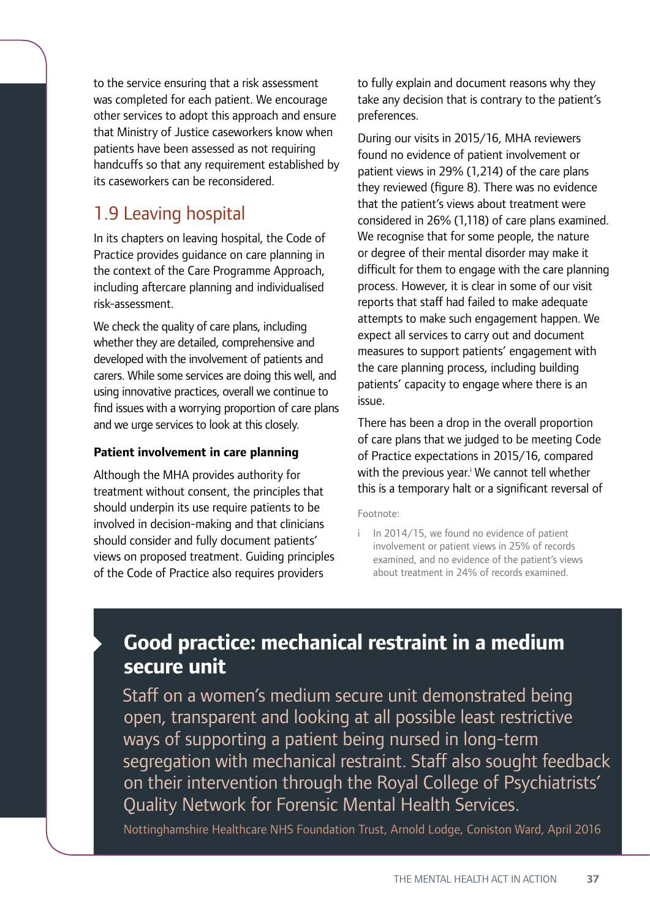to the service ensuring that a risk assessment was completed for each patient. We encourage other services to adopt this approach and ensure that Ministry of Justice caseworkers know when patients have been assessed as not requiring handcuffs so that any requirement established by its caseworkers can be reconsidered.

## 1.9 Leaving hospital

In its chapters on leaving hospital, the Code of Practice provides guidance on care planning in the context of the Care Programme Approach, including aftercare planning and individualised risk-assessment.

We check the quality of care plans, including whether they are detailed, comprehensive and developed with the involvement of patients and carers. While some services are doing this well, and using innovative practices, overall we continue to find issues with a worrying proportion of care plans and we urge services to look at this closely.

### Patient involvement in care planning

Although the MHA provides authority for treatment without consent, the principles that should underpin its use require patients to be involved in decision-making and that clinicians should consider and fully document patients' views on proposed treatment. Guiding principles of the Code of Practice also requires providers to fully explain and document reasons why they take any decision that is contrary to the patient's preferences.

During our visits in 2015/16, MHA reviewers found no evidence of patient involvement or patient views in 29% (1,214) of the care plans they reviewed (figure 8). There was no evidence that the patient's views about treatment were considered in 26% (1,118) of care plans examined. We recognise that for some people, the nature or degree of their mental disorder may make it difficult for them to engage with the care planning process. However, it is clear in some of our visit reports that staff had failed to make adequate attempts to make such engagement happen. We expect all services to carry out and document measures to support patients' engagement with the care planning process, including building patients' capacity to engage where there is an issue.

There has been a drop in the overall proportion of care plans that we judged to be meeting Code of Practice expectations in 2015/16, compared with the previous year.[i] We cannot tell whether this is a temporary halt or a significant reversal of

Footnote:

i In 2014/15, we found no evidence of patient involvement or patient views in 25% of records examined, and no evidence of the patient's views about treatment in 24% of records examined.

## Good practice: mechanical restraint in a medium secure unit

Staff on a women's medium secure unit demonstrated being open, transparent and looking at all possible least restrictive ways of supporting a patient being nursed in long-term segregation with mechanical restraint. Staff also sought feedback on their intervention through the Royal College of Psychiatrists' Quality Network for Forensic Mental Health Services.

Nottinghamshire Healthcare NHS Foundation Trust, Arnold Lodge, Coniston Ward, April 2016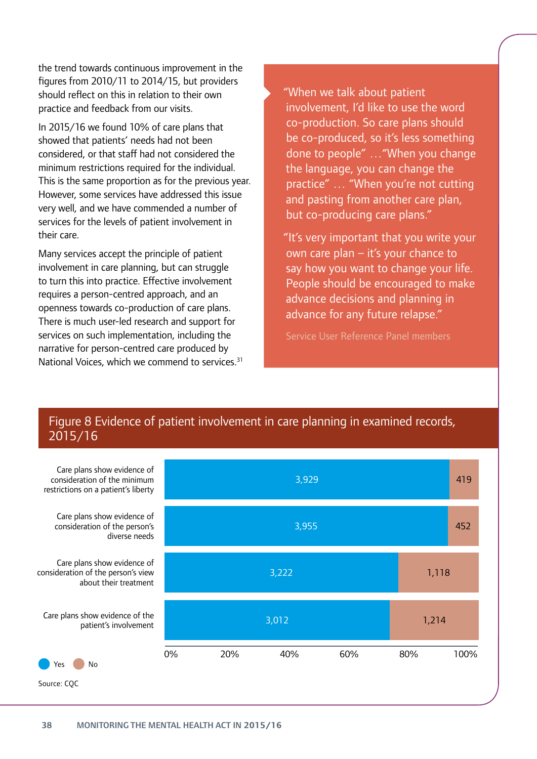the trend towards continuous improvement in the figures from 2010/11 to 2014/15, but providers should reflect on this in relation to their own practice and feedback from our visits.

In 2015/16 we found 10% of care plans that showed that patients' needs had not been considered, or that staff had not considered the minimum restrictions required for the individual. This is the same proportion as for the previous year. However, some services have addressed this issue very well, and we have commended a number of services for the levels of patient involvement in their care.

Many services accept the principle of patient involvement in care planning, but can struggle to turn this into practice. Effective involvement requires a person-centred approach, and an openness towards co-production of care plans. There is much user-led research and support for services on such implementation, including the narrative for person-centred care produced by National Voices, which we commend to services.[31]

> "When we talk about patient involvement, I'd like to use the word co-production. So care plans should be co-produced, so it's less something done to people" …"When you change the language, you can change the practice" … "When you're not cutting and pasting from another care plan, but co-producing care plans."
>
> "It's very important that you write your own care plan – it's your chance to say how you want to change your life. People should be encouraged to make advance decisions and planning in advance for any future relapse."
>
> Service User Reference Panel members

## Figure 8 Evidence of patient involvement in care planning in examined records, 2015/16

| | Yes | No |
|---|---|---|
| Care plans show evidence of consideration of the minimum restrictions on a patient's liberty | 3,929 | 419 |
| Care plans show evidence of consideration of the person's diverse needs | 3,955 | 452 |
| Care plans show evidence of consideration of the person's view about their treatment | 3,222 | 1,118 |
| Care plans show evidence of the patient's involvement | 3,012 | 1,214 |

Source: CQC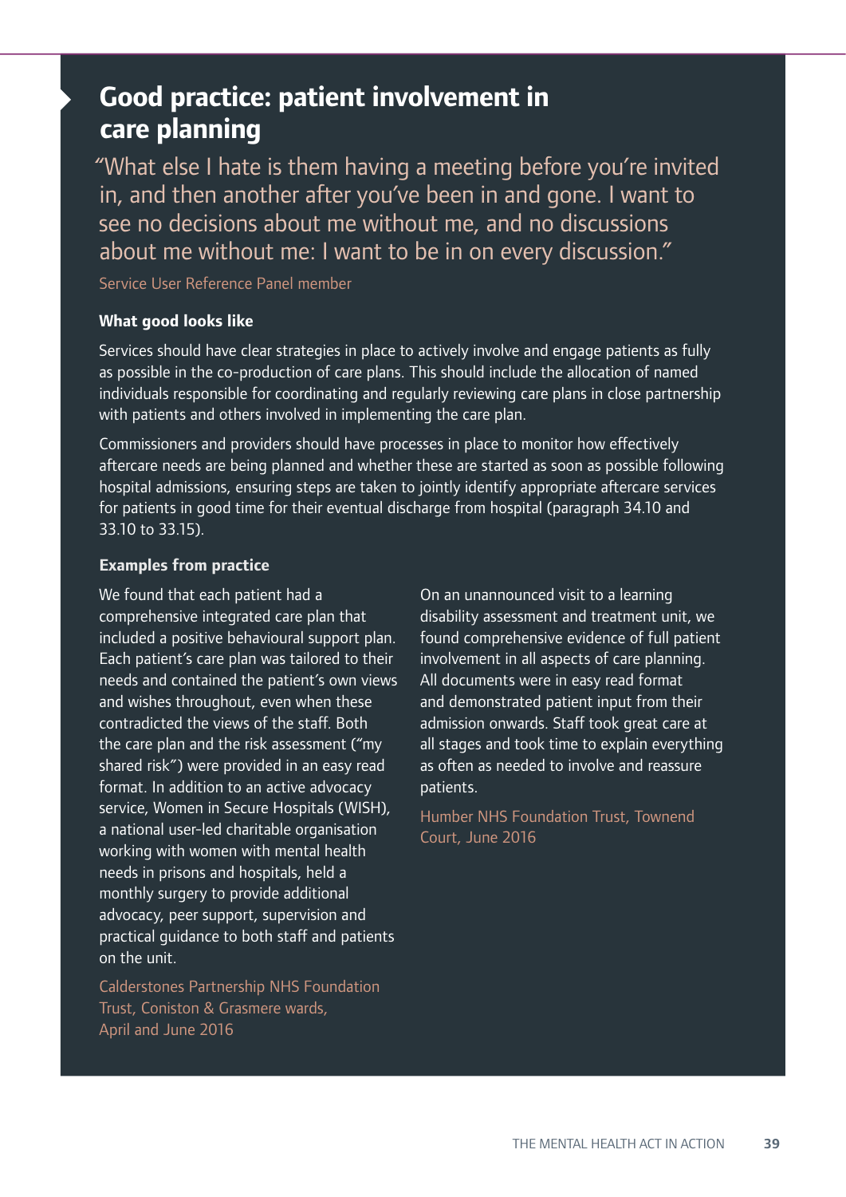## Good practice: patient involvement in care planning

"What else I hate is them having a meeting before you're invited in, and then another after you've been in and gone. I want to see no decisions about me without me, and no discussions about me without me: I want to be in on every discussion."

Service User Reference Panel member

### What good looks like

Services should have clear strategies in place to actively involve and engage patients as fully as possible in the co-production of care plans. This should include the allocation of named individuals responsible for coordinating and regularly reviewing care plans in close partnership with patients and others involved in implementing the care plan.

Commissioners and providers should have processes in place to monitor how effectively aftercare needs are being planned and whether these are started as soon as possible following hospital admissions, ensuring steps are taken to jointly identify appropriate aftercare services for patients in good time for their eventual discharge from hospital (paragraph 34.10 and 33.10 to 33.15).

### Examples from practice

We found that each patient had a comprehensive integrated care plan that included a positive behavioural support plan. Each patient's care plan was tailored to their needs and contained the patient's own views and wishes throughout, even when these contradicted the views of the staff. Both the care plan and the risk assessment ("my shared risk") were provided in an easy read format. In addition to an active advocacy service, Women in Secure Hospitals (WISH), a national user-led charitable organisation working with women with mental health needs in prisons and hospitals, held a monthly surgery to provide additional advocacy, peer support, supervision and practical guidance to both staff and patients on the unit.

Calderstones Partnership NHS Foundation Trust, Coniston & Grasmere wards, April and June 2016

On an unannounced visit to a learning disability assessment and treatment unit, we found comprehensive evidence of full patient involvement in all aspects of care planning. All documents were in easy read format and demonstrated patient input from their admission onwards. Staff took great care at all stages and took time to explain everything as often as needed to involve and reassure patients.

Humber NHS Foundation Trust, Townend Court, June 2016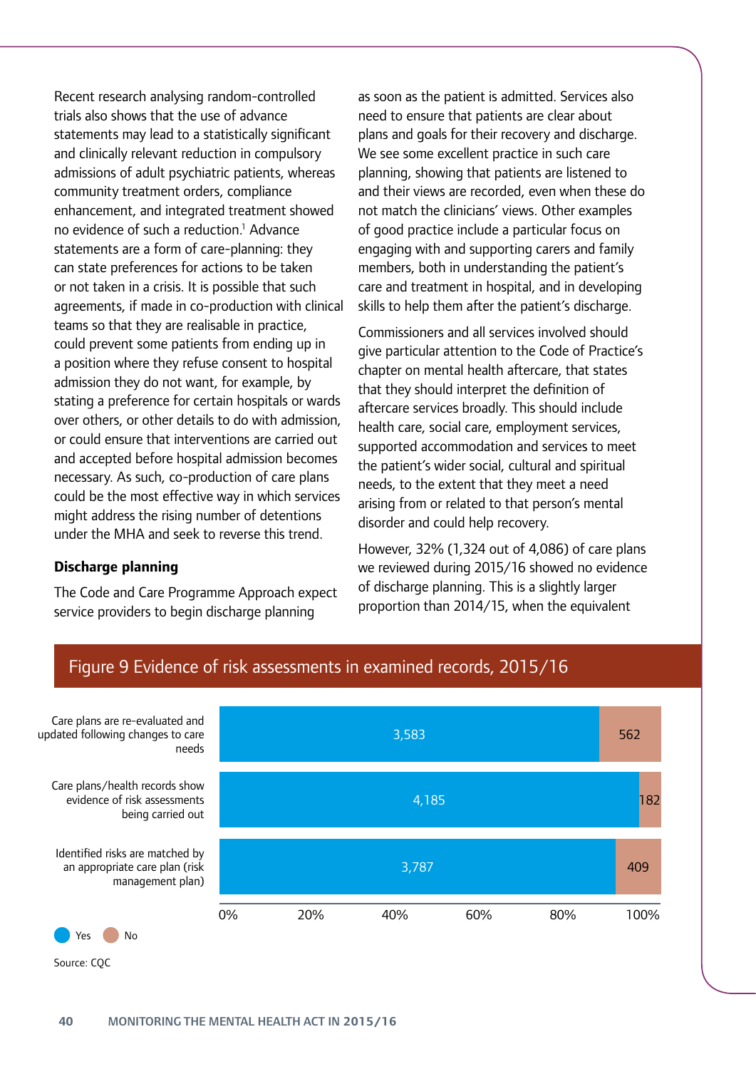Recent research analysing random-controlled trials also shows that the use of advance statements may lead to a statistically significant and clinically relevant reduction in compulsory admissions of adult psychiatric patients, whereas community treatment orders, compliance enhancement, and integrated treatment showed no evidence of such a reduction.[1] Advance statements are a form of care-planning: they can state preferences for actions to be taken or not taken in a crisis. It is possible that such agreements, if made in co-production with clinical teams so that they are realisable in practice, could prevent some patients from ending up in a position where they refuse consent to hospital admission they do not want, for example, by stating a preference for certain hospitals or wards over others, or other details to do with admission, or could ensure that interventions are carried out and accepted before hospital admission becomes necessary. As such, co-production of care plans could be the most effective way in which services might address the rising number of detentions under the MHA and seek to reverse this trend.

### Discharge planning

The Code and Care Programme Approach expect service providers to begin discharge planning as soon as the patient is admitted. Services also need to ensure that patients are clear about plans and goals for their recovery and discharge. We see some excellent practice in such care planning, showing that patients are listened to and their views are recorded, even when these do not match the clinicians' views. Other examples of good practice include a particular focus on engaging with and supporting carers and family members, both in understanding the patient's care and treatment in hospital, and in developing skills to help them after the patient's discharge.

Commissioners and all services involved should give particular attention to the Code of Practice's chapter on mental health aftercare, that states that they should interpret the definition of aftercare services broadly. This should include health care, social care, employment services, supported accommodation and services to meet the patient's wider social, cultural and spiritual needs, to the extent that they meet a need arising from or related to that person's mental disorder and could help recovery.

However, 32% (1,324 out of 4,086) of care plans we reviewed during 2015/16 showed no evidence of discharge planning. This is a slightly larger proportion than 2014/15, when the equivalent

**Figure 9 Evidence of risk assessments in examined records, 2015/16**

| | Yes | No |
|---|---|---|
| Care plans are re-evaluated and updated following changes to care needs | 3,583 | 562 |
| Care plans/health records show evidence of risk assessments being carried out | 4,185 | 182 |
| Identified risks are matched by an appropriate care plan (risk management plan) | 3,787 | 409 |

Source: CQC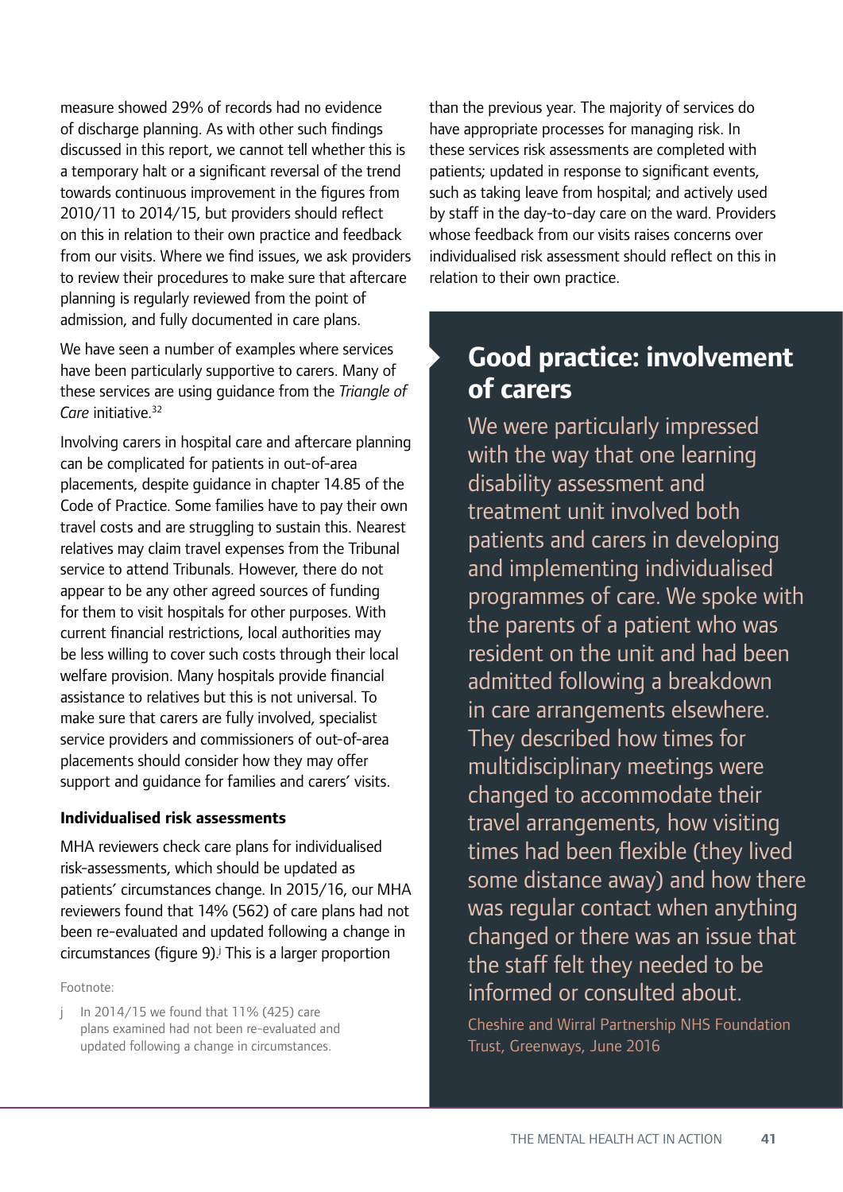measure showed 29% of records had no evidence of discharge planning. As with other such findings discussed in this report, we cannot tell whether this is a temporary halt or a significant reversal of the trend towards continuous improvement in the figures from 2010/11 to 2014/15, but providers should reflect on this in relation to their own practice and feedback from our visits. Where we find issues, we ask providers to review their procedures to make sure that aftercare planning is regularly reviewed from the point of admission, and fully documented in care plans.

We have seen a number of examples where services have been particularly supportive to carers. Many of these services are using guidance from the *Triangle of Care* initiative.[32]

Involving carers in hospital care and aftercare planning can be complicated for patients in out-of-area placements, despite guidance in chapter 14.85 of the Code of Practice. Some families have to pay their own travel costs and are struggling to sustain this. Nearest relatives may claim travel expenses from the Tribunal service to attend Tribunals. However, there do not appear to be any other agreed sources of funding for them to visit hospitals for other purposes. With current financial restrictions, local authorities may be less willing to cover such costs through their local welfare provision. Many hospitals provide financial assistance to relatives but this is not universal. To make sure that carers are fully involved, specialist service providers and commissioners of out-of-area placements should consider how they may offer support and guidance for families and carers' visits.

### Individualised risk assessments

MHA reviewers check care plans for individualised risk-assessments, which should be updated as patients' circumstances change. In 2015/16, our MHA reviewers found that 14% (562) of care plans had not been re-evaluated and updated following a change in circumstances (figure 9).[j] This is a larger proportion than the previous year. The majority of services do have appropriate processes for managing risk. In these services risk assessments are completed with patients; updated in response to significant events, such as taking leave from hospital; and actively used by staff in the day-to-day care on the ward. Providers whose feedback from our visits raises concerns over individualised risk assessment should reflect on this in relation to their own practice.

## Good practice: involvement of carers

We were particularly impressed with the way that one learning disability assessment and treatment unit involved both patients and carers in developing and implementing individualised programmes of care. We spoke with the parents of a patient who was resident on the unit and had been admitted following a breakdown in care arrangements elsewhere. They described how times for multidisciplinary meetings were changed to accommodate their travel arrangements, how visiting times had been flexible (they lived some distance away) and how there was regular contact when anything changed or there was an issue that the staff felt they needed to be informed or consulted about.

Cheshire and Wirral Partnership NHS Foundation Trust, Greenways, June 2016

Footnote:

j In 2014/15 we found that 11% (425) care plans examined had not been re-evaluated and updated following a change in circumstances.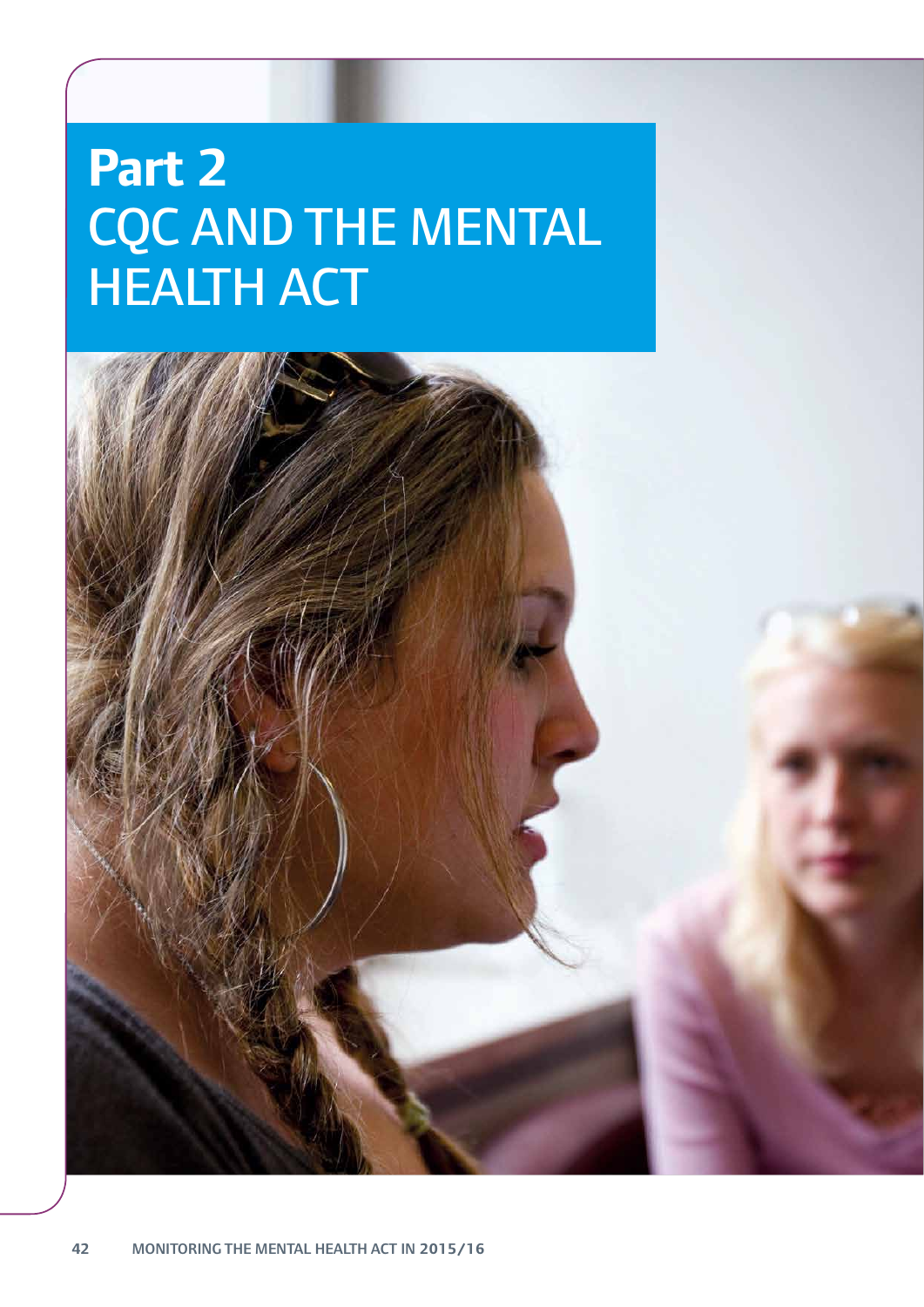# Part 2
# CQC AND THE MENTAL HEALTH ACT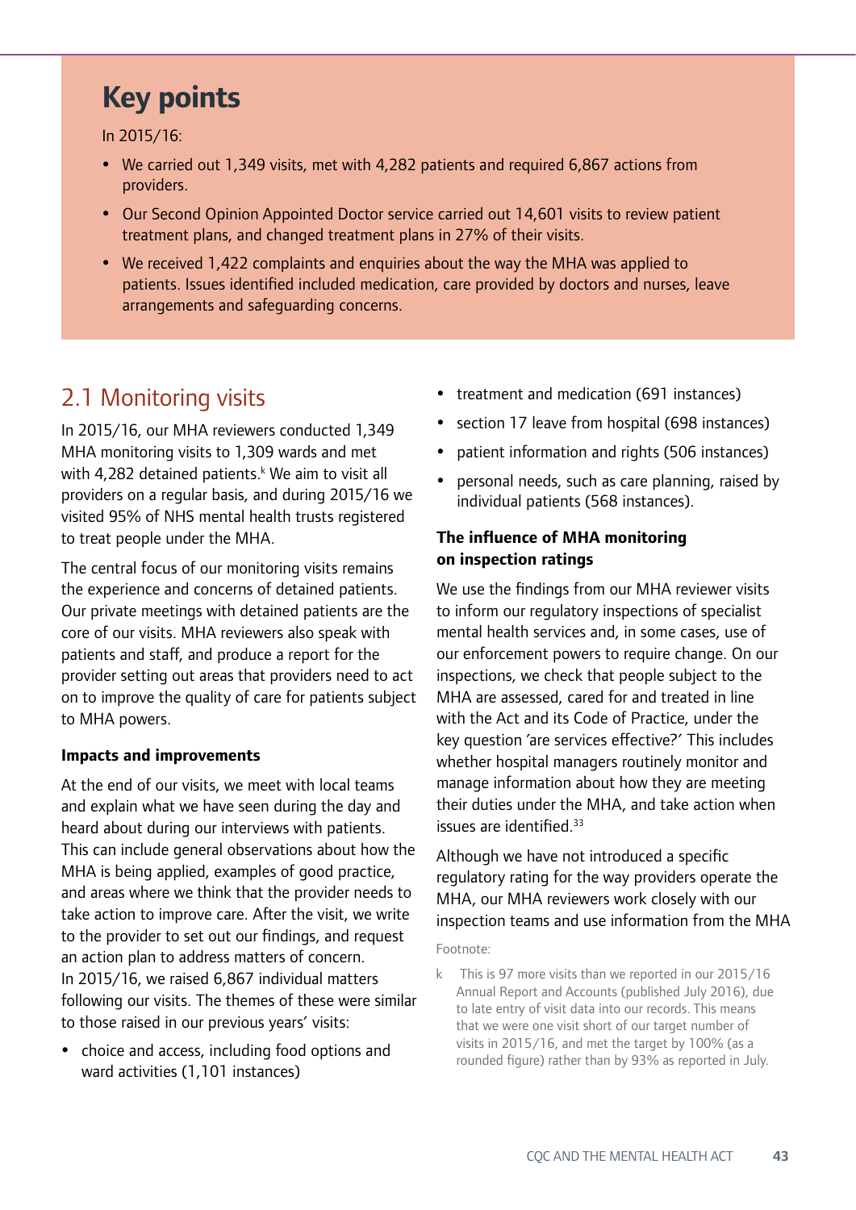## Key points

In 2015/16:

- We carried out 1,349 visits, met with 4,282 patients and required 6,867 actions from providers.
- Our Second Opinion Appointed Doctor service carried out 14,601 visits to review patient treatment plans, and changed treatment plans in 27% of their visits.
- We received 1,422 complaints and enquiries about the way the MHA was applied to patients. Issues identified included medication, care provided by doctors and nurses, leave arrangements and safeguarding concerns.

## 2.1 Monitoring visits

In 2015/16, our MHA reviewers conducted 1,349 MHA monitoring visits to 1,309 wards and met with 4,282 detained patients.[k] We aim to visit all providers on a regular basis, and during 2015/16 we visited 95% of NHS mental health trusts registered to treat people under the MHA.

The central focus of our monitoring visits remains the experience and concerns of detained patients. Our private meetings with detained patients are the core of our visits. MHA reviewers also speak with patients and staff, and produce a report for the provider setting out areas that providers need to act on to improve the quality of care for patients subject to MHA powers.

### Impacts and improvements

At the end of our visits, we meet with local teams and explain what we have seen during the day and heard about during our interviews with patients. This can include general observations about how the MHA is being applied, examples of good practice, and areas where we think that the provider needs to take action to improve care. After the visit, we write to the provider to set out our findings, and request an action plan to address matters of concern. In 2015/16, we raised 6,867 individual matters following our visits. The themes of these were similar to those raised in our previous years' visits:

- choice and access, including food options and ward activities (1,101 instances)
- treatment and medication (691 instances)
- section 17 leave from hospital (698 instances)
- patient information and rights (506 instances)
- personal needs, such as care planning, raised by individual patients (568 instances).

### The influence of MHA monitoring on inspection ratings

We use the findings from our MHA reviewer visits to inform our regulatory inspections of specialist mental health services and, in some cases, use of our enforcement powers to require change. On our inspections, we check that people subject to the MHA are assessed, cared for and treated in line with the Act and its Code of Practice, under the key question 'are services effective?' This includes whether hospital managers routinely monitor and manage information about how they are meeting their duties under the MHA, and take action when issues are identified.[33]

Although we have not introduced a specific regulatory rating for the way providers operate the MHA, our MHA reviewers work closely with our inspection teams and use information from the MHA

Footnote:

k This is 97 more visits than we reported in our 2015/16 Annual Report and Accounts (published July 2016), due to late entry of visit data into our records. This means that we were one visit short of our target number of visits in 2015/16, and met the target by 100% (as a rounded figure) rather than by 93% as reported in July.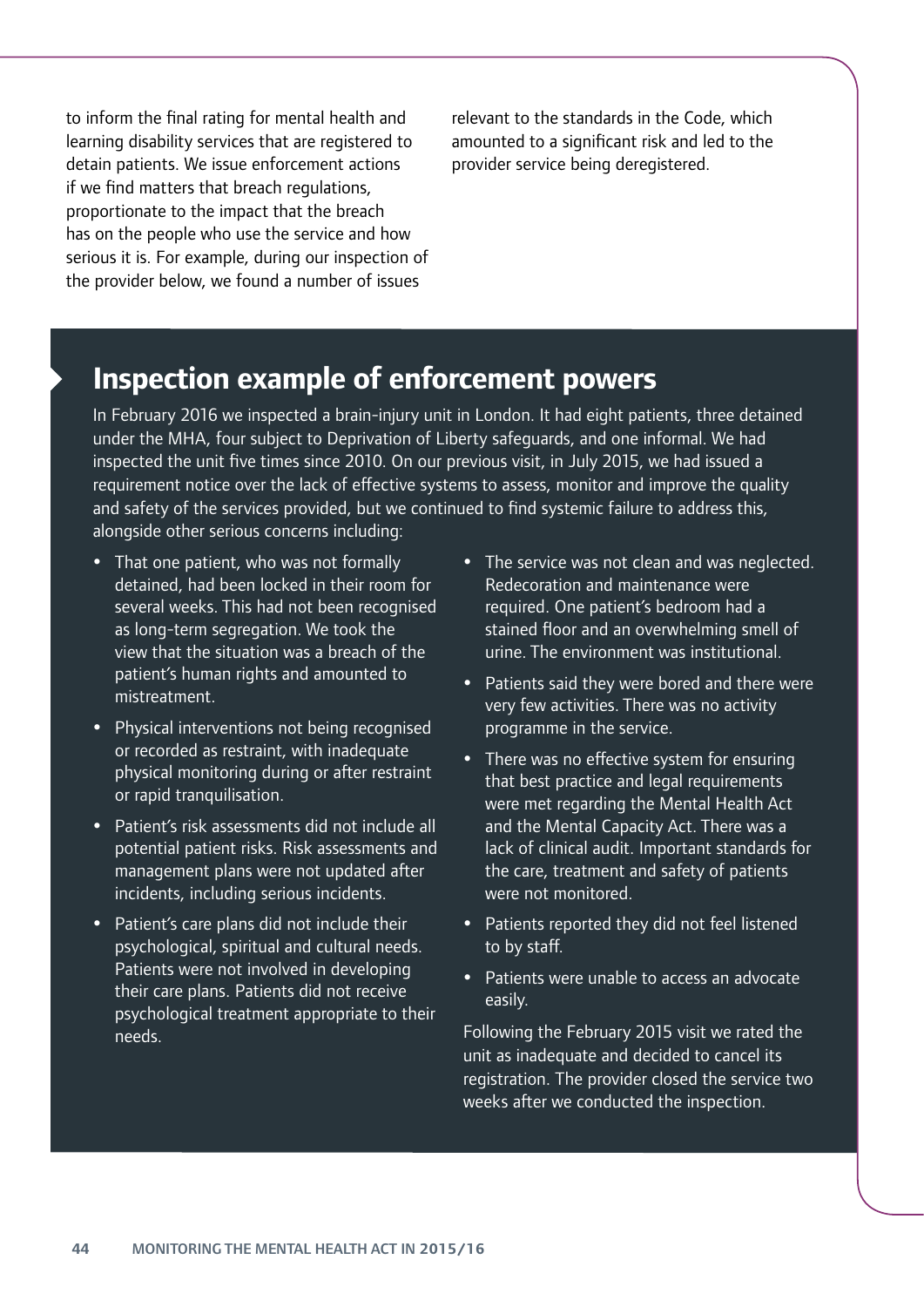to inform the final rating for mental health and learning disability services that are registered to detain patients. We issue enforcement actions if we find matters that breach regulations, proportionate to the impact that the breach has on the people who use the service and how serious it is. For example, during our inspection of the provider below, we found a number of issues relevant to the standards in the Code, which amounted to a significant risk and led to the provider service being deregistered.

## Inspection example of enforcement powers

In February 2016 we inspected a brain-injury unit in London. It had eight patients, three detained under the MHA, four subject to Deprivation of Liberty safeguards, and one informal. We had inspected the unit five times since 2010. On our previous visit, in July 2015, we had issued a requirement notice over the lack of effective systems to assess, monitor and improve the quality and safety of the services provided, but we continued to find systemic failure to address this, alongside other serious concerns including:

- That one patient, who was not formally detained, had been locked in their room for several weeks. This had not been recognised as long-term segregation. We took the view that the situation was a breach of the patient's human rights and amounted to mistreatment.
- Physical interventions not being recognised or recorded as restraint, with inadequate physical monitoring during or after restraint or rapid tranquilisation.
- Patient's risk assessments did not include all potential patient risks. Risk assessments and management plans were not updated after incidents, including serious incidents.
- Patient's care plans did not include their psychological, spiritual and cultural needs. Patients were not involved in developing their care plans. Patients did not receive psychological treatment appropriate to their needs.
- The service was not clean and was neglected. Redecoration and maintenance were required. One patient's bedroom had a stained floor and an overwhelming smell of urine. The environment was institutional.
- Patients said they were bored and there were very few activities. There was no activity programme in the service.
- There was no effective system for ensuring that best practice and legal requirements were met regarding the Mental Health Act and the Mental Capacity Act. There was a lack of clinical audit. Important standards for the care, treatment and safety of patients were not monitored.
- Patients reported they did not feel listened to by staff.
- Patients were unable to access an advocate easily.

Following the February 2015 visit we rated the unit as inadequate and decided to cancel its registration. The provider closed the service two weeks after we conducted the inspection.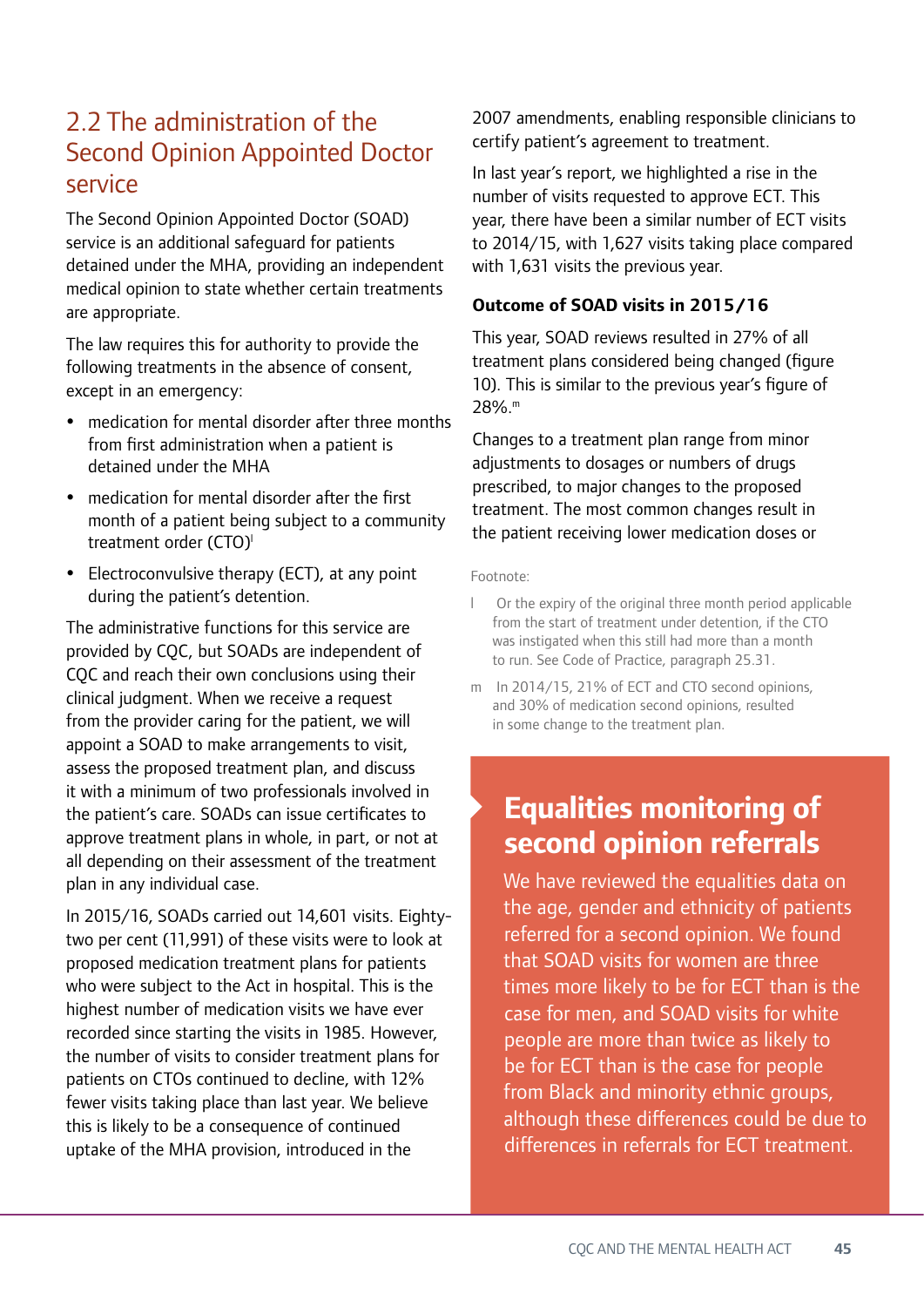## 2.2 The administration of the Second Opinion Appointed Doctor service

The Second Opinion Appointed Doctor (SOAD) service is an additional safeguard for patients detained under the MHA, providing an independent medical opinion to state whether certain treatments are appropriate.

The law requires this for authority to provide the following treatments in the absence of consent, except in an emergency:

- medication for mental disorder after three months from first administration when a patient is detained under the MHA
- medication for mental disorder after the first month of a patient being subject to a community treatment order (CTO)[l]
- Electroconvulsive therapy (ECT), at any point during the patient's detention.

The administrative functions for this service are provided by CQC, but SOADs are independent of CQC and reach their own conclusions using their clinical judgment. When we receive a request from the provider caring for the patient, we will appoint a SOAD to make arrangements to visit, assess the proposed treatment plan, and discuss it with a minimum of two professionals involved in the patient's care. SOADs can issue certificates to approve treatment plans in whole, in part, or not at all depending on their assessment of the treatment plan in any individual case.

In 2015/16, SOADs carried out 14,601 visits. Eighty-two per cent (11,991) of these visits were to look at proposed medication treatment plans for patients who were subject to the Act in hospital. This is the highest number of medication visits we have ever recorded since starting the visits in 1985. However, the number of visits to consider treatment plans for patients on CTOs continued to decline, with 12% fewer visits taking place than last year. We believe this is likely to be a consequence of continued uptake of the MHA provision, introduced in the 2007 amendments, enabling responsible clinicians to certify patient's agreement to treatment.

In last year's report, we highlighted a rise in the number of visits requested to approve ECT. This year, there have been a similar number of ECT visits to 2014/15, with 1,627 visits taking place compared with 1,631 visits the previous year.

### Outcome of SOAD visits in 2015/16

This year, SOAD reviews resulted in 27% of all treatment plans considered being changed (figure 10). This is similar to the previous year's figure of 28%.[m]

Changes to a treatment plan range from minor adjustments to dosages or numbers of drugs prescribed, to major changes to the proposed treatment. The most common changes result in the patient receiving lower medication doses or

Footnote:

l Or the expiry of the original three month period applicable from the start of treatment under detention, if the CTO was instigated when this still had more than a month to run. See Code of Practice, paragraph 25.31.

m In 2014/15, 21% of ECT and CTO second opinions, and 30% of medication second opinions, resulted in some change to the treatment plan.

### Equalities monitoring of second opinion referrals

We have reviewed the equalities data on the age, gender and ethnicity of patients referred for a second opinion. We found that SOAD visits for women are three times more likely to be for ECT than is the case for men, and SOAD visits for white people are more than twice as likely to be for ECT than is the case for people from Black and minority ethnic groups, although these differences could be due to differences in referrals for ECT treatment.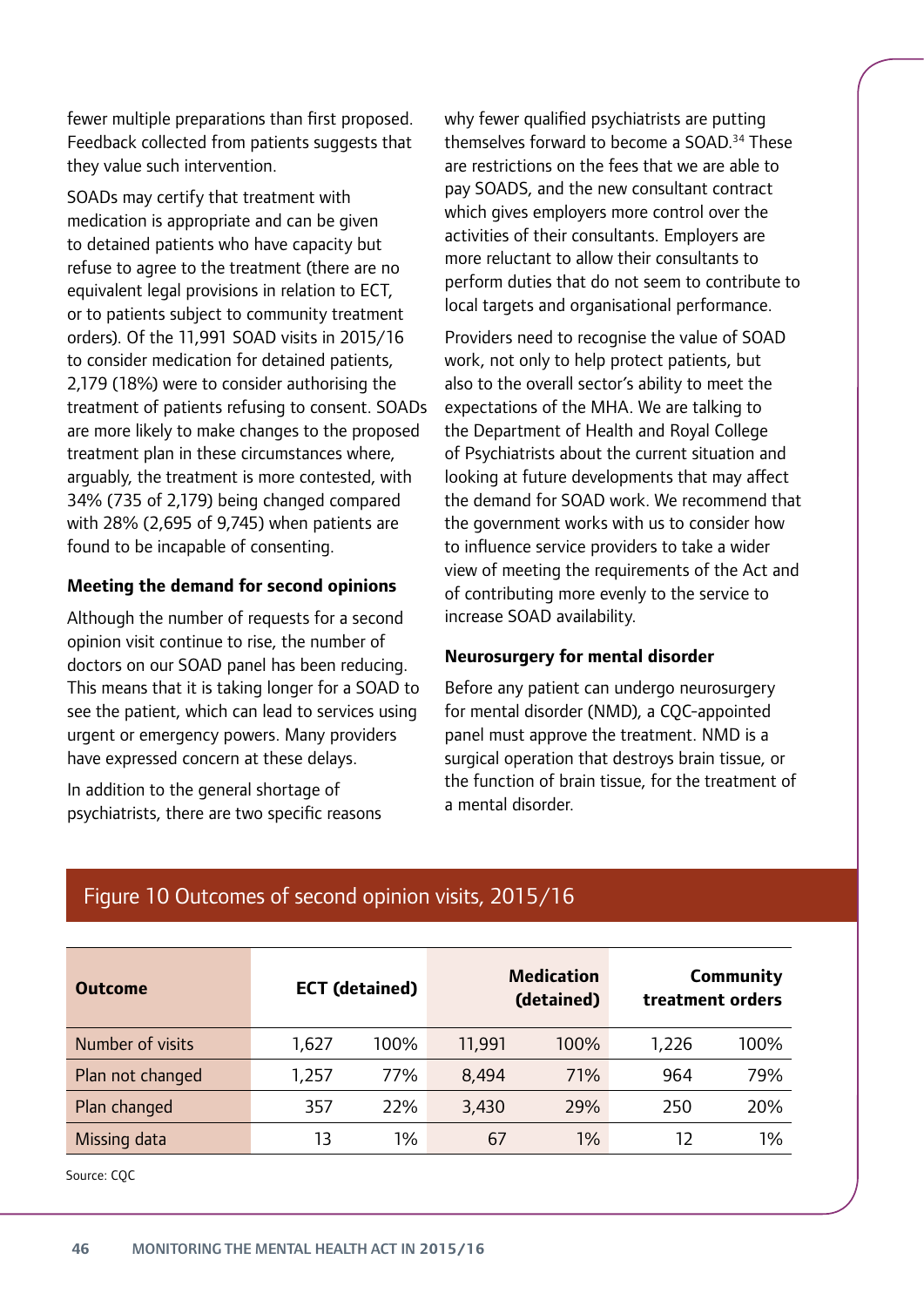fewer multiple preparations than first proposed. Feedback collected from patients suggests that they value such intervention.

SOADs may certify that treatment with medication is appropriate and can be given to detained patients who have capacity but refuse to agree to the treatment (there are no equivalent legal provisions in relation to ECT, or to patients subject to community treatment orders). Of the 11,991 SOAD visits in 2015/16 to consider medication for detained patients, 2,179 (18%) were to consider authorising the treatment of patients refusing to consent. SOADs are more likely to make changes to the proposed treatment plan in these circumstances where, arguably, the treatment is more contested, with 34% (735 of 2,179) being changed compared with 28% (2,695 of 9,745) when patients are found to be incapable of consenting.

**Meeting the demand for second opinions**

Although the number of requests for a second opinion visit continue to rise, the number of doctors on our SOAD panel has been reducing. This means that it is taking longer for a SOAD to see the patient, which can lead to services using urgent or emergency powers. Many providers have expressed concern at these delays.

In addition to the general shortage of psychiatrists, there are two specific reasons why fewer qualified psychiatrists are putting themselves forward to become a SOAD.[34] These are restrictions on the fees that we are able to pay SOADS, and the new consultant contract which gives employers more control over the activities of their consultants. Employers are more reluctant to allow their consultants to perform duties that do not seem to contribute to local targets and organisational performance.

Providers need to recognise the value of SOAD work, not only to help protect patients, but also to the overall sector's ability to meet the expectations of the MHA. We are talking to the Department of Health and Royal College of Psychiatrists about the current situation and looking at future developments that may affect the demand for SOAD work. We recommend that the government works with us to consider how to influence service providers to take a wider view of meeting the requirements of the Act and of contributing more evenly to the service to increase SOAD availability.

**Neurosurgery for mental disorder**

Before any patient can undergo neurosurgery for mental disorder (NMD), a CQC-appointed panel must approve the treatment. NMD is a surgical operation that destroys brain tissue, or the function of brain tissue, for the treatment of a mental disorder.

Figure 10 Outcomes of second opinion visits, 2015/16

| Outcome | ECT (detained) | | Medication (detained) | | Community treatment orders | |
|---|---|---|---|---|---|---|
| Number of visits | 1,627 | 100% | 11,991 | 100% | 1,226 | 100% |
| Plan not changed | 1,257 | 77% | 8,494 | 71% | 964 | 79% |
| Plan changed | 357 | 22% | 3,430 | 29% | 250 | 20% |
| Missing data | 13 | 1% | 67 | 1% | 12 | 1% |

Source: CQC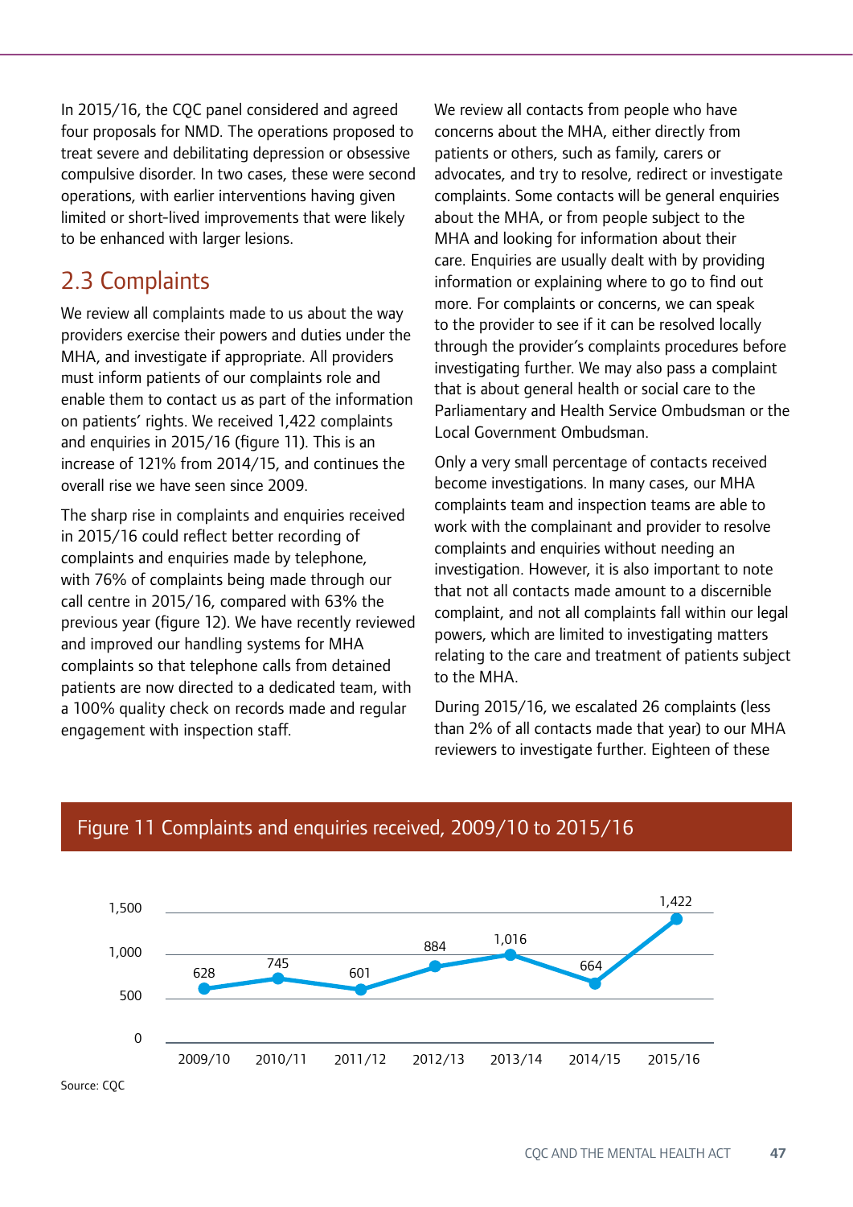In 2015/16, the CQC panel considered and agreed four proposals for NMD. The operations proposed to treat severe and debilitating depression or obsessive compulsive disorder. In two cases, these were second operations, with earlier interventions having given limited or short-lived improvements that were likely to be enhanced with larger lesions.

## 2.3 Complaints

We review all complaints made to us about the way providers exercise their powers and duties under the MHA, and investigate if appropriate. All providers must inform patients of our complaints role and enable them to contact us as part of the information on patients' rights. We received 1,422 complaints and enquiries in 2015/16 (figure 11). This is an increase of 121% from 2014/15, and continues the overall rise we have seen since 2009.

The sharp rise in complaints and enquiries received in 2015/16 could reflect better recording of complaints and enquiries made by telephone, with 76% of complaints being made through our call centre in 2015/16, compared with 63% the previous year (figure 12). We have recently reviewed and improved our handling systems for MHA complaints so that telephone calls from detained patients are now directed to a dedicated team, with a 100% quality check on records made and regular engagement with inspection staff.

We review all contacts from people who have concerns about the MHA, either directly from patients or others, such as family, carers or advocates, and try to resolve, redirect or investigate complaints. Some contacts will be general enquiries about the MHA, or from people subject to the MHA and looking for information about their care. Enquiries are usually dealt with by providing information or explaining where to go to find out more. For complaints or concerns, we can speak to the provider to see if it can be resolved locally through the provider's complaints procedures before investigating further. We may also pass a complaint that is about general health or social care to the Parliamentary and Health Service Ombudsman or the Local Government Ombudsman.

Only a very small percentage of contacts received become investigations. In many cases, our MHA complaints team and inspection teams are able to work with the complainant and provider to resolve complaints and enquiries without needing an investigation. However, it is also important to note that not all contacts made amount to a discernible complaint, and not all complaints fall within our legal powers, which are limited to investigating matters relating to the care and treatment of patients subject to the MHA.

During 2015/16, we escalated 26 complaints (less than 2% of all contacts made that year) to our MHA reviewers to investigate further. Eighteen of these

**Figure 11 Complaints and enquiries received, 2009/10 to 2015/16**

| Year | Complaints and enquiries |
|---|---|
| 2009/10 | 628 |
| 2010/11 | 745 |
| 2011/12 | 601 |
| 2012/13 | 884 |
| 2013/14 | 1,016 |
| 2014/15 | 664 |
| 2015/16 | 1,422 |

Source: CQC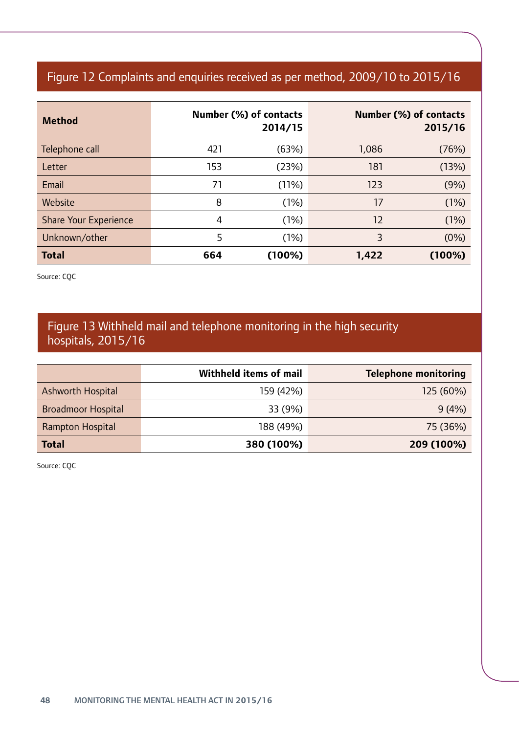## Figure 12 Complaints and enquiries received as per method, 2009/10 to 2015/16

| Method | Number (%) of contacts 2014/15 | | Number (%) of contacts 2015/16 | |
|---|---|---|---|---|
| Telephone call | 421 | (63%) | 1,086 | (76%) |
| Letter | 153 | (23%) | 181 | (13%) |
| Email | 71 | (11%) | 123 | (9%) |
| Website | 8 | (1%) | 17 | (1%) |
| Share Your Experience | 4 | (1%) | 12 | (1%) |
| Unknown/other | 5 | (1%) | 3 | (0%) |
| **Total** | **664** | **(100%)** | **1,422** | **(100%)** |

Source: CQC

## Figure 13 Withheld mail and telephone monitoring in the high security hospitals, 2015/16

| | Withheld items of mail | Telephone monitoring |
|---|---|---|
| Ashworth Hospital | 159 (42%) | 125 (60%) |
| Broadmoor Hospital | 33 (9%) | 9 (4%) |
| Rampton Hospital | 188 (49%) | 75 (36%) |
| **Total** | **380 (100%)** | **209 (100%)** |

Source: CQC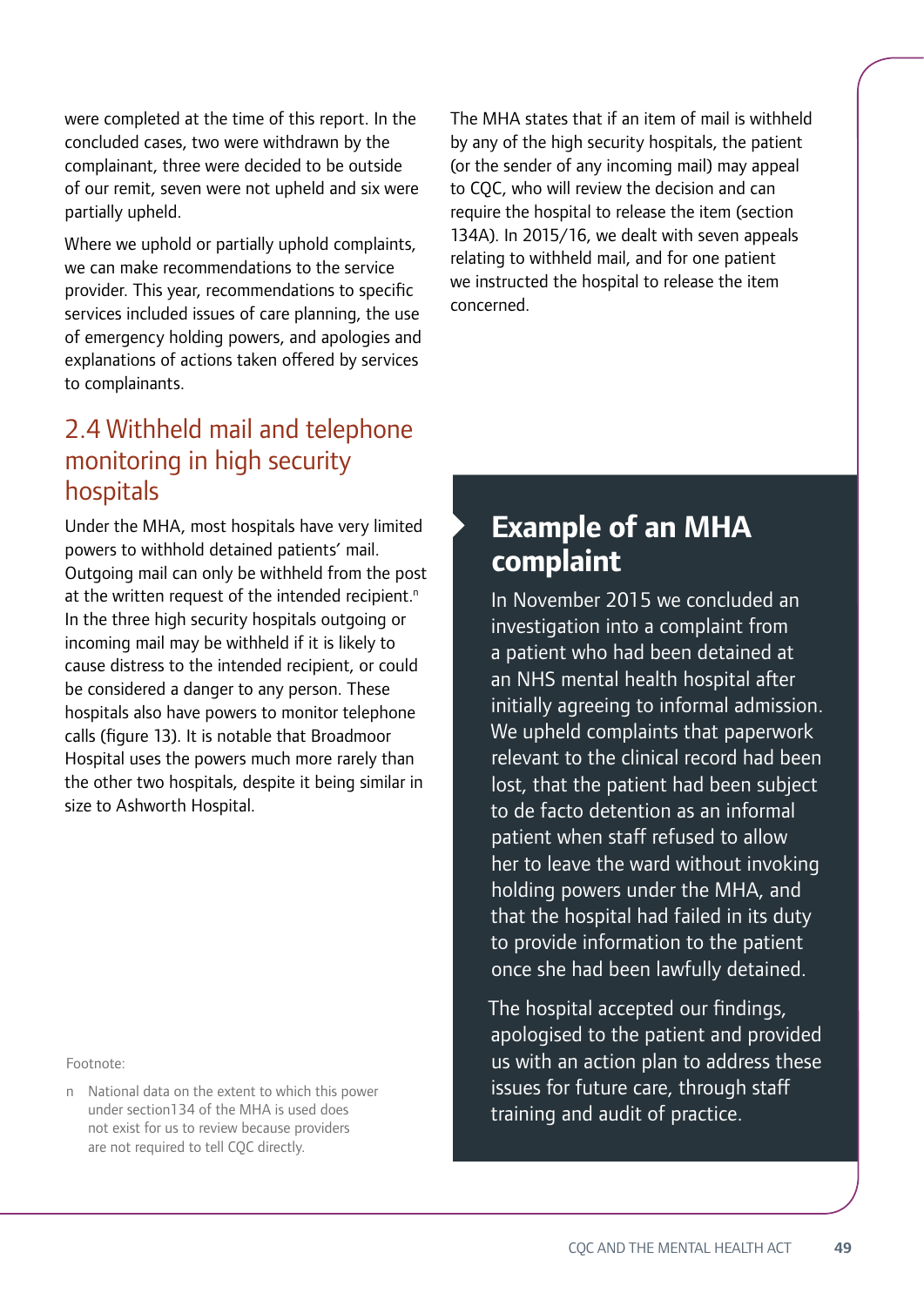were completed at the time of this report. In the concluded cases, two were withdrawn by the complainant, three were decided to be outside of our remit, seven were not upheld and six were partially upheld.

Where we uphold or partially uphold complaints, we can make recommendations to the service provider. This year, recommendations to specific services included issues of care planning, the use of emergency holding powers, and apologies and explanations of actions taken offered by services to complainants.

## 2.4 Withheld mail and telephone monitoring in high security hospitals

Under the MHA, most hospitals have very limited powers to withhold detained patients' mail. Outgoing mail can only be withheld from the post at the written request of the intended recipient.[n] In the three high security hospitals outgoing or incoming mail may be withheld if it is likely to cause distress to the intended recipient, or could be considered a danger to any person. These hospitals also have powers to monitor telephone calls (figure 13). It is notable that Broadmoor Hospital uses the powers much more rarely than the other two hospitals, despite it being similar in size to Ashworth Hospital.

The MHA states that if an item of mail is withheld by any of the high security hospitals, the patient (or the sender of any incoming mail) may appeal to CQC, who will review the decision and can require the hospital to release the item (section 134A). In 2015/16, we dealt with seven appeals relating to withheld mail, and for one patient we instructed the hospital to release the item concerned.

### Example of an MHA complaint

In November 2015 we concluded an investigation into a complaint from a patient who had been detained at an NHS mental health hospital after initially agreeing to informal admission. We upheld complaints that paperwork relevant to the clinical record had been lost, that the patient had been subject to de facto detention as an informal patient when staff refused to allow her to leave the ward without invoking holding powers under the MHA, and that the hospital had failed in its duty to provide information to the patient once she had been lawfully detained.

The hospital accepted our findings, apologised to the patient and provided us with an action plan to address these issues for future care, through staff training and audit of practice.

Footnote:

n National data on the extent to which this power under section134 of the MHA is used does not exist for us to review because providers are not required to tell CQC directly.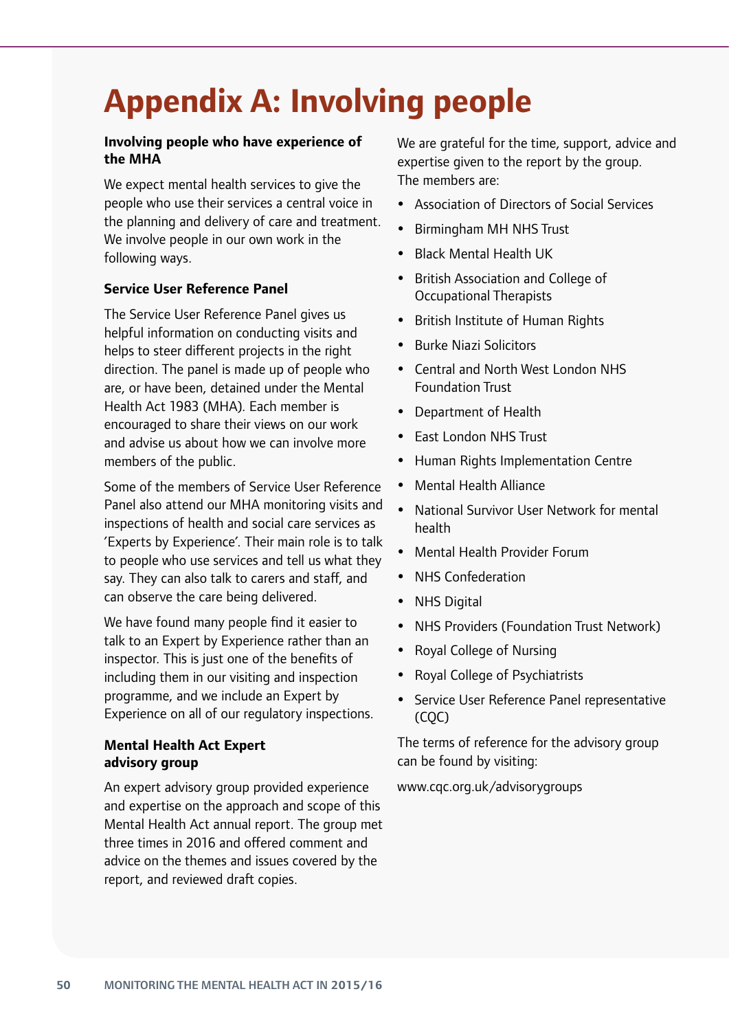# Appendix A: Involving people

### Involving people who have experience of the MHA

We expect mental health services to give the people who use their services a central voice in the planning and delivery of care and treatment. We involve people in our own work in the following ways.

### Service User Reference Panel

The Service User Reference Panel gives us helpful information on conducting visits and helps to steer different projects in the right direction. The panel is made up of people who are, or have been, detained under the Mental Health Act 1983 (MHA). Each member is encouraged to share their views on our work and advise us about how we can involve more members of the public.

Some of the members of Service User Reference Panel also attend our MHA monitoring visits and inspections of health and social care services as 'Experts by Experience'. Their main role is to talk to people who use services and tell us what they say. They can also talk to carers and staff, and can observe the care being delivered.

We have found many people find it easier to talk to an Expert by Experience rather than an inspector. This is just one of the benefits of including them in our visiting and inspection programme, and we include an Expert by Experience on all of our regulatory inspections.

### Mental Health Act Expert advisory group

An expert advisory group provided experience and expertise on the approach and scope of this Mental Health Act annual report. The group met three times in 2016 and offered comment and advice on the themes and issues covered by the report, and reviewed draft copies.

We are grateful for the time, support, advice and expertise given to the report by the group. The members are:

- Association of Directors of Social Services
- Birmingham MH NHS Trust
- Black Mental Health UK
- British Association and College of Occupational Therapists
- British Institute of Human Rights
- Burke Niazi Solicitors
- Central and North West London NHS Foundation Trust
- Department of Health
- East London NHS Trust
- Human Rights Implementation Centre
- Mental Health Alliance
- National Survivor User Network for mental health
- Mental Health Provider Forum
- NHS Confederation
- NHS Digital
- NHS Providers (Foundation Trust Network)
- Royal College of Nursing
- Royal College of Psychiatrists
- Service User Reference Panel representative (CQC)

The terms of reference for the advisory group can be found by visiting:

www.cqc.org.uk/advisorygroups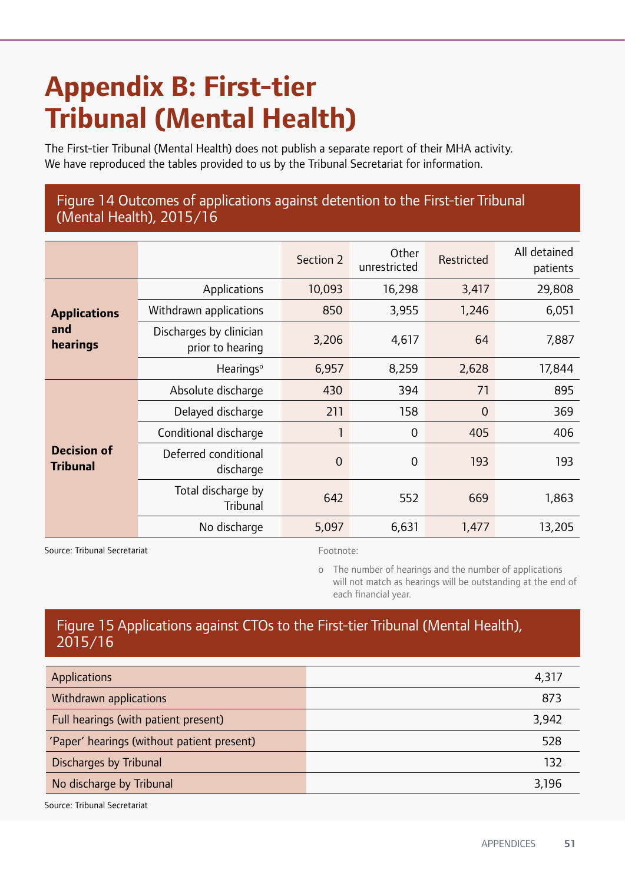# Appendix B: First-tier Tribunal (Mental Health)

The First-tier Tribunal (Mental Health) does not publish a separate report of their MHA activity. We have reproduced the tables provided to us by the Tribunal Secretariat for information.

## Figure 14 Outcomes of applications against detention to the First-tier Tribunal (Mental Health), 2015/16

| | | Section 2 | Other unrestricted | Restricted | All detained patients |
|---|---|---|---|---|---|
| **Applications and hearings** | Applications | 10,093 | 16,298 | 3,417 | 29,808 |
| | Withdrawn applications | 850 | 3,955 | 1,246 | 6,051 |
| | Discharges by clinician prior to hearing | 3,206 | 4,617 | 64 | 7,887 |
| | Hearings[o] | 6,957 | 8,259 | 2,628 | 17,844 |
| **Decision of Tribunal** | Absolute discharge | 430 | 394 | 71 | 895 |
| | Delayed discharge | 211 | 158 | 0 | 369 |
| | Conditional discharge | 1 | 0 | 405 | 406 |
| | Deferred conditional discharge | 0 | 0 | 193 | 193 |
| | Total discharge by Tribunal | 642 | 552 | 669 | 1,863 |
| | No discharge | 5,097 | 6,631 | 1,477 | 13,205 |

Source: Tribunal Secretariat

Footnote:

o The number of hearings and the number of applications will not match as hearings will be outstanding at the end of each financial year.

## Figure 15 Applications against CTOs to the First-tier Tribunal (Mental Health), 2015/16

| | |
|---|---|
| Applications | 4,317 |
| Withdrawn applications | 873 |
| Full hearings (with patient present) | 3,942 |
| 'Paper' hearings (without patient present) | 528 |
| Discharges by Tribunal | 132 |
| No discharge by Tribunal | 3,196 |

Source: Tribunal Secretariat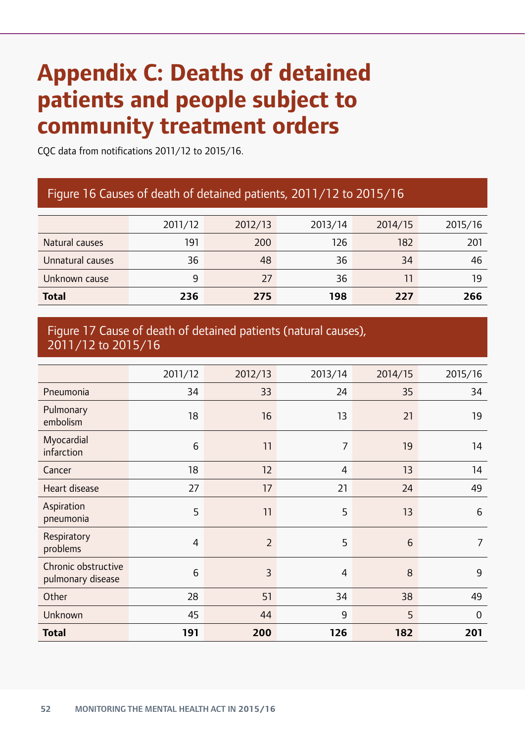# Appendix C: Deaths of detained patients and people subject to community treatment orders

CQC data from notifications 2011/12 to 2015/16.

### Figure 16 Causes of death of detained patients, 2011/12 to 2015/16

| | 2011/12 | 2012/13 | 2013/14 | 2014/15 | 2015/16 |
|---|---|---|---|---|---|
| Natural causes | 191 | 200 | 126 | 182 | 201 |
| Unnatural causes | 36 | 48 | 36 | 34 | 46 |
| Unknown cause | 9 | 27 | 36 | 11 | 19 |
| **Total** | **236** | **275** | **198** | **227** | **266** |

### Figure 17 Cause of death of detained patients (natural causes), 2011/12 to 2015/16

| | 2011/12 | 2012/13 | 2013/14 | 2014/15 | 2015/16 |
|---|---|---|---|---|---|
| Pneumonia | 34 | 33 | 24 | 35 | 34 |
| Pulmonary embolism | 18 | 16 | 13 | 21 | 19 |
| Myocardial infarction | 6 | 11 | 7 | 19 | 14 |
| Cancer | 18 | 12 | 4 | 13 | 14 |
| Heart disease | 27 | 17 | 21 | 24 | 49 |
| Aspiration pneumonia | 5 | 11 | 5 | 13 | 6 |
| Respiratory problems | 4 | 2 | 5 | 6 | 7 |
| Chronic obstructive pulmonary disease | 6 | 3 | 4 | 8 | 9 |
| Other | 28 | 51 | 34 | 38 | 49 |
| Unknown | 45 | 44 | 9 | 5 | 0 |
| **Total** | **191** | **200** | **126** | **182** | **201** |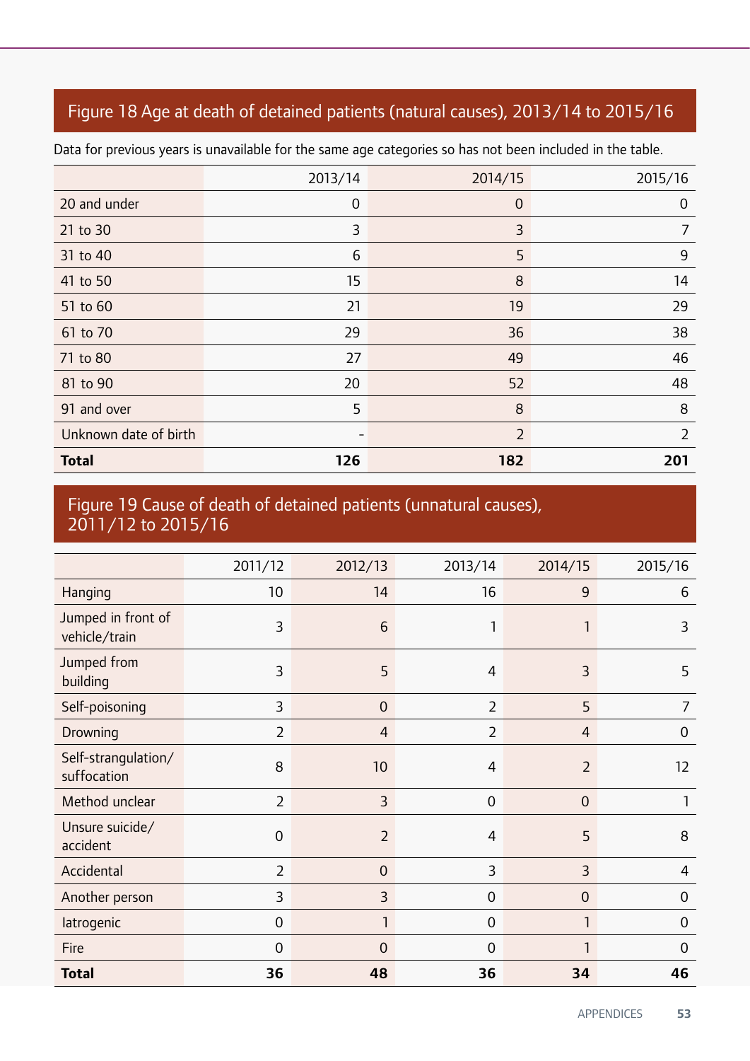## Figure 18 Age at death of detained patients (natural causes), 2013/14 to 2015/16

Data for previous years is unavailable for the same age categories so has not been included in the table.

| | 2013/14 | 2014/15 | 2015/16 |
|---|---|---|---|
| 20 and under | 0 | 0 | 0 |
| 21 to 30 | 3 | 3 | 7 |
| 31 to 40 | 6 | 5 | 9 |
| 41 to 50 | 15 | 8 | 14 |
| 51 to 60 | 21 | 19 | 29 |
| 61 to 70 | 29 | 36 | 38 |
| 71 to 80 | 27 | 49 | 46 |
| 81 to 90 | 20 | 52 | 48 |
| 91 and over | 5 | 8 | 8 |
| Unknown date of birth | - | 2 | 2 |
| **Total** | **126** | **182** | **201** |

## Figure 19 Cause of death of detained patients (unnatural causes), 2011/12 to 2015/16

| | 2011/12 | 2012/13 | 2013/14 | 2014/15 | 2015/16 |
|---|---|---|---|---|---|
| Hanging | 10 | 14 | 16 | 9 | 6 |
| Jumped in front of vehicle/train | 3 | 6 | 1 | 1 | 3 |
| Jumped from building | 3 | 5 | 4 | 3 | 5 |
| Self-poisoning | 3 | 0 | 2 | 5 | 7 |
| Drowning | 2 | 4 | 2 | 4 | 0 |
| Self-strangulation/ suffocation | 8 | 10 | 4 | 2 | 12 |
| Method unclear | 2 | 3 | 0 | 0 | 1 |
| Unsure suicide/ accident | 0 | 2 | 4 | 5 | 8 |
| Accidental | 2 | 0 | 3 | 3 | 4 |
| Another person | 3 | 3 | 0 | 0 | 0 |
| Iatrogenic | 0 | 1 | 0 | 1 | 0 |
| Fire | 0 | 0 | 0 | 1 | 0 |
| **Total** | **36** | **48** | **36** | **34** | **46** |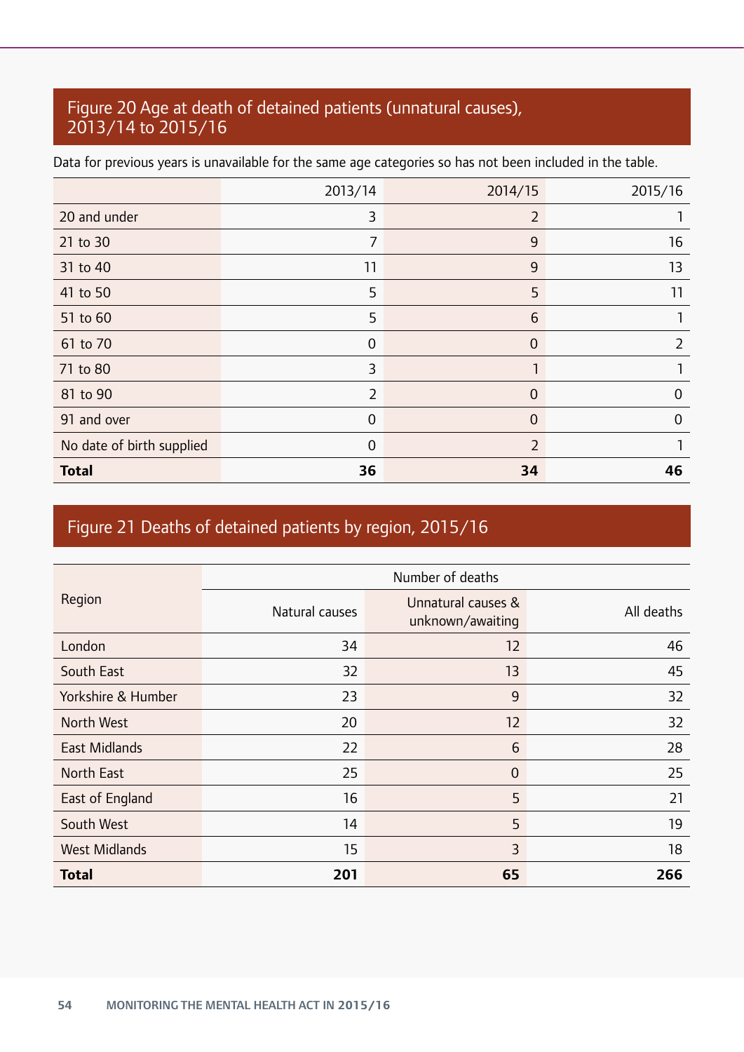## Figure 20 Age at death of detained patients (unnatural causes), 2013/14 to 2015/16

Data for previous years is unavailable for the same age categories so has not been included in the table.

| | 2013/14 | 2014/15 | 2015/16 |
|---|---|---|---|
| 20 and under | 3 | 2 | 1 |
| 21 to 30 | 7 | 9 | 16 |
| 31 to 40 | 11 | 9 | 13 |
| 41 to 50 | 5 | 5 | 11 |
| 51 to 60 | 5 | 6 | 1 |
| 61 to 70 | 0 | 0 | 2 |
| 71 to 80 | 3 | 1 | 1 |
| 81 to 90 | 2 | 0 | 0 |
| 91 and over | 0 | 0 | 0 |
| No date of birth supplied | 0 | 2 | 1 |
| **Total** | **36** | **34** | **46** |

## Figure 21 Deaths of detained patients by region, 2015/16

| Region | Number of deaths | | |
|---|---|---|---|
| | Natural causes | Unnatural causes & unknown/awaiting | All deaths |
| London | 34 | 12 | 46 |
| South East | 32 | 13 | 45 |
| Yorkshire & Humber | 23 | 9 | 32 |
| North West | 20 | 12 | 32 |
| East Midlands | 22 | 6 | 28 |
| North East | 25 | 0 | 25 |
| East of England | 16 | 5 | 21 |
| South West | 14 | 5 | 19 |
| West Midlands | 15 | 3 | 18 |
| **Total** | **201** | **65** | **266** |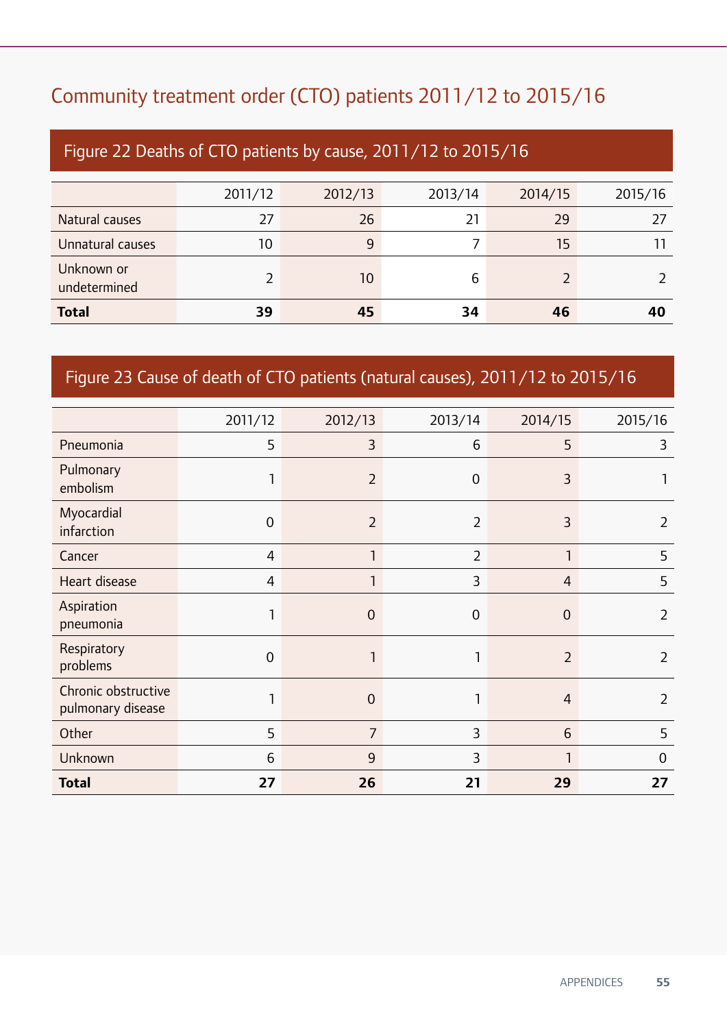## Community treatment order (CTO) patients 2011/12 to 2015/16

### Figure 22 Deaths of CTO patients by cause, 2011/12 to 2015/16

| | 2011/12 | 2012/13 | 2013/14 | 2014/15 | 2015/16 |
|---|---|---|---|---|---|
| Natural causes | 27 | 26 | 21 | 29 | 27 |
| Unnatural causes | 10 | 9 | 7 | 15 | 11 |
| Unknown or undetermined | 2 | 10 | 6 | 2 | 2 |
| **Total** | **39** | **45** | **34** | **46** | **40** |

### Figure 23 Cause of death of CTO patients (natural causes), 2011/12 to 2015/16

| | 2011/12 | 2012/13 | 2013/14 | 2014/15 | 2015/16 |
|---|---|---|---|---|---|
| Pneumonia | 5 | 3 | 6 | 5 | 3 |
| Pulmonary embolism | 1 | 2 | 0 | 3 | 1 |
| Myocardial infarction | 0 | 2 | 2 | 3 | 2 |
| Cancer | 4 | 1 | 2 | 1 | 5 |
| Heart disease | 4 | 1 | 3 | 4 | 5 |
| Aspiration pneumonia | 1 | 0 | 0 | 0 | 2 |
| Respiratory problems | 0 | 1 | 1 | 2 | 2 |
| Chronic obstructive pulmonary disease | 1 | 0 | 1 | 4 | 2 |
| Other | 5 | 7 | 3 | 6 | 5 |
| Unknown | 6 | 9 | 3 | 1 | 0 |
| **Total** | **27** | **26** | **21** | **29** | **27** |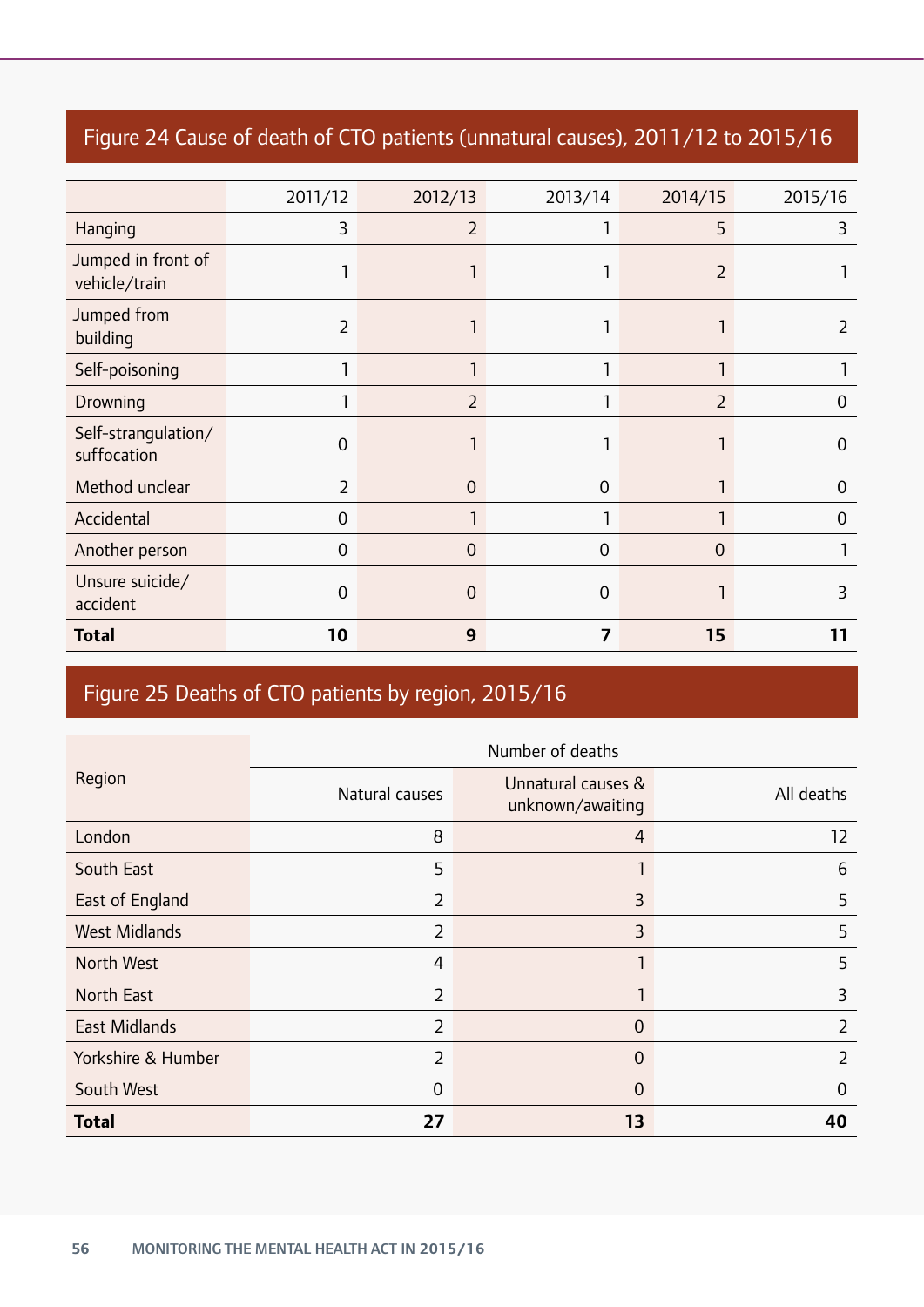## Figure 24 Cause of death of CTO patients (unnatural causes), 2011/12 to 2015/16

| | 2011/12 | 2012/13 | 2013/14 | 2014/15 | 2015/16 |
|---|---|---|---|---|---|
| Hanging | 3 | 2 | 1 | 5 | 3 |
| Jumped in front of vehicle/train | 1 | 1 | 1 | 2 | 1 |
| Jumped from building | 2 | 1 | 1 | 1 | 2 |
| Self-poisoning | 1 | 1 | 1 | 1 | 1 |
| Drowning | 1 | 2 | 1 | 2 | 0 |
| Self-strangulation/ suffocation | 0 | 1 | 1 | 1 | 0 |
| Method unclear | 2 | 0 | 0 | 1 | 0 |
| Accidental | 0 | 1 | 1 | 1 | 0 |
| Another person | 0 | 0 | 0 | 0 | 1 |
| Unsure suicide/ accident | 0 | 0 | 0 | 1 | 3 |
| **Total** | **10** | **9** | **7** | **15** | **11** |

## Figure 25 Deaths of CTO patients by region, 2015/16

| Region | Number of deaths | | |
|---|---|---|---|
| | Natural causes | Unnatural causes & unknown/awaiting | All deaths |
| London | 8 | 4 | 12 |
| South East | 5 | 1 | 6 |
| East of England | 2 | 3 | 5 |
| West Midlands | 2 | 3 | 5 |
| North West | 4 | 1 | 5 |
| North East | 2 | 1 | 3 |
| East Midlands | 2 | 0 | 2 |
| Yorkshire & Humber | 2 | 0 | 2 |
| South West | 0 | 0 | 0 |
| **Total** | **27** | **13** | **40** |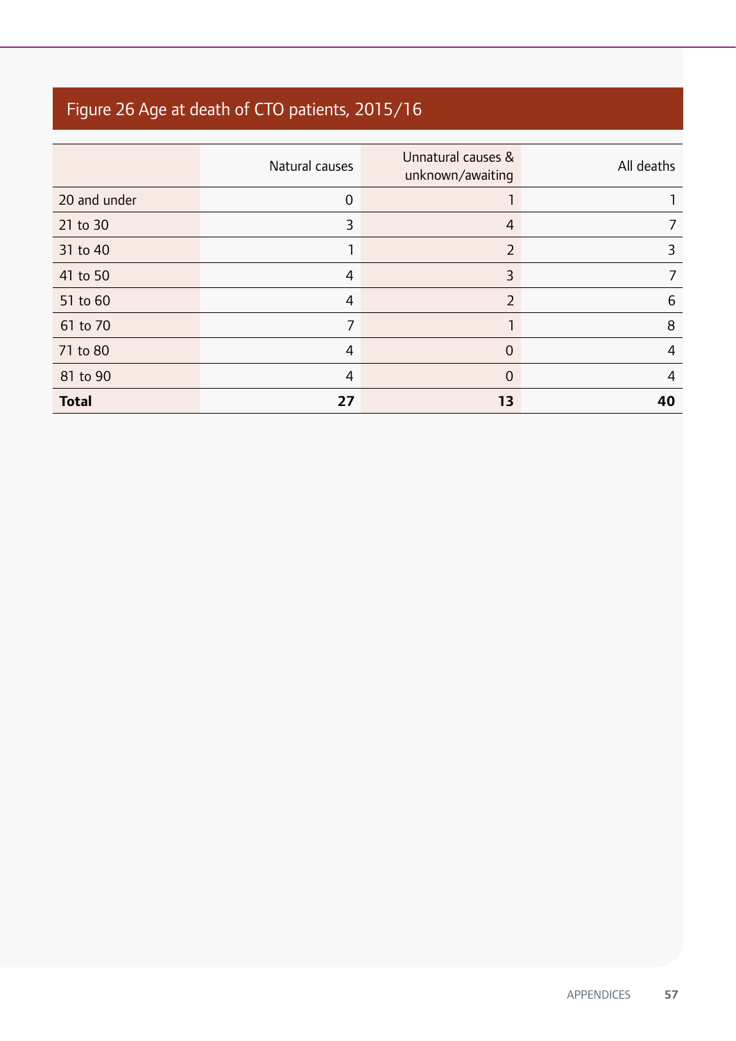## Figure 26 Age at death of CTO patients, 2015/16

| | Natural causes | Unnatural causes & unknown/awaiting | All deaths |
|---|---|---|---|
| 20 and under | 0 | 1 | 1 |
| 21 to 30 | 3 | 4 | 7 |
| 31 to 40 | 1 | 2 | 3 |
| 41 to 50 | 4 | 3 | 7 |
| 51 to 60 | 4 | 2 | 6 |
| 61 to 70 | 7 | 1 | 8 |
| 71 to 80 | 4 | 0 | 4 |
| 81 to 90 | 4 | 0 | 4 |
| **Total** | **27** | **13** | **40** |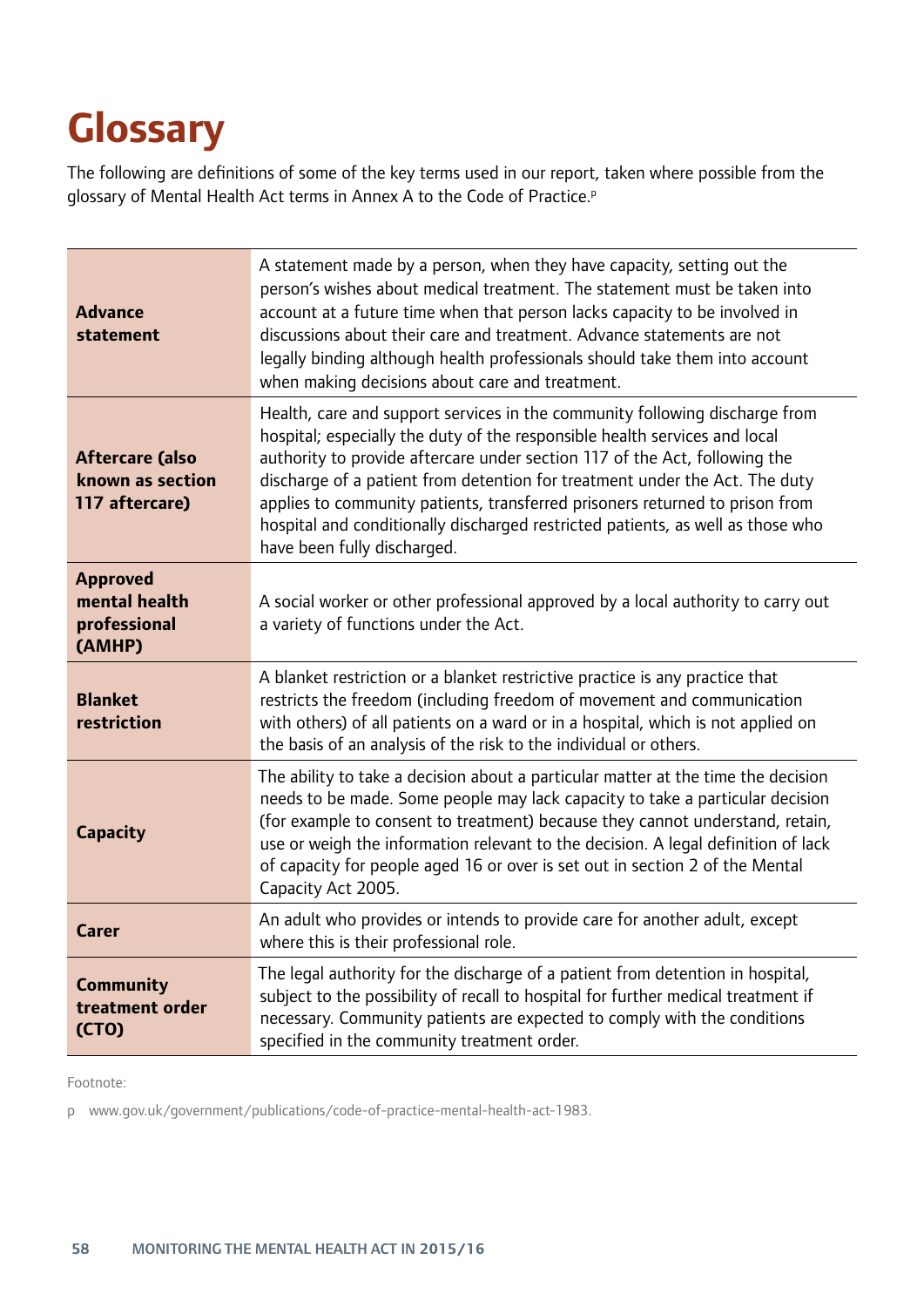# Glossary

The following are definitions of some of the key terms used in our report, taken where possible from the glossary of Mental Health Act terms in Annex A to the Code of Practice.[p]

| | |
|---|---|
| **Advance statement** | A statement made by a person, when they have capacity, setting out the person's wishes about medical treatment. The statement must be taken into account at a future time when that person lacks capacity to be involved in discussions about their care and treatment. Advance statements are not legally binding although health professionals should take them into account when making decisions about care and treatment. |
| **Aftercare (also known as section 117 aftercare)** | Health, care and support services in the community following discharge from hospital; especially the duty of the responsible health services and local authority to provide aftercare under section 117 of the Act, following the discharge of a patient from detention for treatment under the Act. The duty applies to community patients, transferred prisoners returned to prison from hospital and conditionally discharged restricted patients, as well as those who have been fully discharged. |
| **Approved mental health professional (AMHP)** | A social worker or other professional approved by a local authority to carry out a variety of functions under the Act. |
| **Blanket restriction** | A blanket restriction or a blanket restrictive practice is any practice that restricts the freedom (including freedom of movement and communication with others) of all patients on a ward or in a hospital, which is not applied on the basis of an analysis of the risk to the individual or others. |
| **Capacity** | The ability to take a decision about a particular matter at the time the decision needs to be made. Some people may lack capacity to take a particular decision (for example to consent to treatment) because they cannot understand, retain, use or weigh the information relevant to the decision. A legal definition of lack of capacity for people aged 16 or over is set out in section 2 of the Mental Capacity Act 2005. |
| **Carer** | An adult who provides or intends to provide care for another adult, except where this is their professional role. |
| **Community treatment order (CTO)** | The legal authority for the discharge of a patient from detention in hospital, subject to the possibility of recall to hospital for further medical treatment if necessary. Community patients are expected to comply with the conditions specified in the community treatment order. |

Footnote:

p www.gov.uk/government/publications/code-of-practice-mental-health-act-1983.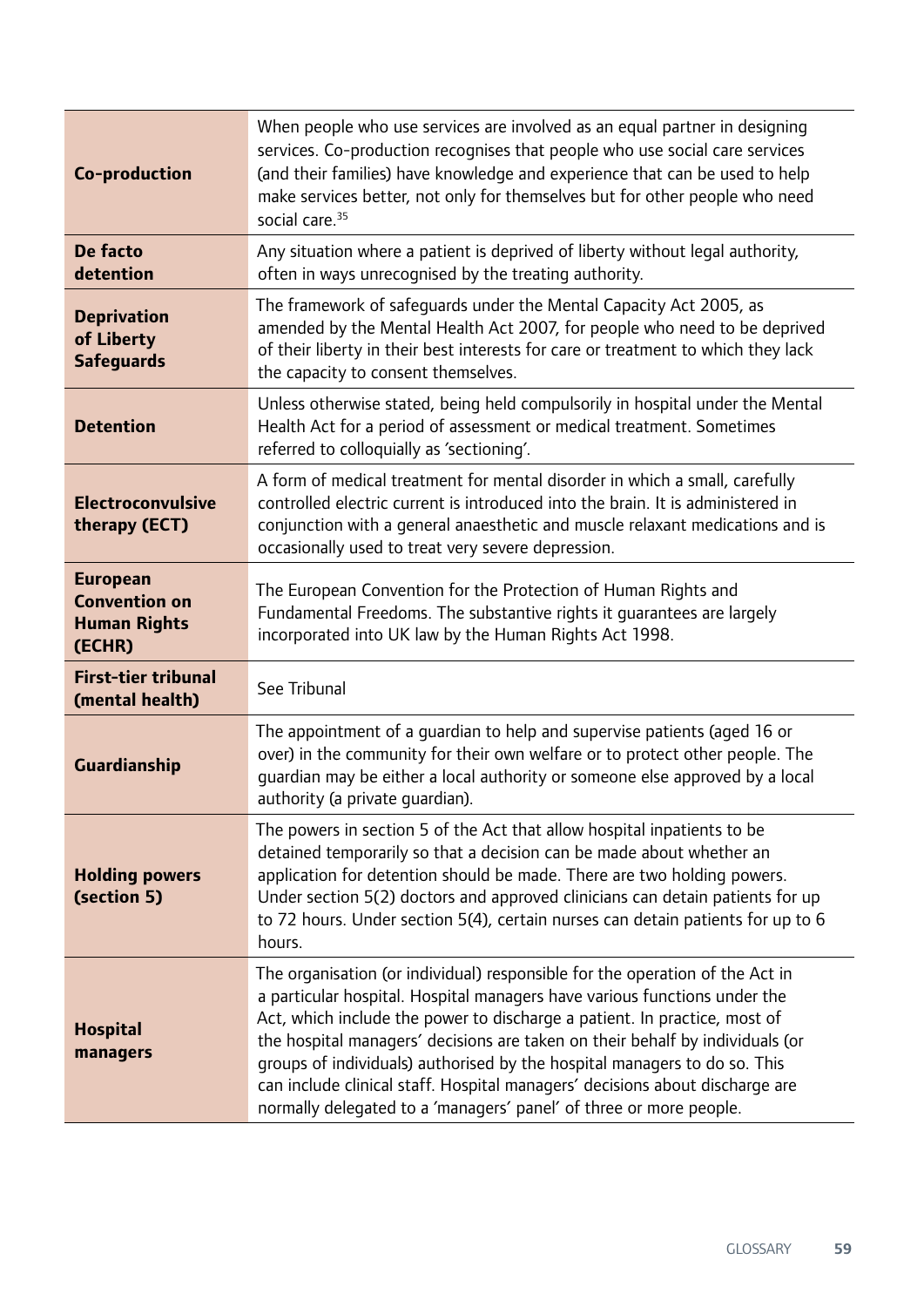| | |
|---|---|
| **Co-production** | When people who use services are involved as an equal partner in designing services. Co-production recognises that people who use social care services (and their families) have knowledge and experience that can be used to help make services better, not only for themselves but for other people who need social care.[35] |
| **De facto detention** | Any situation where a patient is deprived of liberty without legal authority, often in ways unrecognised by the treating authority. |
| **Deprivation of Liberty Safeguards** | The framework of safeguards under the Mental Capacity Act 2005, as amended by the Mental Health Act 2007, for people who need to be deprived of their liberty in their best interests for care or treatment to which they lack the capacity to consent themselves. |
| **Detention** | Unless otherwise stated, being held compulsorily in hospital under the Mental Health Act for a period of assessment or medical treatment. Sometimes referred to colloquially as 'sectioning'. |
| **Electroconvulsive therapy (ECT)** | A form of medical treatment for mental disorder in which a small, carefully controlled electric current is introduced into the brain. It is administered in conjunction with a general anaesthetic and muscle relaxant medications and is occasionally used to treat very severe depression. |
| **European Convention on Human Rights (ECHR)** | The European Convention for the Protection of Human Rights and Fundamental Freedoms. The substantive rights it guarantees are largely incorporated into UK law by the Human Rights Act 1998. |
| **First-tier tribunal (mental health)** | See Tribunal |
| **Guardianship** | The appointment of a guardian to help and supervise patients (aged 16 or over) in the community for their own welfare or to protect other people. The guardian may be either a local authority or someone else approved by a local authority (a private guardian). |
| **Holding powers (section 5)** | The powers in section 5 of the Act that allow hospital inpatients to be detained temporarily so that a decision can be made about whether an application for detention should be made. There are two holding powers. Under section 5(2) doctors and approved clinicians can detain patients for up to 72 hours. Under section 5(4), certain nurses can detain patients for up to 6 hours. |
| **Hospital managers** | The organisation (or individual) responsible for the operation of the Act in a particular hospital. Hospital managers have various functions under the Act, which include the power to discharge a patient. In practice, most of the hospital managers' decisions are taken on their behalf by individuals (or groups of individuals) authorised by the hospital managers to do so. This can include clinical staff. Hospital managers' decisions about discharge are normally delegated to a 'managers' panel' of three or more people. |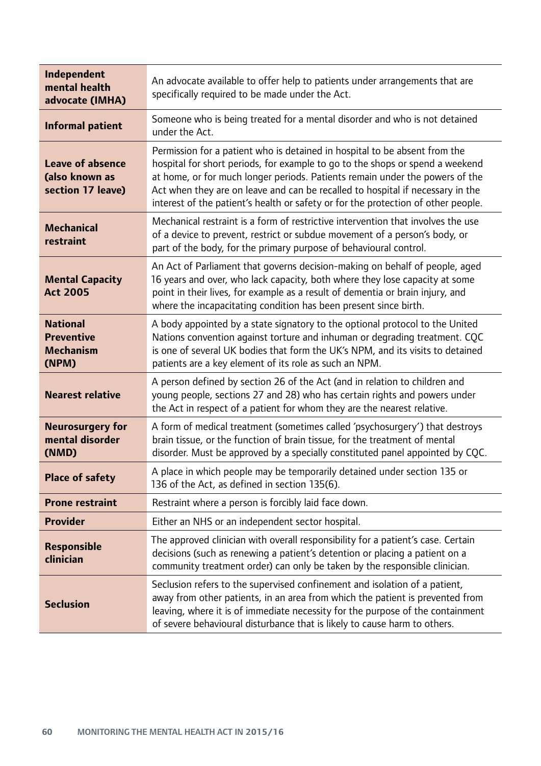| | |
|---|---|
| **Independent mental health advocate (IMHA)** | An advocate available to offer help to patients under arrangements that are specifically required to be made under the Act. |
| **Informal patient** | Someone who is being treated for a mental disorder and who is not detained under the Act. |
| **Leave of absence (also known as section 17 leave)** | Permission for a patient who is detained in hospital to be absent from the hospital for short periods, for example to go to the shops or spend a weekend at home, or for much longer periods. Patients remain under the powers of the Act when they are on leave and can be recalled to hospital if necessary in the interest of the patient's health or safety or for the protection of other people. |
| **Mechanical restraint** | Mechanical restraint is a form of restrictive intervention that involves the use of a device to prevent, restrict or subdue movement of a person's body, or part of the body, for the primary purpose of behavioural control. |
| **Mental Capacity Act 2005** | An Act of Parliament that governs decision-making on behalf of people, aged 16 years and over, who lack capacity, both where they lose capacity at some point in their lives, for example as a result of dementia or brain injury, and where the incapacitating condition has been present since birth. |
| **National Preventive Mechanism (NPM)** | A body appointed by a state signatory to the optional protocol to the United Nations convention against torture and inhuman or degrading treatment. CQC is one of several UK bodies that form the UK's NPM, and its visits to detained patients are a key element of its role as such an NPM. |
| **Nearest relative** | A person defined by section 26 of the Act (and in relation to children and young people, sections 27 and 28) who has certain rights and powers under the Act in respect of a patient for whom they are the nearest relative. |
| **Neurosurgery for mental disorder (NMD)** | A form of medical treatment (sometimes called 'psychosurgery') that destroys brain tissue, or the function of brain tissue, for the treatment of mental disorder. Must be approved by a specially constituted panel appointed by CQC. |
| **Place of safety** | A place in which people may be temporarily detained under section 135 or 136 of the Act, as defined in section 135(6). |
| **Prone restraint** | Restraint where a person is forcibly laid face down. |
| **Provider** | Either an NHS or an independent sector hospital. |
| **Responsible clinician** | The approved clinician with overall responsibility for a patient's case. Certain decisions (such as renewing a patient's detention or placing a patient on a community treatment order) can only be taken by the responsible clinician. |
| **Seclusion** | Seclusion refers to the supervised confinement and isolation of a patient, away from other patients, in an area from which the patient is prevented from leaving, where it is of immediate necessity for the purpose of the containment of severe behavioural disturbance that is likely to cause harm to others. |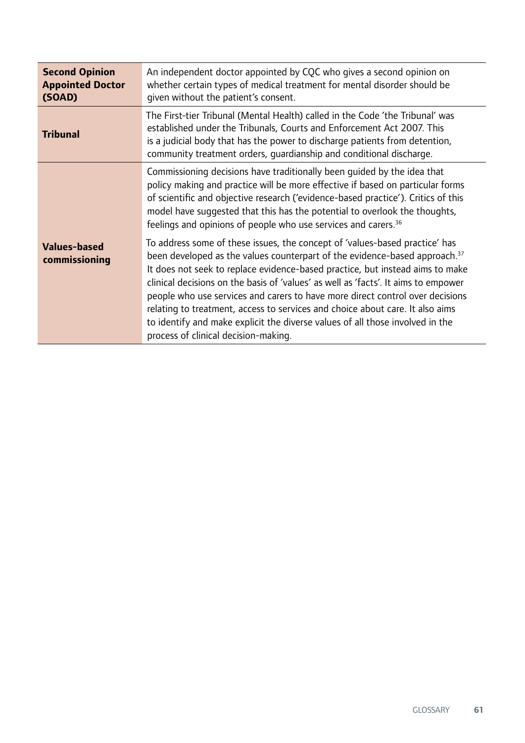| | |
|---|---|
| **Second Opinion Appointed Doctor (SOAD)** | An independent doctor appointed by CQC who gives a second opinion on whether certain types of medical treatment for mental disorder should be given without the patient's consent. |
| **Tribunal** | The First-tier Tribunal (Mental Health) called in the Code 'the Tribunal' was established under the Tribunals, Courts and Enforcement Act 2007. This is a judicial body that has the power to discharge patients from detention, community treatment orders, guardianship and conditional discharge. |
| **Values-based commissioning** | Commissioning decisions have traditionally been guided by the idea that policy making and practice will be more effective if based on particular forms of scientific and objective research ('evidence-based practice'). Critics of this model have suggested that this has the potential to overlook the thoughts, feelings and opinions of people who use services and carers.[36]<br><br>To address some of these issues, the concept of 'values-based practice' has been developed as the values counterpart of the evidence-based approach.[37] It does not seek to replace evidence-based practice, but instead aims to make clinical decisions on the basis of 'values' as well as 'facts'. It aims to empower people who use services and carers to have more direct control over decisions relating to treatment, access to services and choice about care. It also aims to identify and make explicit the diverse values of all those involved in the process of clinical decision-making. |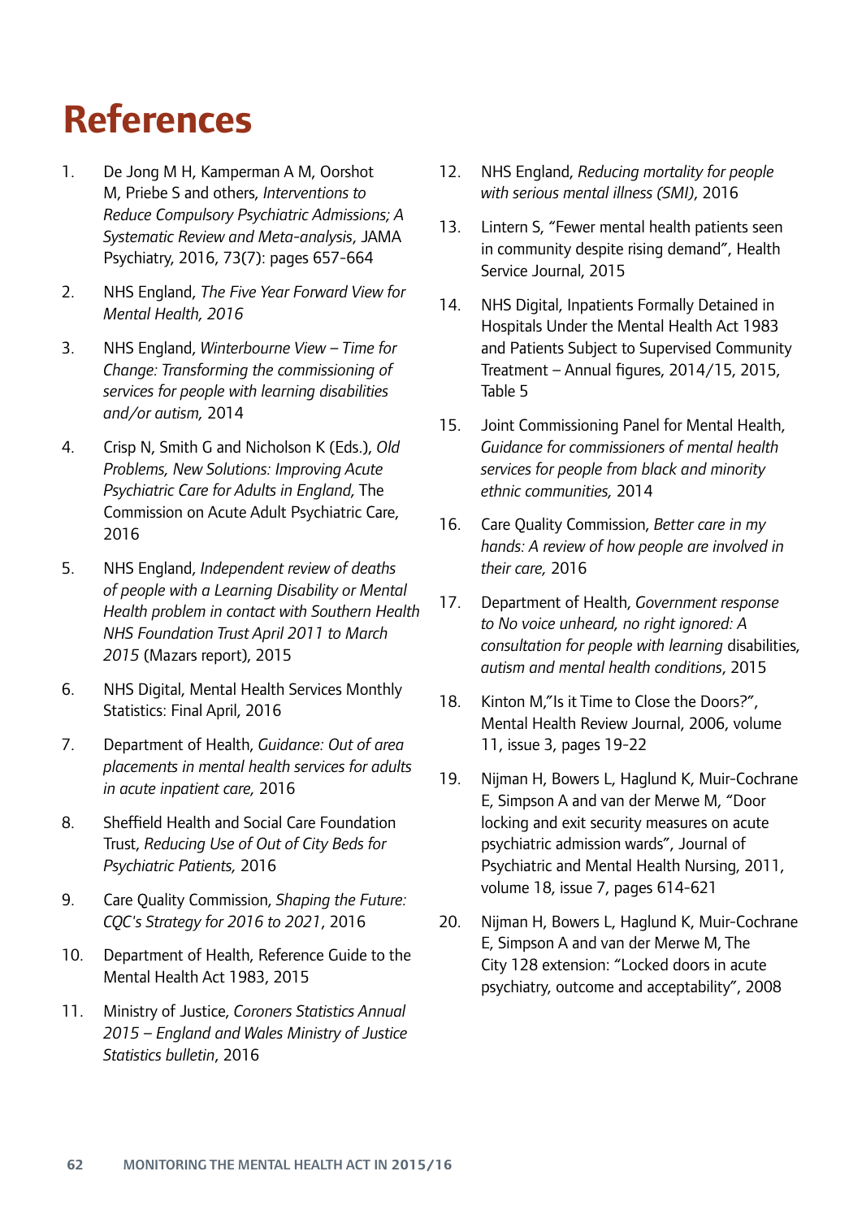# References

1. De Jong M H, Kamperman A M, Oorshot M, Priebe S and others, *Interventions to Reduce Compulsory Psychiatric Admissions; A Systematic Review and Meta-analysis*, JAMA Psychiatry, 2016, 73(7): pages 657-664

2. NHS England, *The Five Year Forward View for Mental Health, 2016*

3. NHS England, *Winterbourne View – Time for Change: Transforming the commissioning of services for people with learning disabilities and/or autism,* 2014

4. Crisp N, Smith G and Nicholson K (Eds.), *Old Problems, New Solutions: Improving Acute Psychiatric Care for Adults in England*, The Commission on Acute Adult Psychiatric Care, 2016

5. NHS England, *Independent review of deaths of people with a Learning Disability or Mental Health problem in contact with Southern Health NHS Foundation Trust April 2011 to March 2015* (Mazars report), 2015

6. NHS Digital, Mental Health Services Monthly Statistics: Final April, 2016

7. Department of Health, *Guidance: Out of area placements in mental health services for adults in acute inpatient care,* 2016

8. Sheffield Health and Social Care Foundation Trust, *Reducing Use of Out of City Beds for Psychiatric Patients,* 2016

9. Care Quality Commission, *Shaping the Future: CQC's Strategy for 2016 to 2021*, 2016

10. Department of Health, Reference Guide to the Mental Health Act 1983, 2015

11. Ministry of Justice, *Coroners Statistics Annual 2015 – England and Wales Ministry of Justice Statistics bulletin*, 2016

12. NHS England, *Reducing mortality for people with serious mental illness (SMI)*, 2016

13. Lintern S, "Fewer mental health patients seen in community despite rising demand", Health Service Journal, 2015

14. NHS Digital, Inpatients Formally Detained in Hospitals Under the Mental Health Act 1983 and Patients Subject to Supervised Community Treatment – Annual figures, 2014/15, 2015, Table 5

15. Joint Commissioning Panel for Mental Health, *Guidance for commissioners of mental health services for people from black and minority ethnic communities,* 2014

16. Care Quality Commission, *Better care in my hands: A review of how people are involved in their care,* 2016

17. Department of Health, *Government response to No voice unheard, no right ignored: A consultation for people with learning* disabilities, *autism and mental health conditions*, 2015

18. Kinton M,"Is it Time to Close the Doors?", Mental Health Review Journal, 2006, volume 11, issue 3, pages 19-22

19. Nijman H, Bowers L, Haglund K, Muir-Cochrane E, Simpson A and van der Merwe M, "Door locking and exit security measures on acute psychiatric admission wards", Journal of Psychiatric and Mental Health Nursing, 2011, volume 18, issue 7, pages 614-621

20. Nijman H, Bowers L, Haglund K, Muir-Cochrane E, Simpson A and van der Merwe M, The City 128 extension: "Locked doors in acute psychiatry, outcome and acceptability", 2008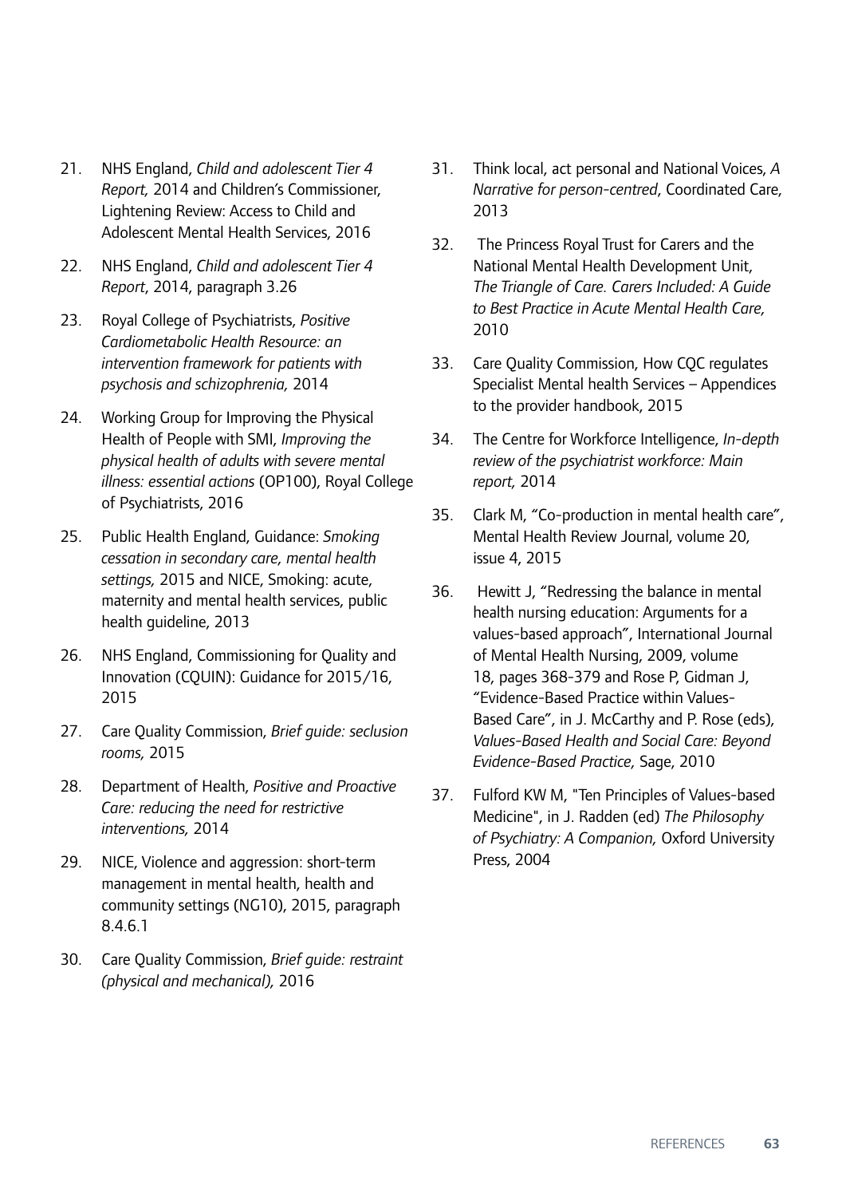21. NHS England, *Child and adolescent Tier 4 Report,* 2014 and Children's Commissioner, Lightening Review: Access to Child and Adolescent Mental Health Services, 2016

22. NHS England, *Child and adolescent Tier 4 Report*, 2014, paragraph 3.26

23. Royal College of Psychiatrists, *Positive Cardiometabolic Health Resource: an intervention framework for patients with psychosis and schizophrenia,* 2014

24. Working Group for Improving the Physical Health of People with SMI, *Improving the physical health of adults with severe mental illness: essential actions* (OP100), Royal College of Psychiatrists, 2016

25. Public Health England, Guidance: *Smoking cessation in secondary care, mental health settings,* 2015 and NICE, Smoking: acute, maternity and mental health services, public health guideline, 2013

26. NHS England, Commissioning for Quality and Innovation (CQUIN): Guidance for 2015/16, 2015

27. Care Quality Commission, *Brief guide: seclusion rooms,* 2015

28. Department of Health, *Positive and Proactive Care: reducing the need for restrictive interventions,* 2014

29. NICE, Violence and aggression: short-term management in mental health, health and community settings (NG10), 2015, paragraph 8.4.6.1

30. Care Quality Commission, *Brief guide: restraint (physical and mechanical),* 2016

31. Think local, act personal and National Voices, *A Narrative for person-centred*, Coordinated Care, 2013

32. The Princess Royal Trust for Carers and the National Mental Health Development Unit, *The Triangle of Care. Carers Included: A Guide to Best Practice in Acute Mental Health Care,* 2010

33. Care Quality Commission, How CQC regulates Specialist Mental health Services – Appendices to the provider handbook, 2015

34. The Centre for Workforce Intelligence, *In-depth review of the psychiatrist workforce: Main report,* 2014

35. Clark M, "Co-production in mental health care", Mental Health Review Journal, volume 20, issue 4, 2015

36. Hewitt J, "Redressing the balance in mental health nursing education: Arguments for a values-based approach", International Journal of Mental Health Nursing, 2009, volume 18, pages 368-379 and Rose P, Gidman J, "Evidence-Based Practice within Values-Based Care", in J. McCarthy and P. Rose (eds), *Values-Based Health and Social Care: Beyond Evidence-Based Practice,* Sage, 2010

37. Fulford KW M, "Ten Principles of Values-based Medicine", in J. Radden (ed) *The Philosophy of Psychiatry: A Companion,* Oxford University Press, 2004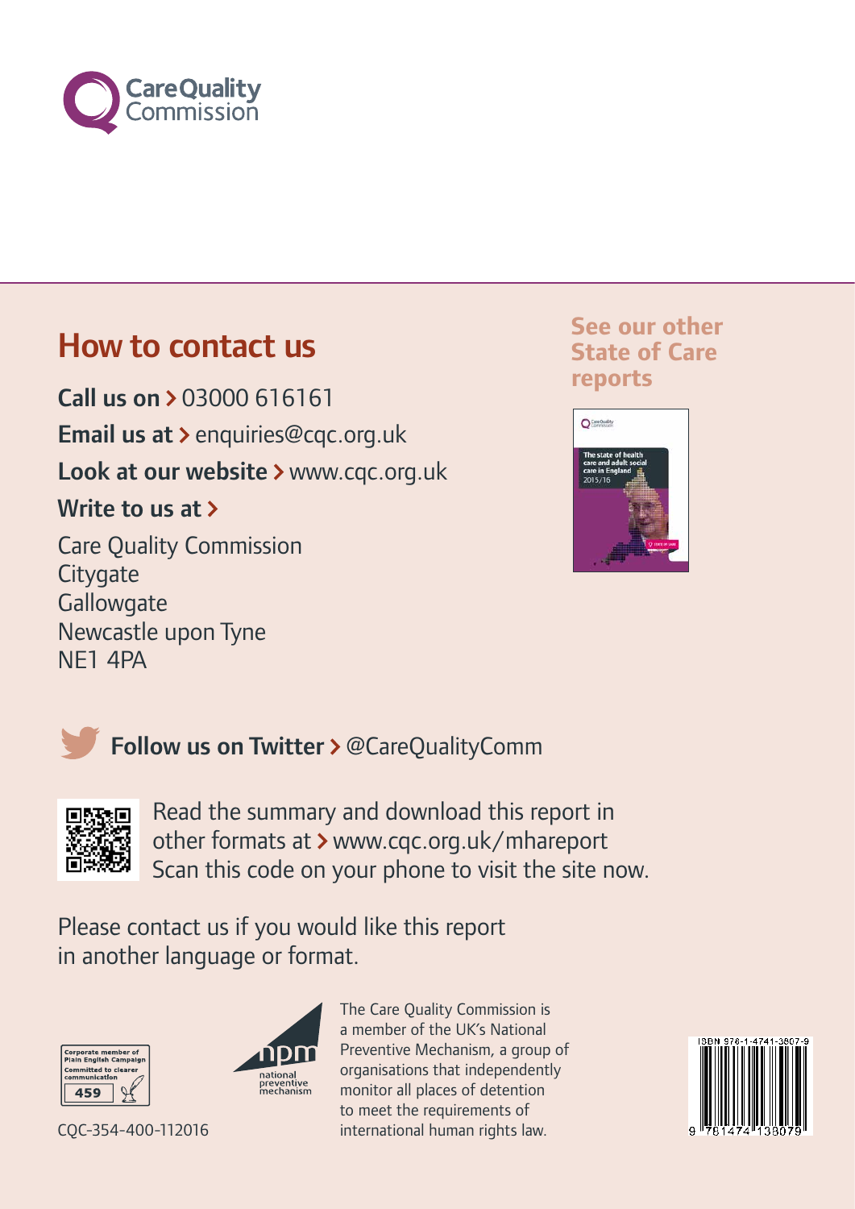Care Quality Commission

## How to contact us

**Call us on >** 03000 616161

**Email us at >** enquiries@cqc.org.uk

**Look at our website >** www.cqc.org.uk

**Write to us at >**

Care Quality Commission
Citygate
Gallowgate
Newcastle upon Tyne
NE1 4PA

**See our other State of Care reports**

The state of health care and adult social care in England 2015/16

**Follow us on Twitter >** @CareQualityComm

Read the summary and download this report in other formats at > www.cqc.org.uk/mhareport
Scan this code on your phone to visit the site now.

Please contact us if you would like this report in another language or format.

Corporate member of Plain English Campaign
Committed to clearer communication
459

national preventive mechanism

The Care Quality Commission is a member of the UK's National Preventive Mechanism, a group of organisations that independently monitor all places of detention to meet the requirements of international human rights law.

CQC-354-400-112016

ISBN 978-1-4741-3807-9